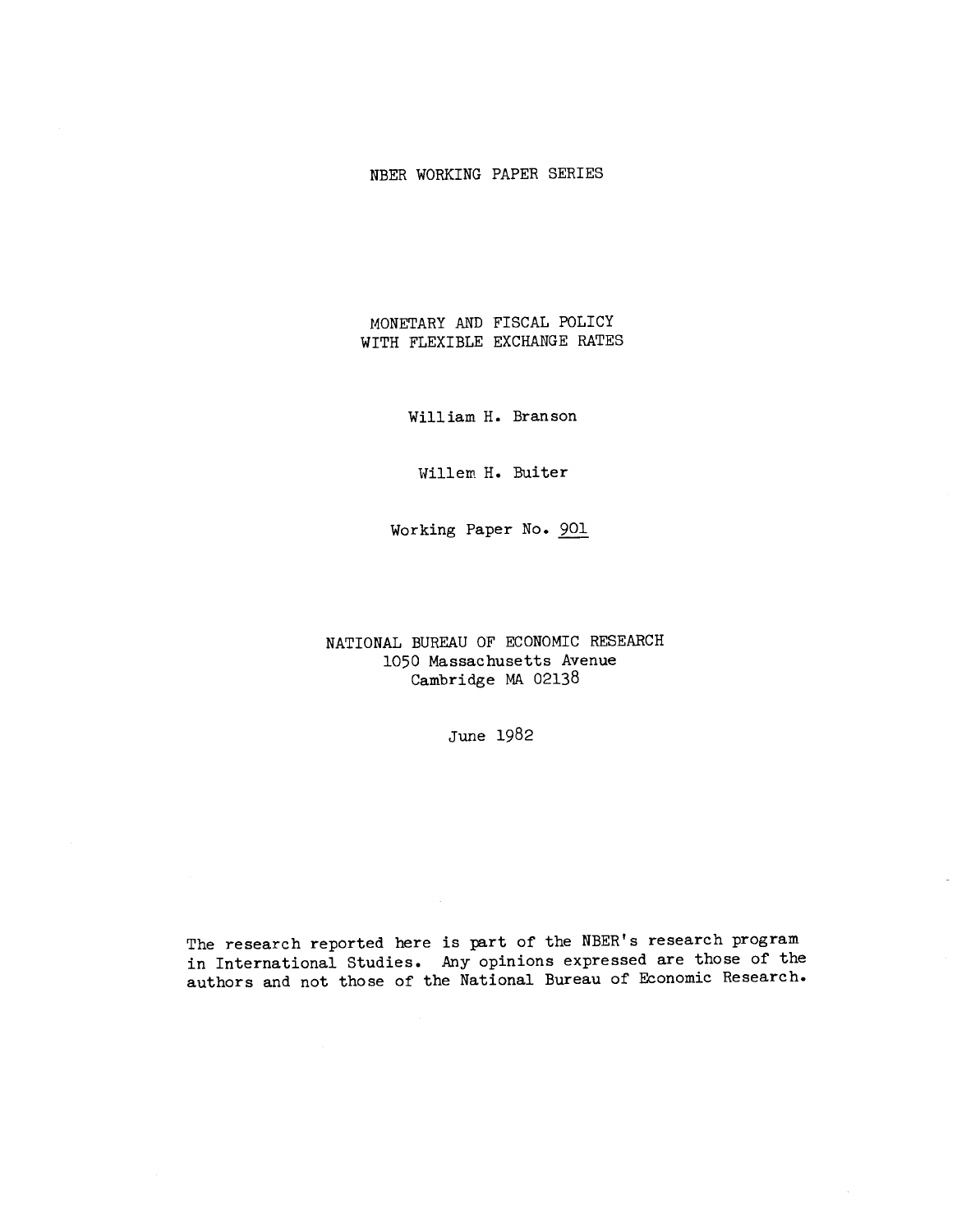NBER WORKING PAPER SERIES

# MONETARY AND FISCAL POLICY WITH FLEXIBLE EXCHANGE RATES

William H. Branson

Willem H. Buiter

Working Paper No. 901

NATIONAL BUREAU OF ECONOMIC RESEARCH
1050 Massachusetts Avenue
Cambridge MA 02138

June 1982

The research reported here is part of the NBER's research program in International Studies. Any opinions expressed are those of the authors and not those of the National Bureau of Economic Research.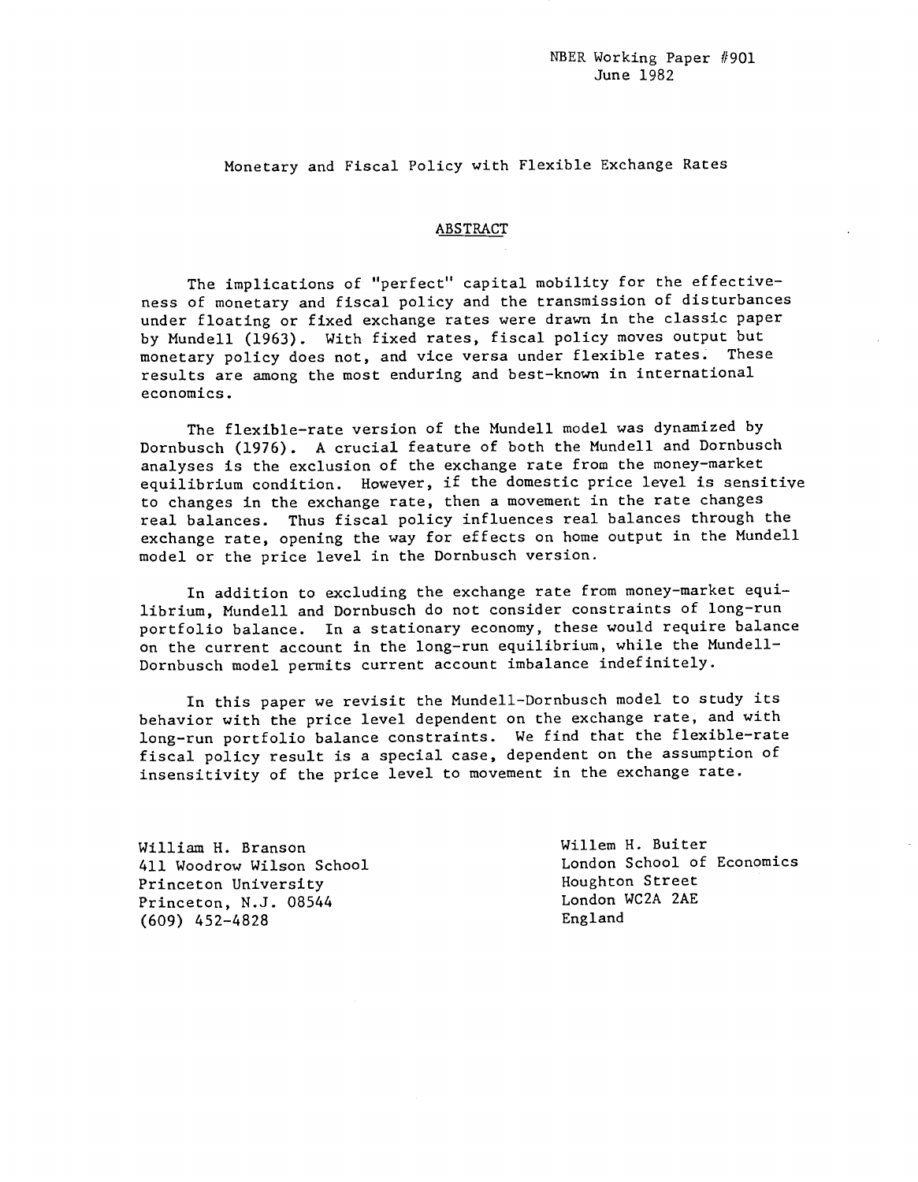NBER Working Paper #901
June 1982

Monetary and Fiscal Policy with Flexible Exchange Rates

## ABSTRACT

The implications of "perfect" capital mobility for the effectiveness of monetary and fiscal policy and the transmission of disturbances under floating or fixed exchange rates were drawn in the classic paper by Mundell (1963). With fixed rates, fiscal policy moves output but monetary policy does not, and vice versa under flexible rates. These results are among the most enduring and best-known in international economics.

The flexible-rate version of the Mundell model was dynamized by Dornbusch (1976). A crucial feature of both the Mundell and Dornbusch analyses is the exclusion of the exchange rate from the money-market equilibrium condition. However, if the domestic price level is sensitive to changes in the exchange rate, then a movement in the rate changes real balances. Thus fiscal policy influences real balances through the exchange rate, opening the way for effects on home output in the Mundell model or the price level in the Dornbusch version.

In addition to excluding the exchange rate from money-market equilibrium, Mundell and Dornbusch do not consider constraints of long-run portfolio balance. In a stationary economy, these would require balance on the current account in the long-run equilibrium, while the Mundell-Dornbusch model permits current account imbalance indefinitely.

In this paper we revisit the Mundell-Dornbusch model to study its behavior with the price level dependent on the exchange rate, and with long-run portfolio balance constraints. We find that the flexible-rate fiscal policy result is a special case, dependent on the assumption of insensitivity of the price level to movement in the exchange rate.

William H. Branson
411 Woodrow Wilson School
Princeton University
Princeton, N.J. 08544
(609) 452-4828

Willem H. Buiter
London School of Economics
Houghton Street
London WC2A 2AE
England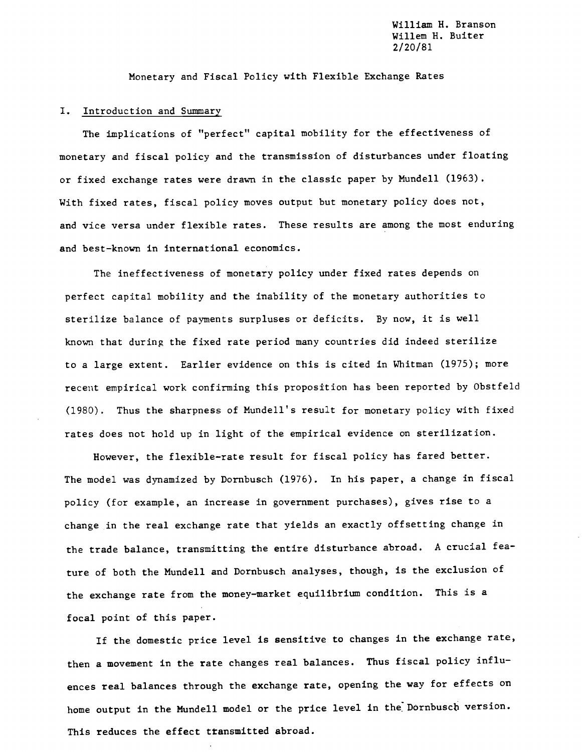William H. Branson
Willem H. Buiter
2/20/81

# Monetary and Fiscal Policy with Flexible Exchange Rates

## I. Introduction and Summary

The implications of "perfect" capital mobility for the effectiveness of monetary and fiscal policy and the transmission of disturbances under floating or fixed exchange rates were drawn in the classic paper by Mundell (1963). With fixed rates, fiscal policy moves output but monetary policy does not, and vice versa under flexible rates. These results are among the most enduring and best-known in international economics.

The ineffectiveness of monetary policy under fixed rates depends on perfect capital mobility and the inability of the monetary authorities to sterilize balance of payments surpluses or deficits. By now, it is well known that during the fixed rate period many countries did indeed sterilize to a large extent. Earlier evidence on this is cited in Whitman (1975); more recent empirical work confirming this proposition has been reported by Obstfeld (1980). Thus the sharpness of Mundell's result for monetary policy with fixed rates does not hold up in light of the empirical evidence on sterilization.

However, the flexible-rate result for fiscal policy has fared better. The model was dynamized by Dornbusch (1976). In his paper, a change in fiscal policy (for example, an increase in government purchases), gives rise to a change in the real exchange rate that yields an exactly offsetting change in the trade balance, transmitting the entire disturbance abroad. A crucial feature of both the Mundell and Dornbusch analyses, though, is the exclusion of the exchange rate from the money-market equilibrium condition. This is a focal point of this paper.

If the domestic price level is sensitive to changes in the exchange rate, then a movement in the rate changes real balances. Thus fiscal policy influences real balances through the exchange rate, opening the way for effects on home output in the Mundell model or the price level in the Dornbusch version. This reduces the effect transmitted abroad.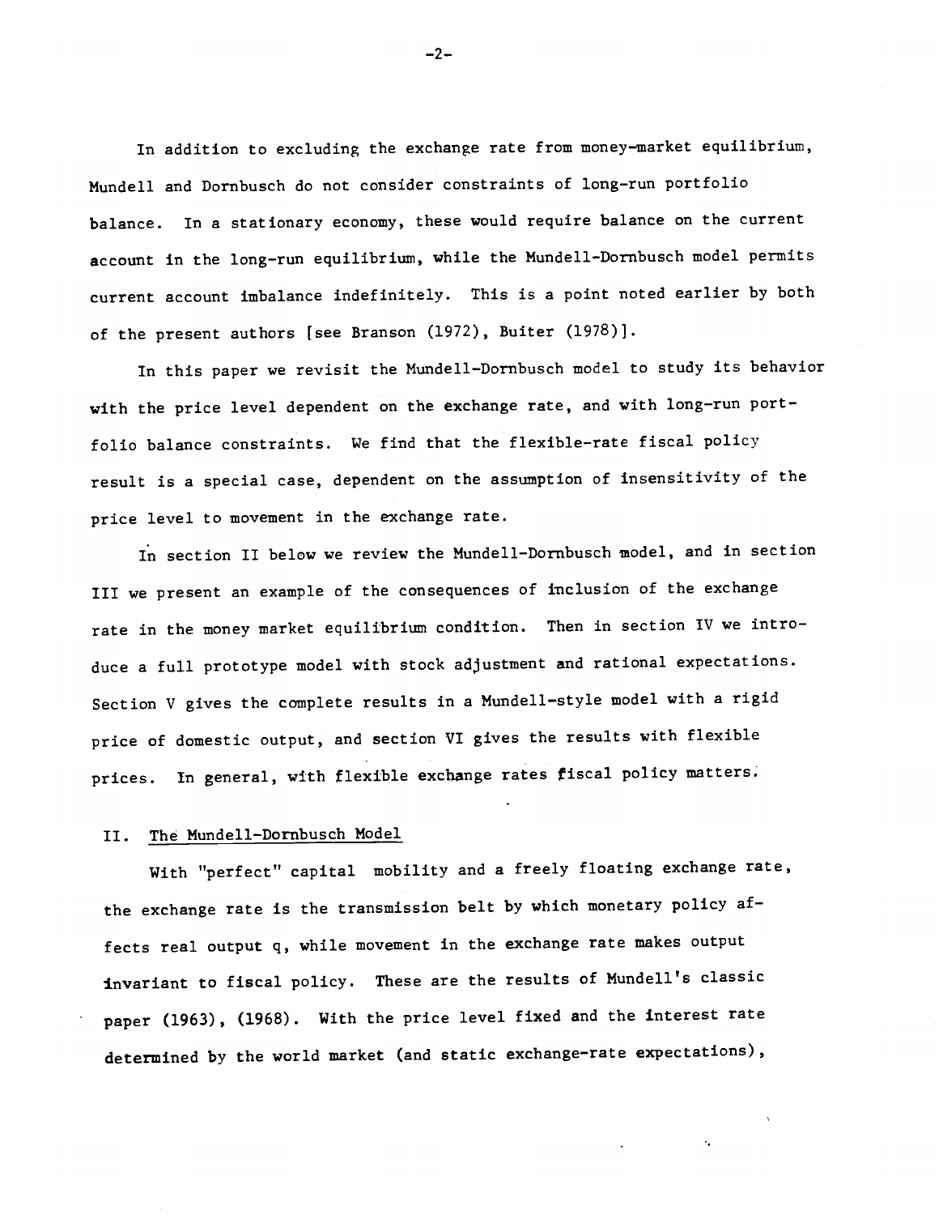In addition to excluding the exchange rate from money-market equilibrium, Mundell and Dornbusch do not consider constraints of long-run portfolio balance. In a stationary economy, these would require balance on the current account in the long-run equilibrium, while the Mundell-Dornbusch model permits current account imbalance indefinitely. This is a point noted earlier by both of the present authors [see Branson (1972), Buiter (1978)].

In this paper we revisit the Mundell-Dornbusch model to study its behavior with the price level dependent on the exchange rate, and with long-run portfolio balance constraints. We find that the flexible-rate fiscal policy result is a special case, dependent on the assumption of insensitivity of the price level to movement in the exchange rate.

In section II below we review the Mundell-Dornbusch model, and in section III we present an example of the consequences of inclusion of the exchange rate in the money market equilibrium condition. Then in section IV we introduce a full prototype model with stock adjustment and rational expectations. Section V gives the complete results in a Mundell-style model with a rigid price of domestic output, and section VI gives the results with flexible prices. In general, with flexible exchange rates fiscal policy matters.

## II. The Mundell-Dornbusch Model

With "perfect" capital mobility and a freely floating exchange rate, the exchange rate is the transmission belt by which monetary policy affects real output q, while movement in the exchange rate makes output invariant to fiscal policy. These are the results of Mundell's classic paper (1963), (1968). With the price level fixed and the interest rate determined by the world market (and static exchange-rate expectations),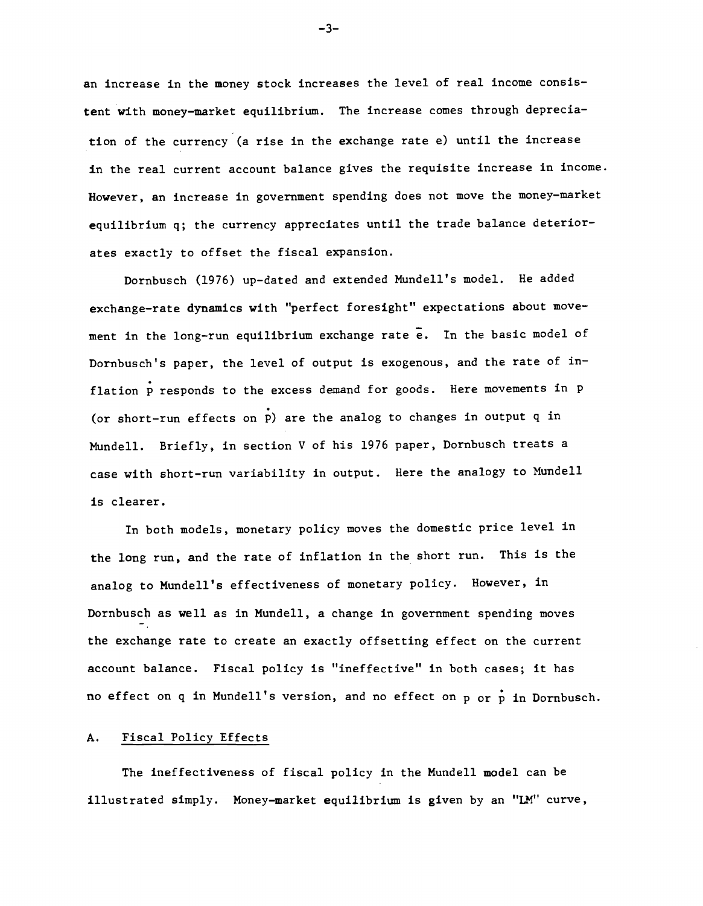an increase in the money stock increases the level of real income consistent with money-market equilibrium. The increase comes through depreciation of the currency (a rise in the exchange rate e) until the increase in the real current account balance gives the requisite increase in income. However, an increase in government spending does not move the money-market equilibrium q; the currency appreciates until the trade balance deteriorates exactly to offset the fiscal expansion.

Dornbusch (1976) up-dated and extended Mundell's model. He added exchange-rate dynamics with "perfect foresight" expectations about movement in the long-run equilibrium exchange rate $\bar{e}$. In the basic model of Dornbusch's paper, the level of output is exogenous, and the rate of inflation $\dot{p}$ responds to the excess demand for goods. Here movements in p (or short-run effects on $\dot{p}$) are the analog to changes in output q in Mundell. Briefly, in section V of his 1976 paper, Dornbusch treats a case with short-run variability in output. Here the analogy to Mundell is clearer.

In both models, monetary policy moves the domestic price level in the long run, and the rate of inflation in the short run. This is the analog to Mundell's effectiveness of monetary policy. However, in Dornbusch as well as in Mundell, a change in government spending moves the exchange rate to create an exactly offsetting effect on the current account balance. Fiscal policy is "ineffective" in both cases; it has no effect on q in Mundell's version, and no effect on p or $\dot{p}$ in Dornbusch.

## A. Fiscal Policy Effects

The ineffectiveness of fiscal policy in the Mundell model can be illustrated simply. Money-market equilibrium is given by an "LM" curve,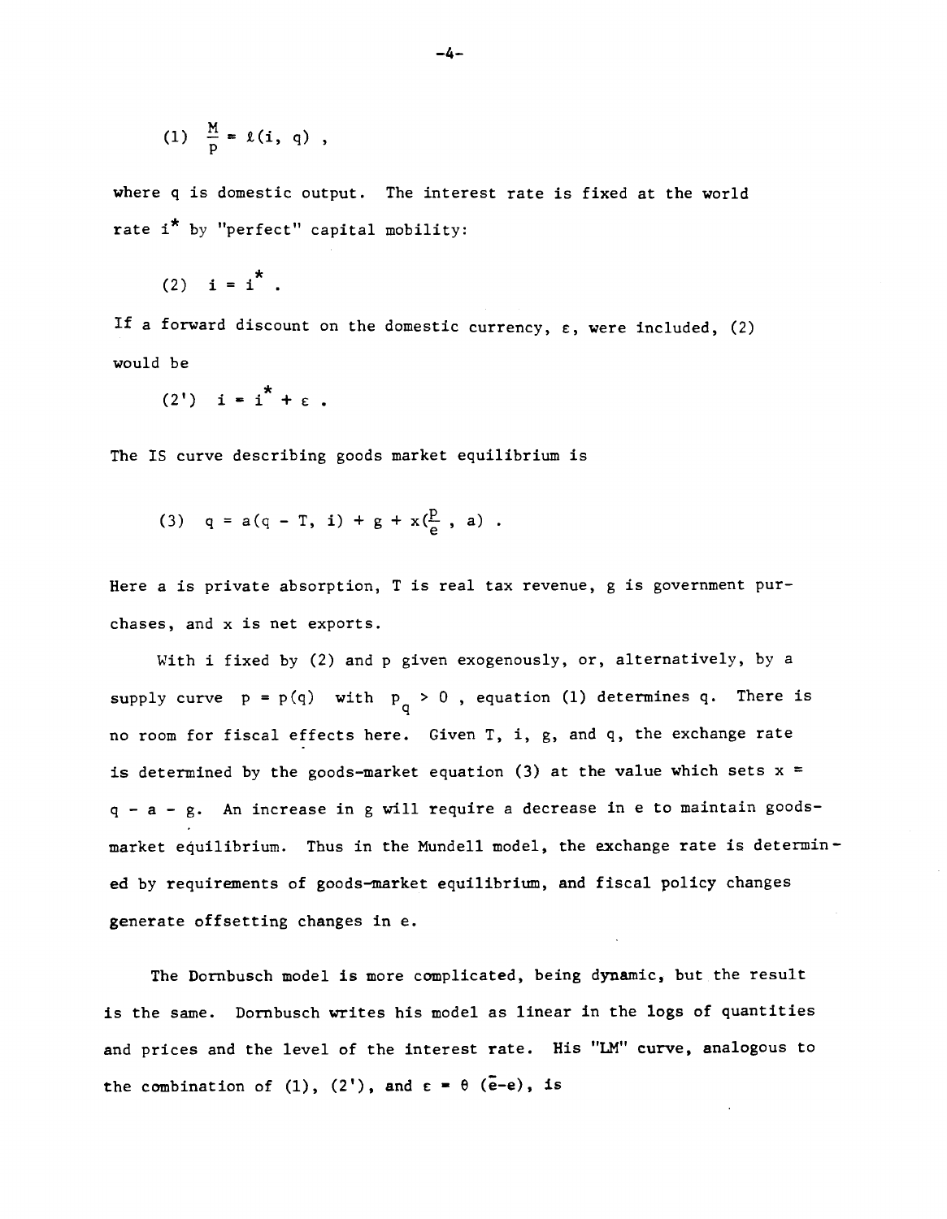$$(1) \quad \frac{M}{p} = \ell(i, q) ,$$

where $q$ is domestic output. The interest rate is fixed at the world rate $i^*$ by "perfect" capital mobility:

$$(2) \quad i = i^* .$$

If a forward discount on the domestic currency, $\varepsilon$, were included, (2) would be

$$(2') \quad i = i^* + \varepsilon .$$

The IS curve describing goods market equilibrium is

$$(3) \quad q = a(q - T, i) + g + x(\frac{p}{e}, a) .$$

Here $a$ is private absorption, $T$ is real tax revenue, $g$ is government purchases, and $x$ is net exports.

With $i$ fixed by (2) and $p$ given exogenously, or, alternatively, by a supply curve $p = p(q)$ with $p_q > 0$, equation (1) determines $q$. There is no room for fiscal effects here. Given $T$, $i$, $g$, and $q$, the exchange rate is determined by the goods-market equation (3) at the value which sets $x = q - a - g$. An increase in $g$ will require a decrease in $e$ to maintain goods-market equilibrium. Thus in the Mundell model, the exchange rate is determined by requirements of goods-market equilibrium, and fiscal policy changes generate offsetting changes in $e$.

The Dornbusch model is more complicated, being dynamic, but the result is the same. Dornbusch writes his model as linear in the logs of quantities and prices and the level of the interest rate. His "LM" curve, analogous to the combination of (1), (2'), and $\varepsilon = \theta(\bar{e} - e)$, is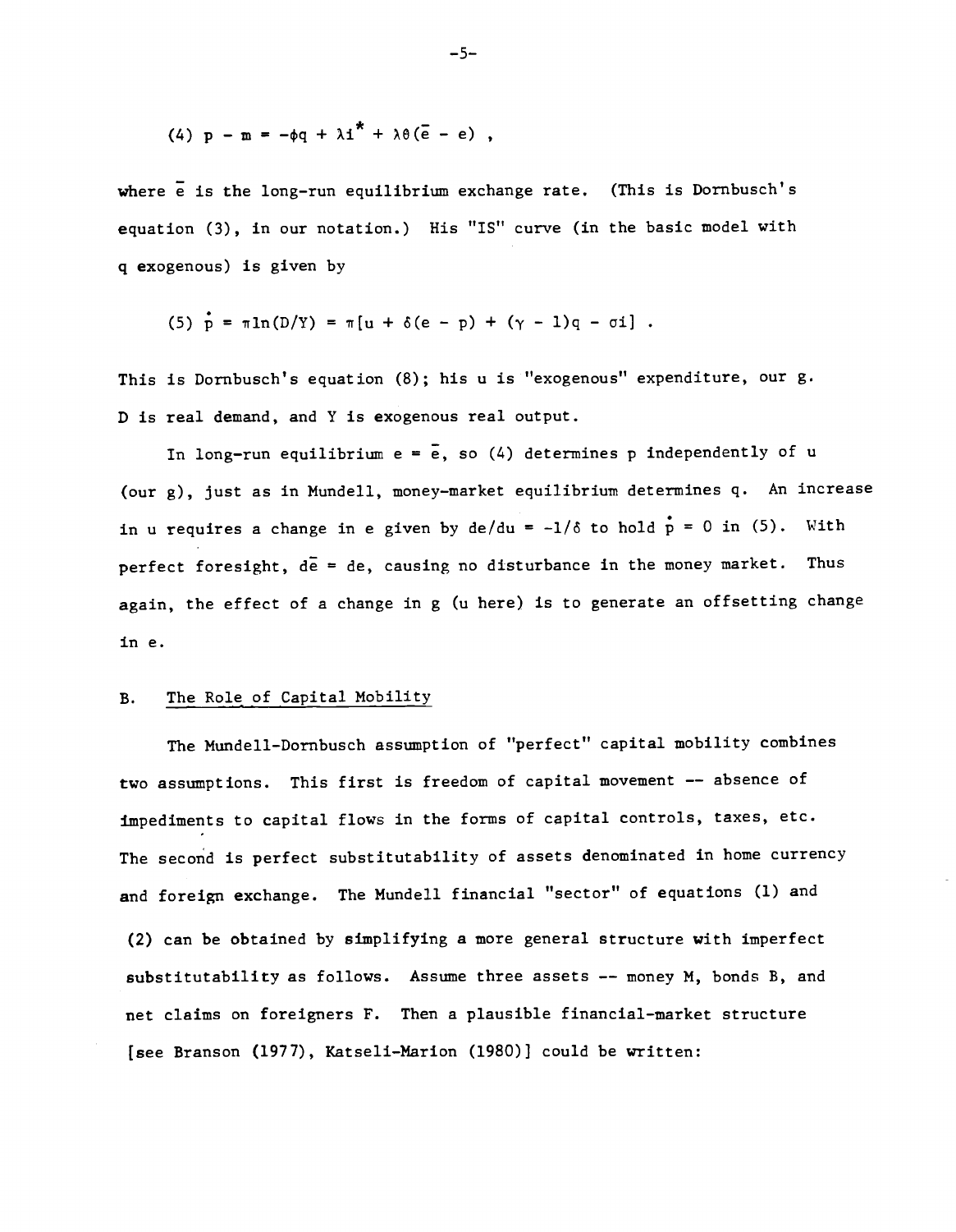$$(4)\ p - m = -\phi q + \lambda i^* + \lambda\theta(\bar{e} - e) ,$$

where $\bar{e}$ is the long-run equilibrium exchange rate. (This is Dornbusch's equation (3), in our notation.) His "IS" curve (in the basic model with q exogenous) is given by

$$(5)\ \dot{p} = \pi \ln(D/Y) = \pi[u + \delta(e - p) + (\gamma - 1)q - \sigma i] .$$

This is Dornbusch's equation (8); his u is "exogenous" expenditure, our g. D is real demand, and Y is exogenous real output.

In long-run equilibrium $e = \bar{e}$, so (4) determines p independently of u (our g), just as in Mundell, money-market equilibrium determines q. An increase in u requires a change in e given by $de/du = -1/\delta$ to hold $\dot{p} = 0$ in (5). With perfect foresight, $d\bar{e} = de$, causing no disturbance in the money market. Thus again, the effect of a change in g (u here) is to generate an offsetting change in e.

## B. The Role of Capital Mobility

The Mundell-Dornbusch assumption of "perfect" capital mobility combines two assumptions. This first is freedom of capital movement -- absence of impediments to capital flows in the forms of capital controls, taxes, etc. The second is perfect substitutability of assets denominated in home currency and foreign exchange. The Mundell financial "sector" of equations (1) and (2) can be obtained by simplifying a more general structure with imperfect substitutability as follows. Assume three assets -- money M, bonds B, and net claims on foreigners F. Then a plausible financial-market structure [see Branson (1977), Katseli-Marion (1980)] could be written: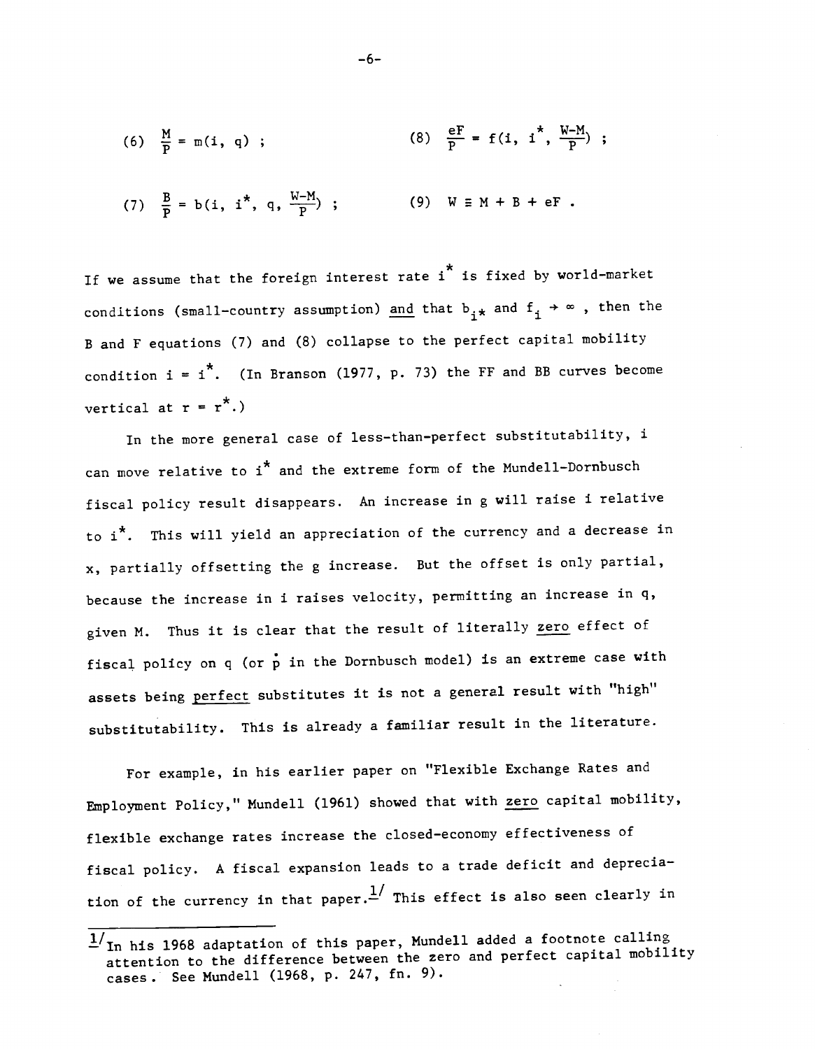$$(6) \quad \frac{M}{P} = m(i, q) ; \qquad (8) \quad \frac{eF}{P} = f(i, i^*, \frac{W-M}{P}) ;$$

$$(7) \quad \frac{B}{P} = b(i, i^*, q, \frac{W-M}{P}) ; \qquad (9) \quad W \equiv M + B + eF .$$

If we assume that the foreign interest rate $i^*$ is fixed by world-market conditions (small-country assumption) and that $b_{i^*}$ and $f_i \to \infty$ , then the B and F equations (7) and (8) collapse to the perfect capital mobility condition $i = i^*$. (In Branson (1977, p. 73) the FF and BB curves become vertical at $r = r^*$.)

In the more general case of less-than-perfect substitutability, i can move relative to $i^*$ and the extreme form of the Mundell-Dornbusch fiscal policy result disappears. An increase in g will raise i relative to $i^*$. This will yield an appreciation of the currency and a decrease in x, partially offsetting the g increase. But the offset is only partial, because the increase in i raises velocity, permitting an increase in q, given M. Thus it is clear that the result of literally zero effect of fiscal policy on q (or $\dot{p}$ in the Dornbusch model) is an extreme case with assets being perfect substitutes it is not a general result with "high" substitutability. This is already a familiar result in the literature.

For example, in his earlier paper on "Flexible Exchange Rates and Employment Policy," Mundell (1961) showed that with zero capital mobility, flexible exchange rates increase the closed-economy effectiveness of fiscal policy. A fiscal expansion leads to a trade deficit and depreciation of the currency in that paper.[1] This effect is also seen clearly in

---

[1] In his 1968 adaptation of this paper, Mundell added a footnote calling attention to the difference between the zero and perfect capital mobility cases. See Mundell (1968, p. 247, fn. 9).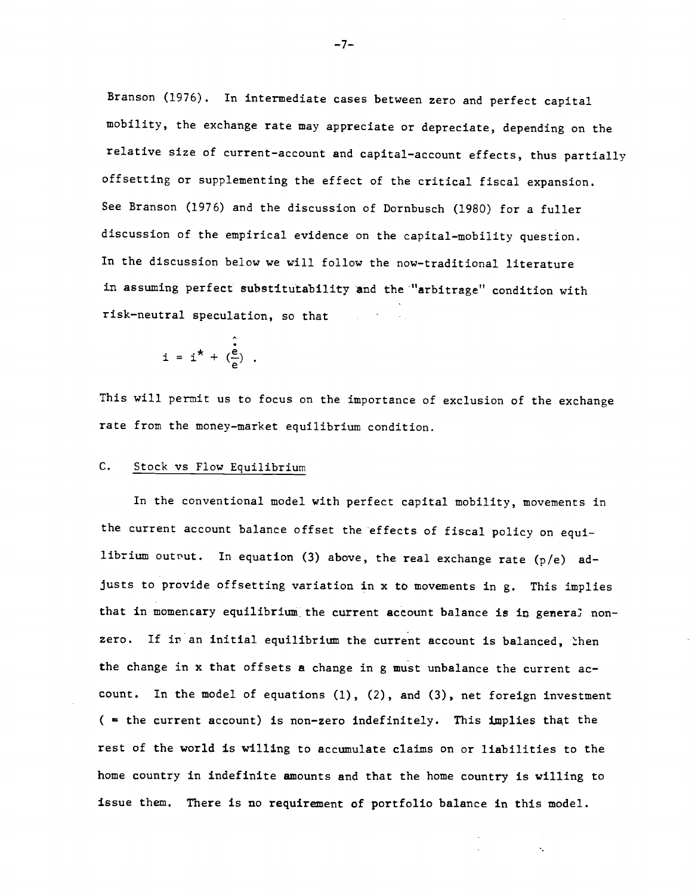Branson (1976). In intermediate cases between zero and perfect capital mobility, the exchange rate may appreciate or depreciate, depending on the relative size of current-account and capital-account effects, thus partially offsetting or supplementing the effect of the critical fiscal expansion. See Branson (1976) and the discussion of Dornbusch (1980) for a fuller discussion of the empirical evidence on the capital-mobility question. In the discussion below we will follow the now-traditional literature in assuming perfect substitutability and the "arbitrage" condition with risk-neutral speculation, so that

$$i = i^* + (\frac{\hat{\dot{e}}}{e}) .$$

This will permit us to focus on the importance of exclusion of the exchange rate from the money-market equilibrium condition.

## C. Stock vs Flow Equilibrium

In the conventional model with perfect capital mobility, movements in the current account balance offset the effects of fiscal policy on equilibrium output. In equation (3) above, the real exchange rate $(p/e)$ adjusts to provide offsetting variation in $x$ to movements in $g$. This implies that in momentary equilibrium the current account balance is in general non-zero. If in an initial equilibrium the current account is balanced, then the change in $x$ that offsets a change in $g$ must unbalance the current account. In the model of equations (1), (2), and (3), net foreign investment ( = the current account) is non-zero indefinitely. This implies that the rest of the world is willing to accumulate claims on or liabilities to the home country in indefinite amounts and that the home country is willing to issue them. There is no requirement of portfolio balance in this model.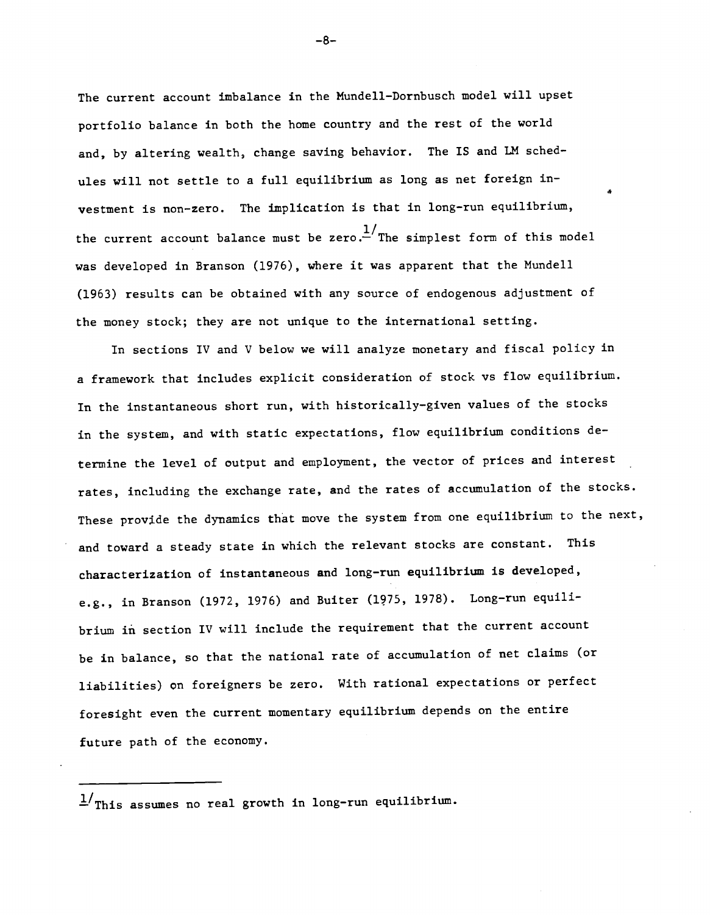The current account imbalance in the Mundell-Dornbusch model will upset portfolio balance in both the home country and the rest of the world and, by altering wealth, change saving behavior. The IS and LM schedules will not settle to a full equilibrium as long as net foreign investment is non-zero. The implication is that in long-run equilibrium, the current account balance must be zero.[1] The simplest form of this model was developed in Branson (1976), where it was apparent that the Mundell (1963) results can be obtained with any source of endogenous adjustment of the money stock; they are not unique to the international setting.

In sections IV and V below we will analyze monetary and fiscal policy in a framework that includes explicit consideration of stock vs flow equilibrium. In the instantaneous short run, with historically-given values of the stocks in the system, and with static expectations, flow equilibrium conditions determine the level of output and employment, the vector of prices and interest rates, including the exchange rate, and the rates of accumulation of the stocks. These provide the dynamics that move the system from one equilibrium to the next, and toward a steady state in which the relevant stocks are constant. This characterization of instantaneous and long-run equilibrium is developed, e.g., in Branson (1972, 1976) and Buiter (1975, 1978). Long-run equilibrium in section IV will include the requirement that the current account be in balance, so that the national rate of accumulation of net claims (or liabilities) on foreigners be zero. With rational expectations or perfect foresight even the current momentary equilibrium depends on the entire future path of the economy.

---

[1] This assumes no real growth in long-run equilibrium.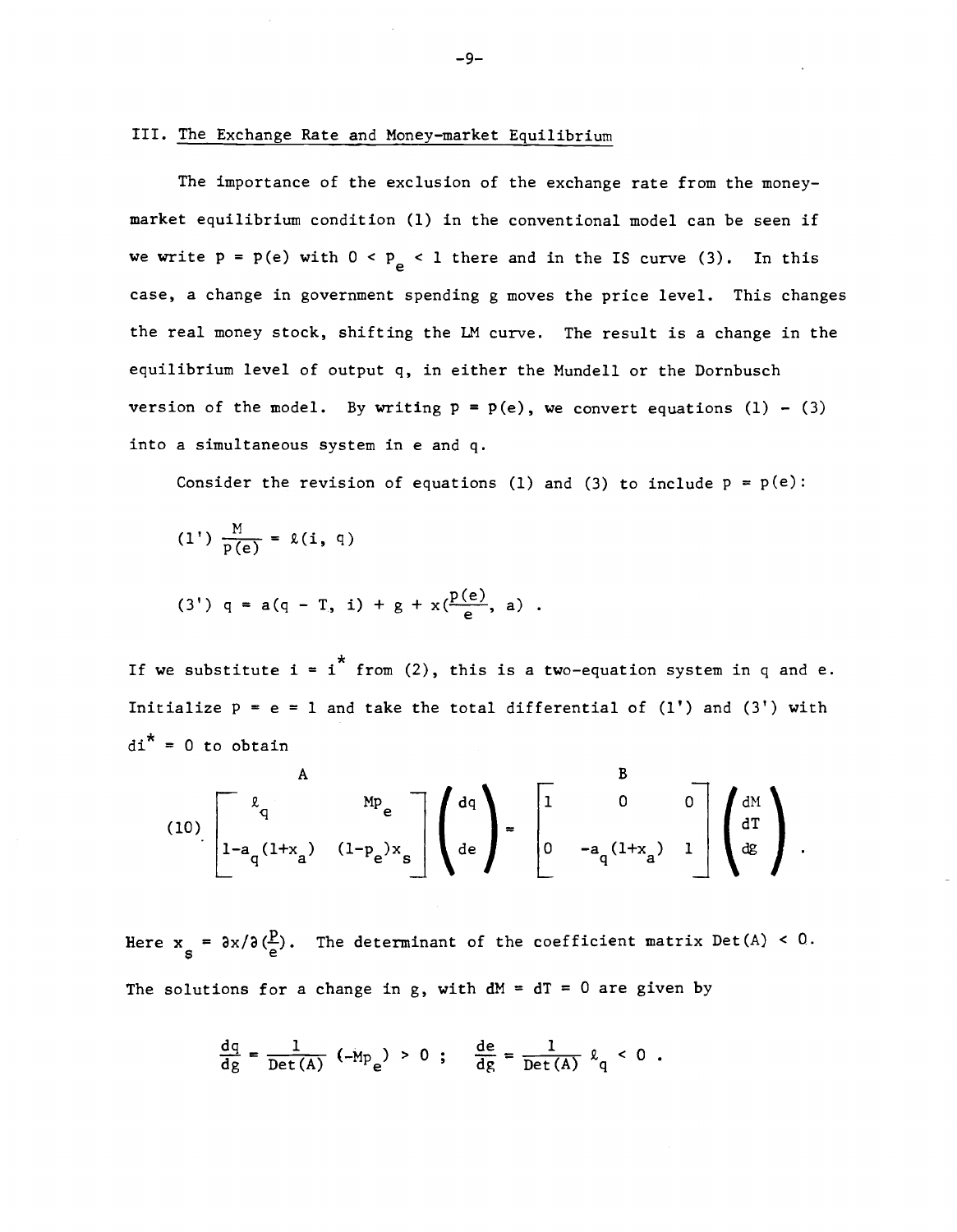## III. The Exchange Rate and Money-market Equilibrium

The importance of the exclusion of the exchange rate from the money-market equilibrium condition (1) in the conventional model can be seen if we write $p = p(e)$ with $0 < p_e < 1$ there and in the IS curve (3). In this case, a change in government spending g moves the price level. This changes the real money stock, shifting the LM curve. The result is a change in the equilibrium level of output q, in either the Mundell or the Dornbusch version of the model. By writing $p = p(e)$, we convert equations (1) - (3) into a simultaneous system in e and q.

Consider the revision of equations (1) and (3) to include $p = p(e)$:

$$(1') \quad \frac{M}{p(e)} = \ell(i, q)$$

$$(3') \quad q = a(q - T, i) + g + x(\frac{p(e)}{e}, a) .$$

If we substitute $i = i^*$ from (2), this is a two-equation system in q and e. Initialize $p = e = 1$ and take the total differential of (1') and (3') with $di^* = 0$ to obtain

$$(10) \quad \overset{A}{\begin{bmatrix} \ell_q & Mp_e \\ 1-a_q(1+x_a) & (1-p_e)x_s \end{bmatrix}} \begin{pmatrix} dq \\ de \end{pmatrix} = \overset{B}{\begin{bmatrix} 1 & 0 & 0 \\ 0 & -a_q(1+x_a) & 1 \end{bmatrix}} \begin{pmatrix} dM \\ dT \\ dg \end{pmatrix} .$$

Here $x_s = \partial x / \partial (\frac{p}{e})$. The determinant of the coefficient matrix $\text{Det}(A) < 0$. The solutions for a change in g, with $dM = dT = 0$ are given by

$$\frac{dq}{dg} = \frac{1}{\text{Det}(A)} (-Mp_e) > 0 \; ; \quad \frac{de}{dg} = \frac{1}{\text{Det}(A)} \ell_q < 0 .$$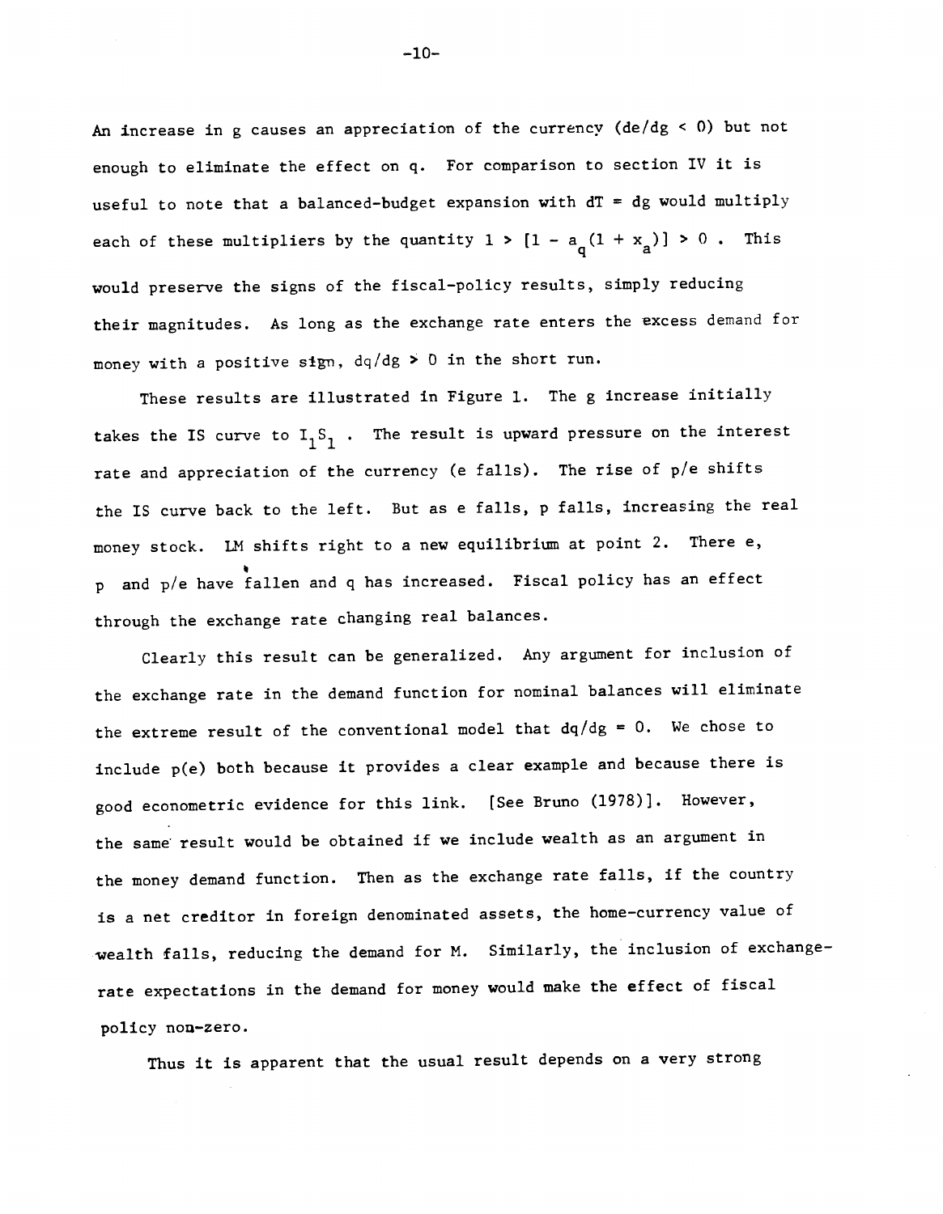An increase in g causes an appreciation of the currency ($de/dg < 0$) but not enough to eliminate the effect on q. For comparison to section IV it is useful to note that a balanced-budget expansion with $dT = dg$ would multiply each of these multipliers by the quantity $1 > [1 - a_q(1 + x_a)] > 0$. This would preserve the signs of the fiscal-policy results, simply reducing their magnitudes. As long as the exchange rate enters the excess demand for money with a positive sign, $dq/dg > 0$ in the short run.

These results are illustrated in Figure 1. The g increase initially takes the IS curve to $I_1S_1$. The result is upward pressure on the interest rate and appreciation of the currency (e falls). The rise of p/e shifts the IS curve back to the left. But as e falls, p falls, increasing the real money stock. LM shifts right to a new equilibrium at point 2. There e, p and p/e have fallen and q has increased. Fiscal policy has an effect through the exchange rate changing real balances.

Clearly this result can be generalized. Any argument for inclusion of the exchange rate in the demand function for nominal balances will eliminate the extreme result of the conventional model that $dq/dg = 0$. We chose to include p(e) both because it provides a clear example and because there is good econometric evidence for this link. [See Bruno (1978)]. However, the same result would be obtained if we include wealth as an argument in the money demand function. Then as the exchange rate falls, if the country is a net creditor in foreign denominated assets, the home-currency value of wealth falls, reducing the demand for M. Similarly, the inclusion of exchange-rate expectations in the demand for money would make the effect of fiscal policy non-zero.

Thus it is apparent that the usual result depends on a very strong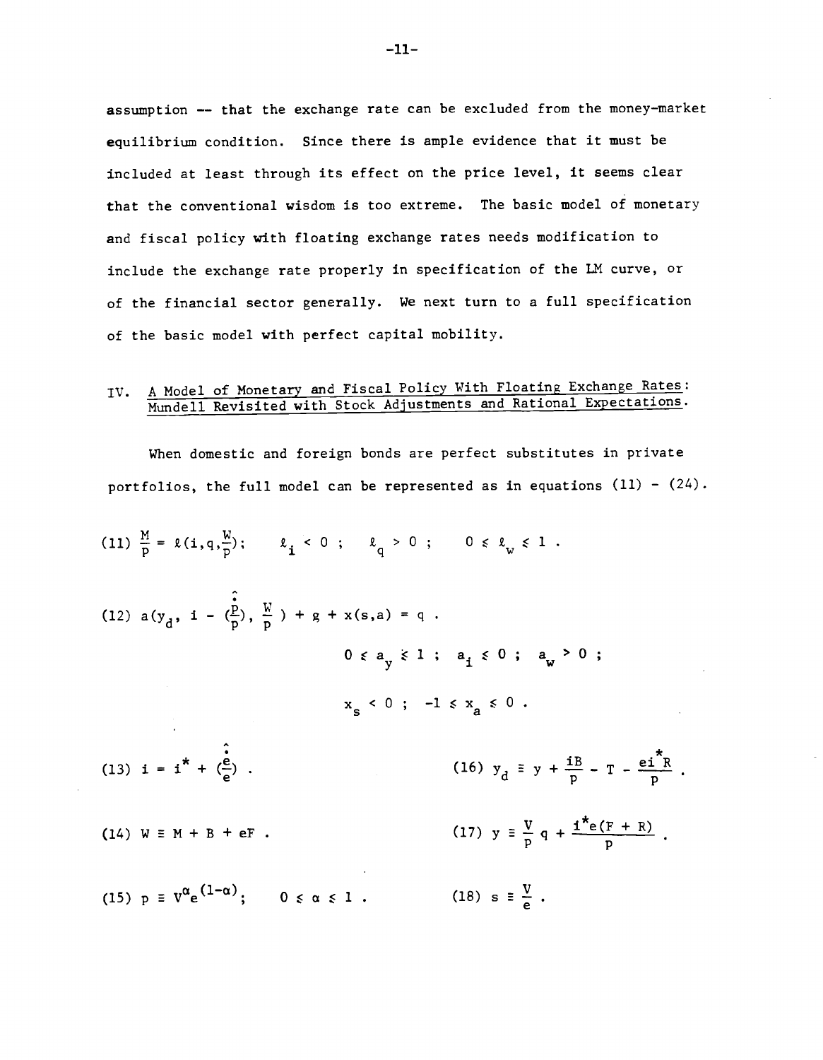assumption -- that the exchange rate can be excluded from the money-market equilibrium condition. Since there is ample evidence that it must be included at least through its effect on the price level, it seems clear that the conventional wisdom is too extreme. The basic model of monetary and fiscal policy with floating exchange rates needs modification to include the exchange rate properly in specification of the LM curve, or of the financial sector generally. We next turn to a full specification of the basic model with perfect capital mobility.

## IV. A Model of Monetary and Fiscal Policy With Floating Exchange Rates: Mundell Revisited with Stock Adjustments and Rational Expectations.

When domestic and foreign bonds are perfect substitutes in private portfolios, the full model can be represented as in equations (11) - (24).

$$(11)\quad \frac{M}{p} = \ell(i, q, \frac{W}{p}); \qquad \ell_i < 0 \; ; \qquad \ell_q > 0 \; ; \qquad 0 \leq \ell_w \leq 1 \; .$$

$$(12)\quad a(y_d,\ i - (\frac{\hat{\dot{p}}}{p}),\ \frac{W}{p}) + g + x(s,a) = q \; .$$

$$0 \leq a_y \lessgtr 1 \; ; \quad a_i \leq 0 \; ; \quad a_w > 0 \; ;$$

$$x_s < 0 \; ; \quad -1 \leq x_a \leq 0 \; .$$

$$(13)\quad i = i^* + (\frac{\hat{\dot{e}}}{e}) \; .$$

$$(14)\quad W \equiv M + B + eF \; .$$

$$(15)\quad p \equiv V^{\alpha} e^{(1-\alpha)}; \qquad 0 \leq \alpha \leq 1 \; .$$

$$(16)\quad y_d \equiv y + \frac{iB}{p} - T - \frac{ei^*R}{p} \; .$$

$$(17)\quad y \equiv \frac{V}{p} q + \frac{i^* e(F + R)}{p} \; .$$

$$(18)\quad s \equiv \frac{V}{e} \; .$$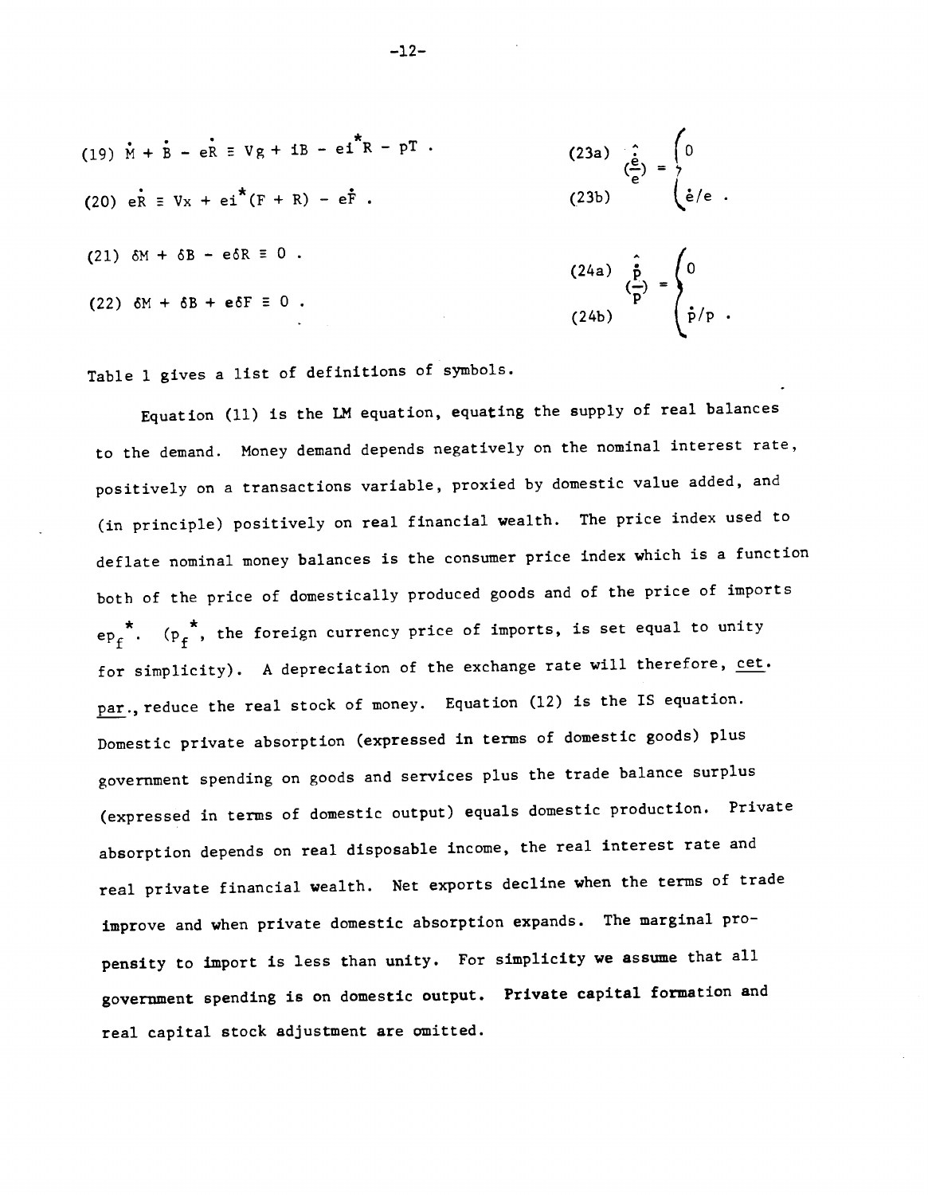$$(19)\ \dot{M} + \dot{B} - e\dot{R} \equiv Vg + iB - ei^{*}R - pT .$$

$$(20)\ e\dot{R} \equiv Vx + ei^{*}(F + R) - e\dot{F} .$$

$$(21)\ \delta M + \delta B - e\delta R \equiv 0 .$$

$$(22)\ \delta M + \delta B + e\delta F \equiv 0 .$$

$$\begin{matrix}(23a) \\ (23b)\end{matrix} \quad \hat{\left(\frac{\dot{e}}{e}\right)} = \begin{cases} 0 \\ \dot{e}/e . \end{cases}$$

$$\begin{matrix}(24a) \\ (24b)\end{matrix} \quad \hat{\left(\frac{\dot{p}}{p}\right)} = \begin{cases} 0 \\ \dot{p}/p . \end{cases}$$

Table 1 gives a list of definitions of symbols.

Equation (11) is the LM equation, equating the supply of real balances to the demand. Money demand depends negatively on the nominal interest rate, positively on a transactions variable, proxied by domestic value added, and (in principle) positively on real financial wealth. The price index used to deflate nominal money balances is the consumer price index which is a function both of the price of domestically produced goods and of the price of imports $ep_f^{*}$. ($p_f^{*}$, the foreign currency price of imports, is set equal to unity for simplicity). A depreciation of the exchange rate will therefore, *cet. par.*, reduce the real stock of money. Equation (12) is the IS equation. Domestic private absorption (expressed in terms of domestic goods) plus government spending on goods and services plus the trade balance surplus (expressed in terms of domestic output) equals domestic production. Private absorption depends on real disposable income, the real interest rate and real private financial wealth. Net exports decline when the terms of trade improve and when private domestic absorption expands. The marginal propensity to import is less than unity. For simplicity we assume that all government spending is on domestic output. Private capital formation and real capital stock adjustment are omitted.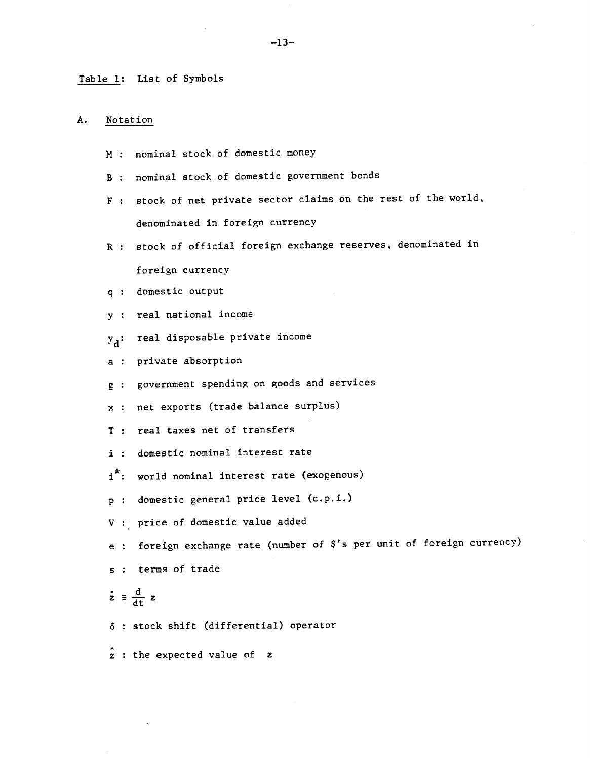Table 1: List of Symbols

A. Notation

$M$ : nominal stock of domestic money

$B$ : nominal stock of domestic government bonds

$F$ : stock of net private sector claims on the rest of the world, denominated in foreign currency

$R$ : stock of official foreign exchange reserves, denominated in foreign currency

$q$ : domestic output

$y$ : real national income

$y_d$: real disposable private income

$a$ : private absorption

$g$ : government spending on goods and services

$x$ : net exports (trade balance surplus)

$T$ : real taxes net of transfers

$i$ : domestic nominal interest rate

$i^*$: world nominal interest rate (exogenous)

$p$ : domestic general price level (c.p.i.)

$V$ : price of domestic value added

$e$ : foreign exchange rate (number of \$'s per unit of foreign currency)

$s$ : terms of trade

$\dot{z} \equiv \frac{d}{dt} z$

$\delta$ : stock shift (differential) operator

$\hat{z}$ : the expected value of $z$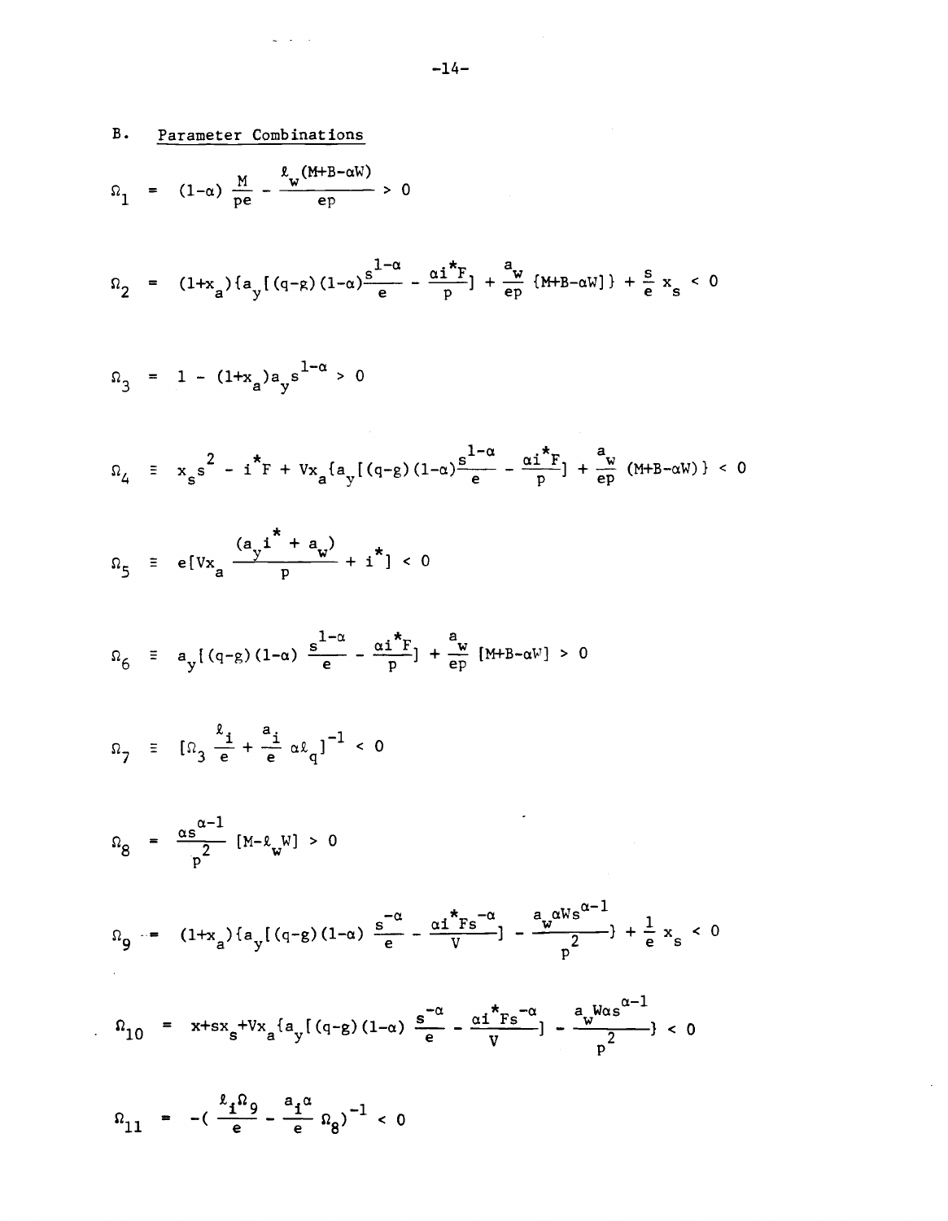## B. Parameter Combinations

$$\Omega_1 = (1-\alpha)\,\frac{M}{pe} - \frac{\ell_w(M+B-\alpha W)}{ep} > 0$$

$$\Omega_2 = (1+x_a)\{a_y[(q-g)(1-\alpha)\frac{s^{1-\alpha}}{e} - \frac{\alpha i^* F}{p}] + \frac{a_w}{ep}\{M+B-\alpha W]\} + \frac{s}{e}\,x_s < 0$$

$$\Omega_3 = 1 - (1+x_a)a_y s^{1-\alpha} > 0$$

$$\Omega_4 \equiv x_s s^2 - i^* F + Vx_a\{a_y[(q-g)(1-\alpha)\frac{s^{1-\alpha}}{e} - \frac{\alpha i^* F}{p}] + \frac{a_w}{ep}\,(M+B-\alpha W)\} < 0$$

$$\Omega_5 \equiv e[Vx_a\,\frac{(a_y i^* + a_w)}{p} + i^*] < 0$$

$$\Omega_6 \equiv a_y[(q-g)(1-\alpha)\,\frac{s^{1-\alpha}}{e} - \frac{\alpha i^* F}{p}] + \frac{a_w}{ep}\,[M+B-\alpha W] > 0$$

$$\Omega_7 \equiv [\Omega_3\,\frac{\ell_i}{e} + \frac{a_i}{e}\,\alpha\ell_q]^{-1} < 0$$

$$\Omega_8 = \frac{\alpha s^{\alpha-1}}{p^2}\,[M-\ell_w W] > 0$$

$$\Omega_9 = (1+x_a)\{a_y[(q-g)(1-\alpha)\,\frac{s^{-\alpha}}{e} - \frac{\alpha i^* F s^{-\alpha}}{V}] - \frac{a_w \alpha W s^{\alpha-1}}{p^2}\} + \frac{1}{e}\,x_s < 0$$

$$\Omega_{10} = x+sx_s+Vx_a\{a_y[(q-g)(1-\alpha)\,\frac{s^{-\alpha}}{e} - \frac{\alpha i^* F s^{-\alpha}}{V}] - \frac{a_w W \alpha s^{\alpha-1}}{p^2}\} < 0$$

$$\Omega_{11} = -(\,\frac{\ell_i \Omega_9}{e} - \frac{a_i \alpha}{e}\,\Omega_8)^{-1} < 0$$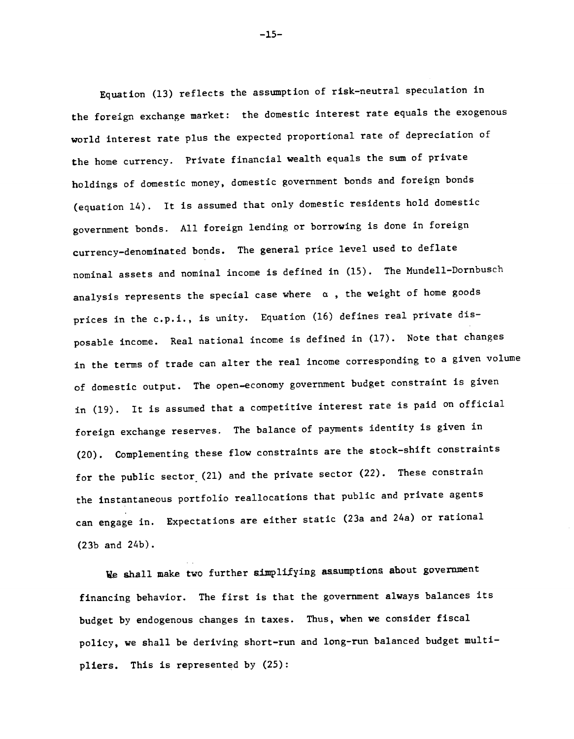Equation (13) reflects the assumption of risk-neutral speculation in the foreign exchange market: the domestic interest rate equals the exogenous world interest rate plus the expected proportional rate of depreciation of the home currency. Private financial wealth equals the sum of private holdings of domestic money, domestic government bonds and foreign bonds (equation 14). It is assumed that only domestic residents hold domestic government bonds. All foreign lending or borrowing is done in foreign currency-denominated bonds. The general price level used to deflate nominal assets and nominal income is defined in (15). The Mundell-Dornbusch analysis represents the special case where $\alpha$, the weight of home goods prices in the c.p.i., is unity. Equation (16) defines real private disposable income. Real national income is defined in (17). Note that changes in the terms of trade can alter the real income corresponding to a given volume of domestic output. The open-economy government budget constraint is given in (19). It is assumed that a competitive interest rate is paid on official foreign exchange reserves. The balance of payments identity is given in (20). Complementing these flow constraints are the stock-shift constraints for the public sector (21) and the private sector (22). These constrain the instantaneous portfolio reallocations that public and private agents can engage in. Expectations are either static (23a and 24a) or rational (23b and 24b).

We shall make two further simplifying assumptions about government financing behavior. The first is that the government always balances its budget by endogenous changes in taxes. Thus, when we consider fiscal policy, we shall be deriving short-run and long-run balanced budget multipliers. This is represented by (25):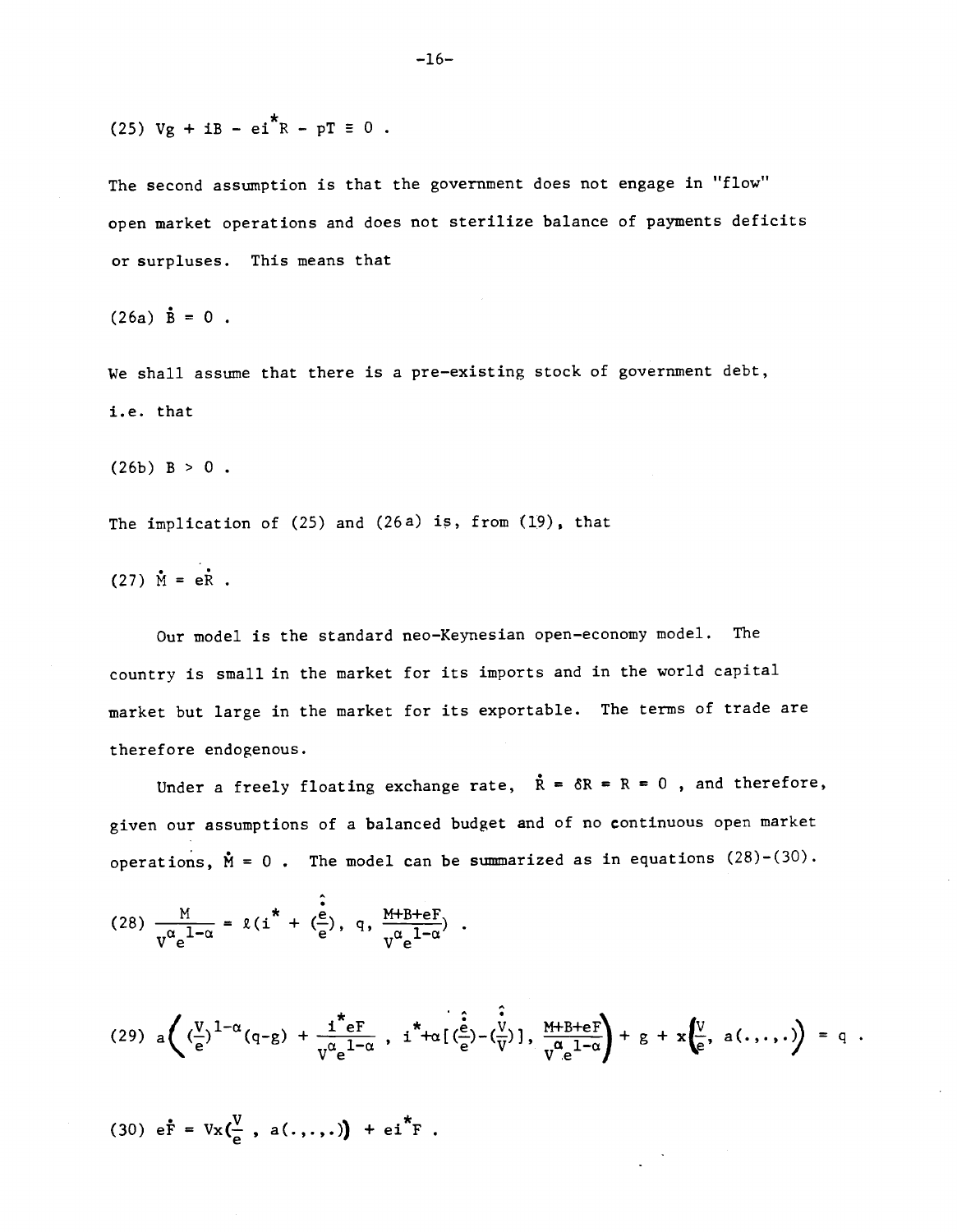$$(25)\ Vg + iB - ei^{*}R - pT \equiv 0 \ .$$

The second assumption is that the government does not engage in "flow" open market operations and does not sterilize balance of payments deficits or surpluses. This means that

$$(26a)\ \dot{B} = 0 \ .$$

We shall assume that there is a pre-existing stock of government debt, i.e. that

$$(26b)\ B > 0 \ .$$

The implication of (25) and (26a) is, from (19), that

$$(27)\ \dot{M} = e\dot{R} \ .$$

Our model is the standard neo-Keynesian open-economy model. The country is small in the market for its imports and in the world capital market but large in the market for its exportable. The terms of trade are therefore endogenous.

Under a freely floating exchange rate, $\dot{R} = \delta R = R = 0$, and therefore, given our assumptions of a balanced budget and of no continuous open market operations, $\dot{M} = 0$. The model can be summarized as in equations (28)-(30).

$$(28)\ \frac{M}{V^{\alpha}e^{1-\alpha}} = \ell\left(i^{*} + \left(\frac{\dot{\hat{e}}}{e}\right),\ q,\ \frac{M+B+eF}{V^{\alpha}e^{1-\alpha}}\right) \ .$$

$$(29)\ a\left(\left(\frac{V}{e}\right)^{1-\alpha}(q-g) + \frac{i^{*}eF}{V^{\alpha}e^{1-\alpha}},\ i^{*}+\alpha\left[\left(\frac{\dot{\hat{e}}}{e}\right)-\left(\frac{\dot{\hat{V}}}{V}\right)\right],\ \frac{M+B+eF}{V^{\alpha}e^{1-\alpha}}\right) + g + x\left(\frac{V}{e},\ a(.,.,.)\right) = q \ .$$

$$(30)\ e\dot{F} = Vx\left(\frac{V}{e},\ a(.,.,.)\right) + ei^{*}F \ .$$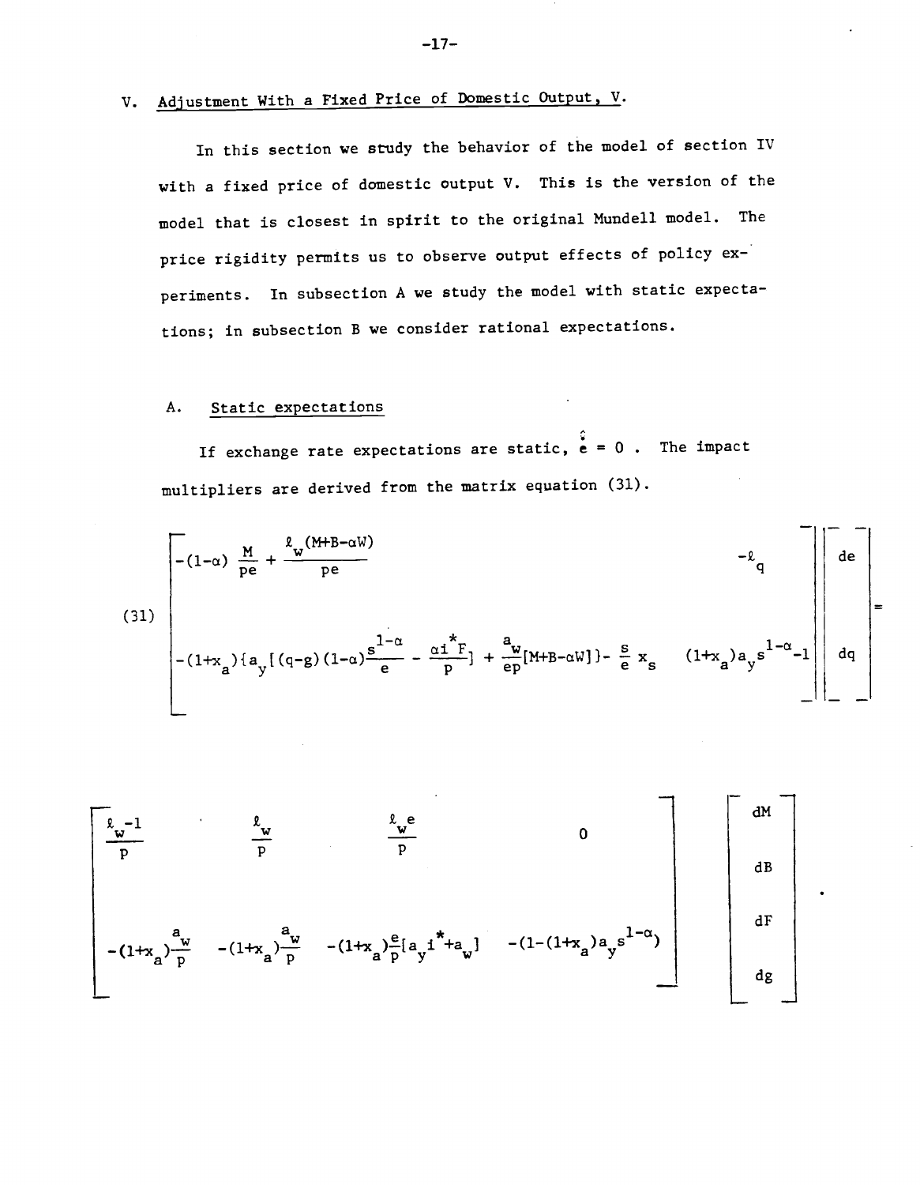## V. Adjustment With a Fixed Price of Domestic Output, V.

In this section we study the behavior of the model of section IV with a fixed price of domestic output V. This is the version of the model that is closest in spirit to the original Mundell model. The price rigidity permits us to observe output effects of policy experiments. In subsection A we study the model with static expectations; in subsection B we consider rational expectations.

### A. Static expectations

If exchange rate expectations are static, $\hat{e} = 0$ . The impact multipliers are derived from the matrix equation (31).

$$
(31)\quad
\begin{bmatrix}
-(1-\alpha)\dfrac{M}{pe} + \dfrac{\ell_w(M+B-\alpha W)}{pe} & -\ell_q \\[2ex]
-(1+x_a)\{a_y[(q-g)(1-\alpha)\dfrac{s^{1-\alpha}}{e} - \dfrac{\alpha i^* F}{p}] + \dfrac{a_w}{ep}[M+B-\alpha W]\} - \dfrac{s}{e}\, x_s & (1+x_a)a_y s^{1-\alpha}-1
\end{bmatrix}
\begin{bmatrix}
de \\ dq
\end{bmatrix}
=
$$

$$
\begin{bmatrix}
\dfrac{\ell_w-1}{p} & \dfrac{\ell_w}{p} & \dfrac{\ell_w e}{p} & 0 \\[2ex]
-(1+x_a)\dfrac{a_w}{p} & -(1+x_a)\dfrac{a_w}{p} & -(1+x_a)\dfrac{e}{p}[a_y i^* + a_w] & -(1-(1+x_a)a_y s^{1-\alpha})
\end{bmatrix}
\begin{bmatrix}
dM \\ dB \\ dF \\ dg
\end{bmatrix} .
$$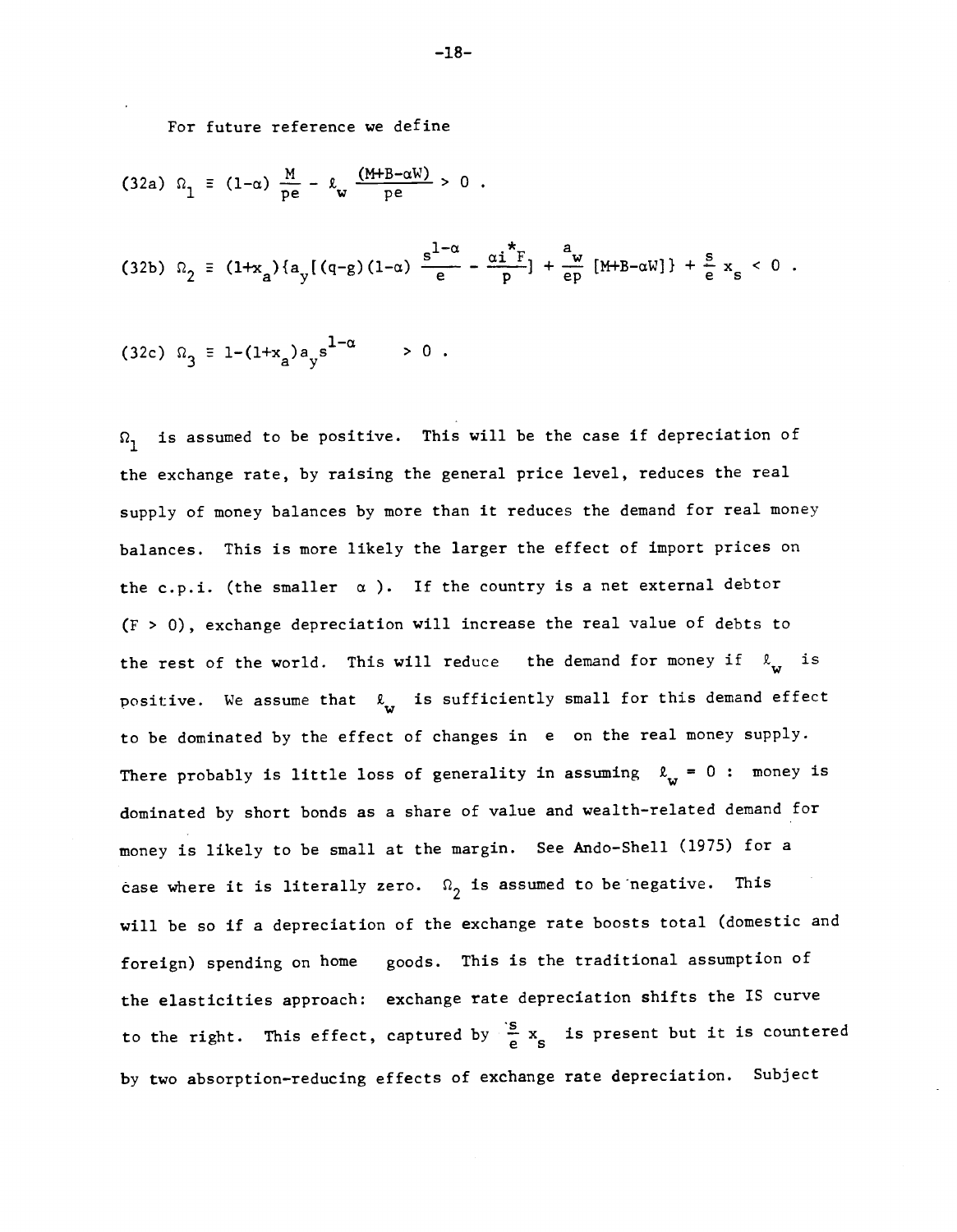For future reference we define

$$\text{(32a)} \quad \Omega_1 \equiv (1-\alpha)\frac{M}{pe} - \ell_w \frac{(M+B-\alpha W)}{pe} > 0 .$$

$$\text{(32b)} \quad \Omega_2 \equiv (1+x_a)\{a_y[(q-g)(1-\alpha)\frac{s^{1-\alpha}}{e} - \frac{\alpha i^* F}{p}] + \frac{a_w}{ep}[M+B-\alpha W]\} + \frac{s}{e}x_s < 0 .$$

$$\text{(32c)} \quad \Omega_3 \equiv 1-(1+x_a)a_y s^{1-\alpha} > 0 .$$

$\Omega_1$ is assumed to be positive. This will be the case if depreciation of the exchange rate, by raising the general price level, reduces the real supply of money balances by more than it reduces the demand for real money balances. This is more likely the larger the effect of import prices on the c.p.i. (the smaller $\alpha$). If the country is a net external debtor ($F > 0$), exchange depreciation will increase the real value of debts to the rest of the world. This will reduce the demand for money if $\ell_w$ is positive. We assume that $\ell_w$ is sufficiently small for this demand effect to be dominated by the effect of changes in $e$ on the real money supply. There probably is little loss of generality in assuming $\ell_w = 0$ : money is dominated by short bonds as a share of value and wealth-related demand for money is likely to be small at the margin. See Ando-Shell (1975) for a case where it is literally zero. $\Omega_2$ is assumed to be negative. This will be so if a depreciation of the exchange rate boosts total (domestic and foreign) spending on home goods. This is the traditional assumption of the elasticities approach: exchange rate depreciation shifts the IS curve to the right. This effect, captured by $\frac{s}{e}x_s$ is present but it is countered by two absorption-reducing effects of exchange rate depreciation. Subject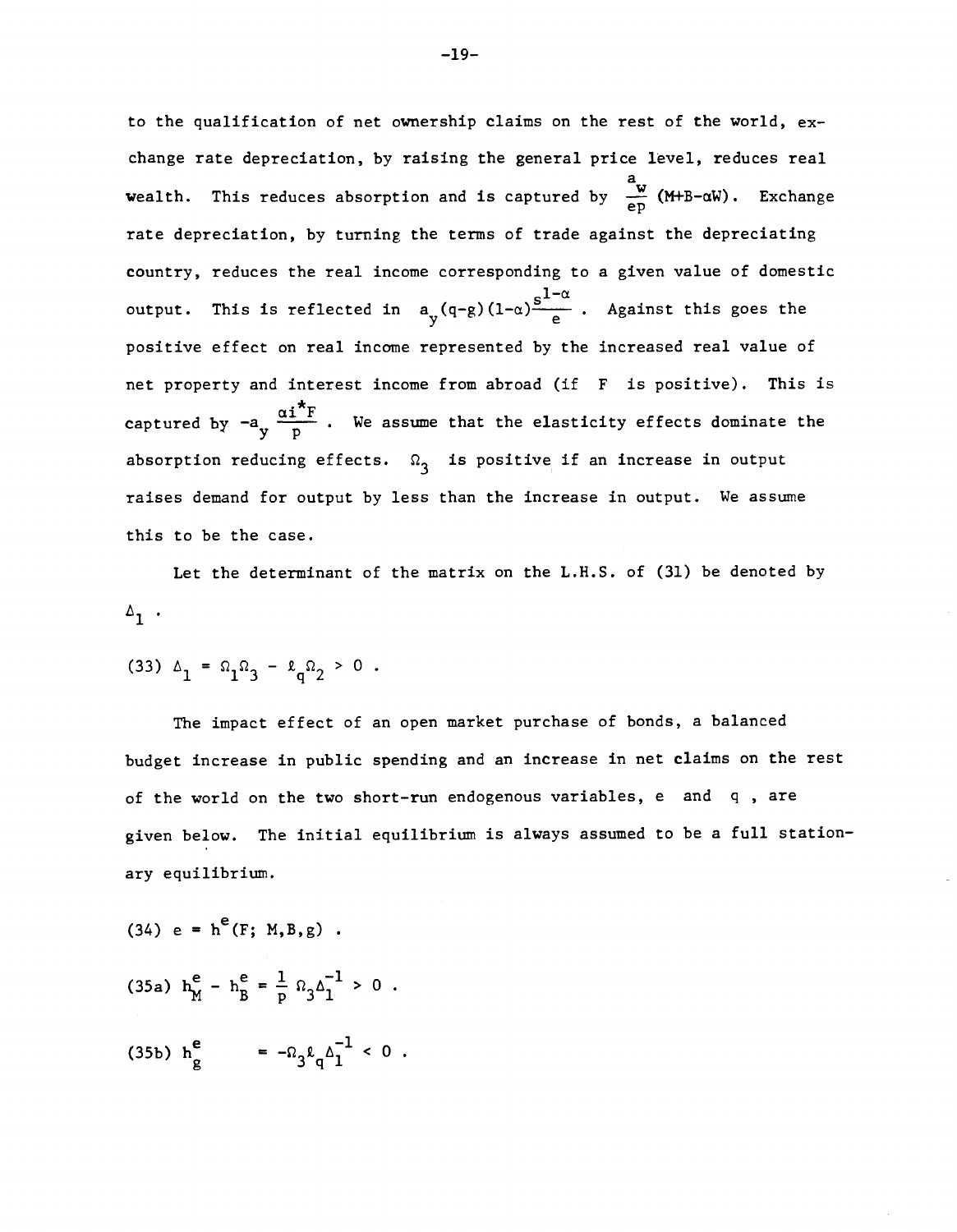to the qualification of net ownership claims on the rest of the world, exchange rate depreciation, by raising the general price level, reduces real wealth. This reduces absorption and is captured by $\frac{a_w}{ep}(M+B-\alpha W)$. Exchange rate depreciation, by turning the terms of trade against the depreciating country, reduces the real income corresponding to a given value of domestic output. This is reflected in $a_y(q-g)(1-\alpha)\frac{s^{1-\alpha}}{e}$. Against this goes the positive effect on real income represented by the increased real value of net property and interest income from abroad (if $F$ is positive). This is captured by $-a_y \frac{\alpha i^* F}{p}$. We assume that the elasticity effects dominate the absorption reducing effects. $\Omega_3$ is positive if an increase in output raises demand for output by less than the increase in output. We assume this to be the case.

Let the determinant of the matrix on the L.H.S. of (31) be denoted by $\Delta_1$.

$$(33)\quad \Delta_1 = \Omega_1\Omega_3 - \ell_q\Omega_2 > 0 .$$

The impact effect of an open market purchase of bonds, a balanced budget increase in public spending and an increase in net claims on the rest of the world on the two short-run endogenous variables, $e$ and $q$, are given below. The initial equilibrium is always assumed to be a full stationary equilibrium.

$$(34)\quad e = h^e(F; M, B, g) .$$

$$(35a)\quad h^e_M - h^e_B = \frac{1}{p}\Omega_3\Delta_1^{-1} > 0 .$$

$$(35b)\quad h^e_g = -\Omega_3\ell_q\Delta_1^{-1} < 0 .$$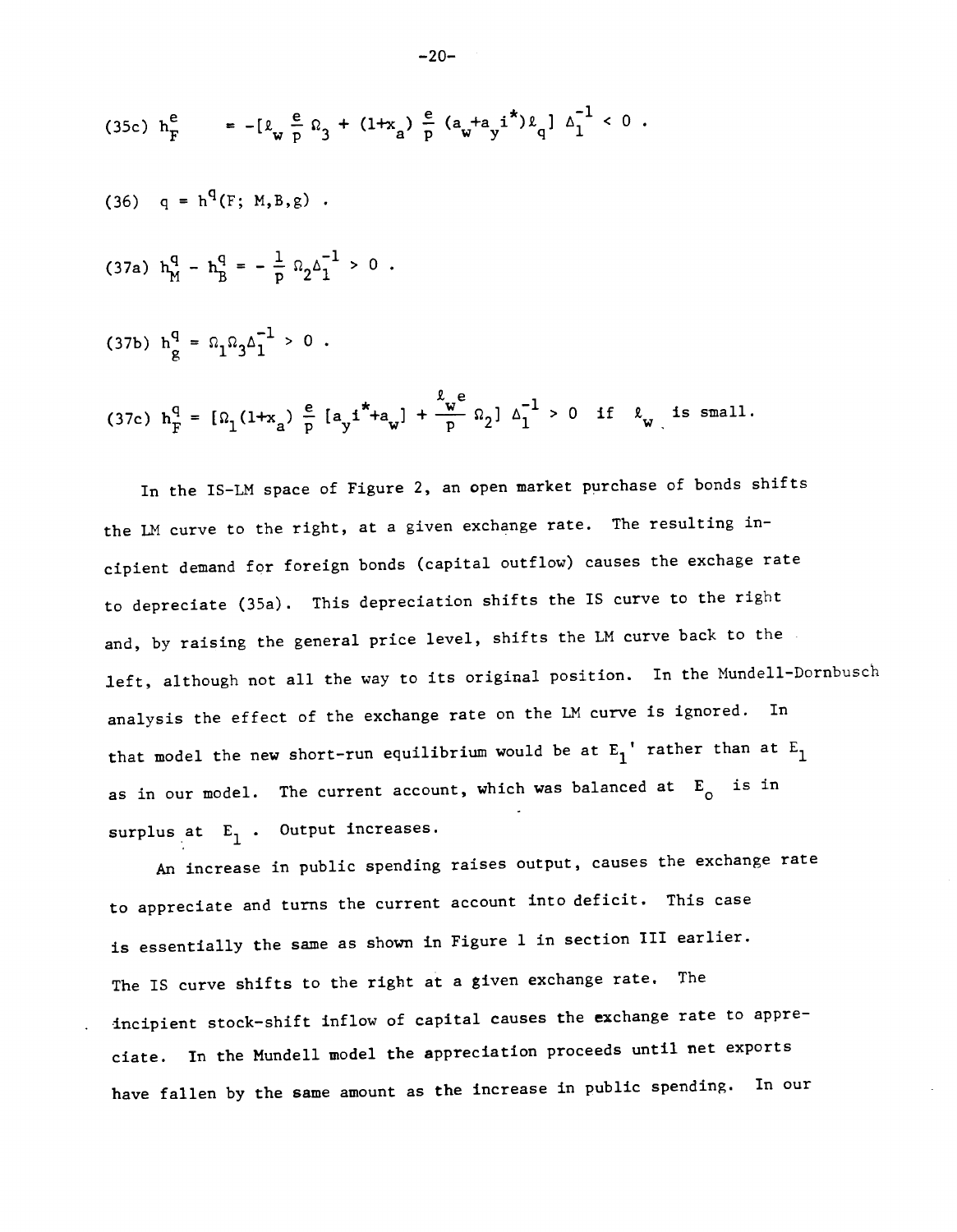(35c) $h_F^e = -[\ell_w \frac{e}{p} \Omega_3 + (1+x_a) \frac{e}{p} (a_w + a_y i^*) \ell_q] \Delta_1^{-1} < 0$ .

(36) $q = h^q(F; M,B,g)$ .

(37a) $h_M^q - h_B^q = - \frac{1}{p} \Omega_2 \Delta_1^{-1} > 0$ .

(37b) $h_g^q = \Omega_1 \Omega_3 \Delta_1^{-1} > 0$ .

(37c) $h_F^q = [\Omega_1 (1+x_a) \frac{e}{p} [a_y i^* + a_w] + \frac{\ell_w e}{p} \Omega_2] \Delta_1^{-1} > 0$ if $\ell_w$ is small.

In the IS-LM space of Figure 2, an open market purchase of bonds shifts the LM curve to the right, at a given exchange rate. The resulting incipient demand for foreign bonds (capital outflow) causes the exchage rate to depreciate (35a). This depreciation shifts the IS curve to the right and, by raising the general price level, shifts the LM curve back to the left, although not all the way to its original position. In the Mundell-Dornbusch analysis the effect of the exchange rate on the LM curve is ignored. In that model the new short-run equilibrium would be at $E_1$' rather than at $E_1$ as in our model. The current account, which was balanced at $E_o$ is in surplus at $E_1$. Output increases.

An increase in public spending raises output, causes the exchange rate to appreciate and turns the current account into deficit. This case is essentially the same as shown in Figure 1 in section III earlier. The IS curve shifts to the right at a given exchange rate. The incipient stock-shift inflow of capital causes the exchange rate to appreciate. In the Mundell model the appreciation proceeds until net exports have fallen by the same amount as the increase in public spending. In our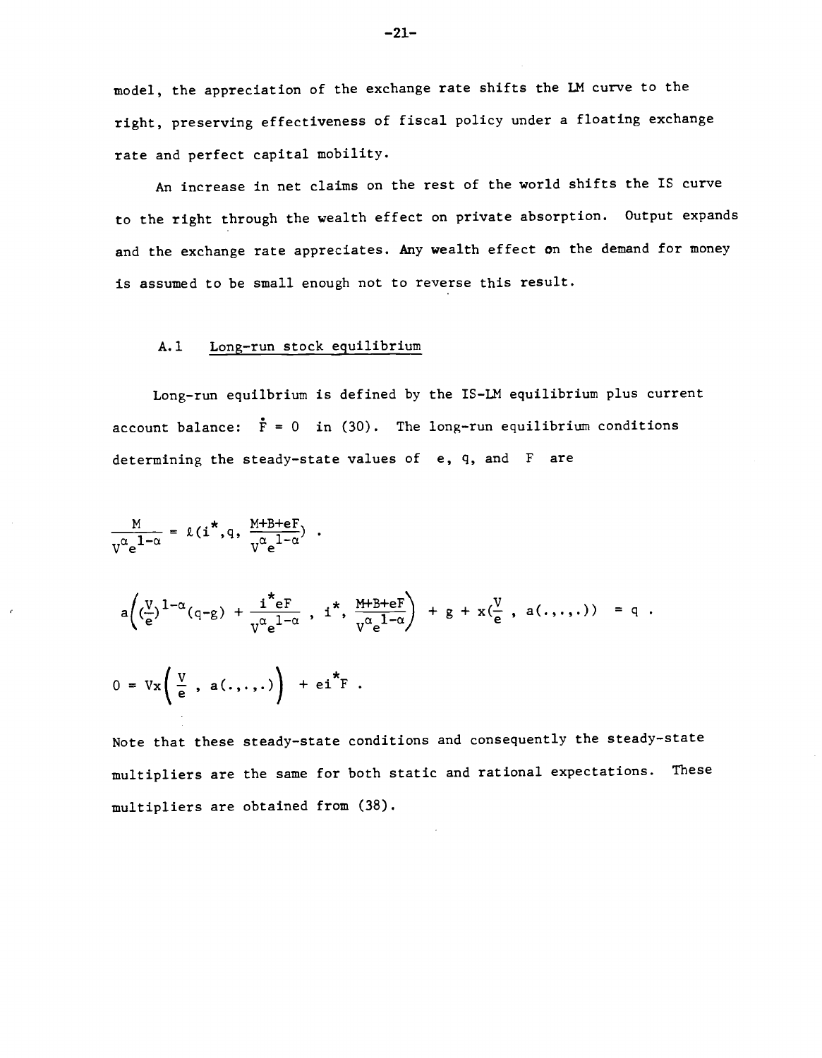model, the appreciation of the exchange rate shifts the LM curve to the right, preserving effectiveness of fiscal policy under a floating exchange rate and perfect capital mobility.

An increase in net claims on the rest of the world shifts the IS curve to the right through the wealth effect on private absorption. Output expands and the exchange rate appreciates. Any wealth effect on the demand for money is assumed to be small enough not to reverse this result.

### A.1 Long-run stock equilibrium

Long-run equilbrium is defined by the IS-LM equilibrium plus current account balance: $\dot{F} = 0$ in (30). The long-run equilibrium conditions determining the steady-state values of $e$, $q$, and $F$ are

$$\frac{M}{V^{\alpha}e^{1-\alpha}} = \ell(i^*, q, \frac{M+B+eF}{V^{\alpha}e^{1-\alpha}}) .$$

$$a\left((\frac{V}{e})^{1-\alpha}(q-g) + \frac{i^*eF}{V^{\alpha}e^{1-\alpha}} , i^*, \frac{M+B+eF}{V^{\alpha}e^{1-\alpha}}\right) + g + x(\frac{V}{e} , a(.,.,.)) = q .$$

$$0 = Vx\left(\frac{V}{e} , a(.,.,.)\right) + ei^*F .$$

Note that these steady-state conditions and consequently the steady-state multipliers are the same for both static and rational expectations. These multipliers are obtained from (38).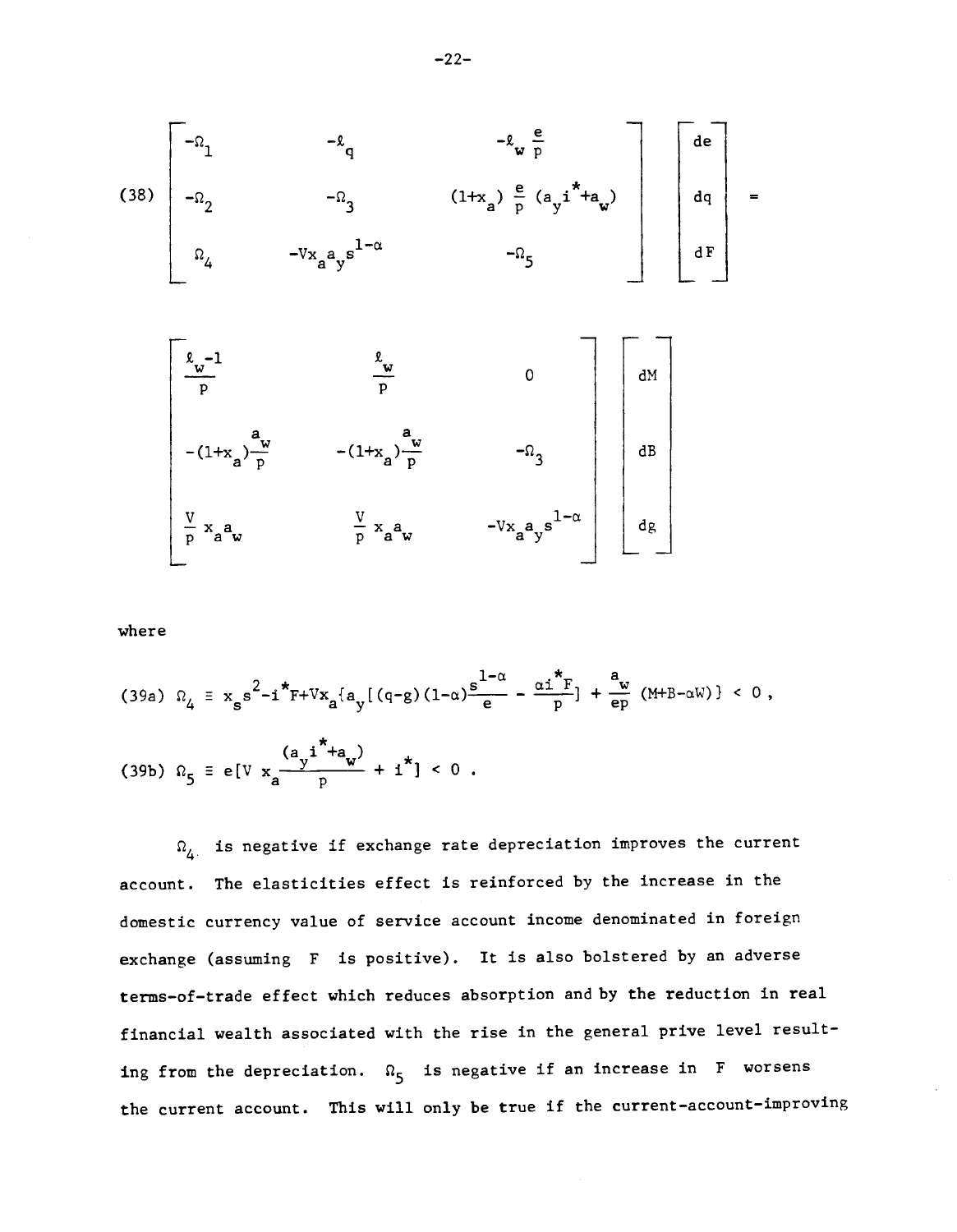$$
(38) \quad \begin{bmatrix} -\Omega_1 & -\ell_q & -\ell_w \frac{e}{p} \\ -\Omega_2 & -\Omega_3 & (1+x_a)\frac{e}{p}(a_y i^* + a_w) \\ \Omega_4 & -Vx_a a_y s^{1-\alpha} & -\Omega_5 \end{bmatrix} \begin{bmatrix} de \\ dq \\ dF \end{bmatrix} =
$$

$$
\begin{bmatrix} \frac{\ell_w - 1}{p} & \frac{\ell_w}{p} & 0 \\ -(1+x_a)\frac{a_w}{p} & -(1+x_a)\frac{a_w}{p} & -\Omega_3 \\ \frac{V}{p} x_a a_w & \frac{V}{p} x_a a_w & -Vx_a a_y s^{1-\alpha} \end{bmatrix} \begin{bmatrix} dM \\ dB \\ dg \end{bmatrix}
$$

where

$$
(39a) \quad \Omega_4 \equiv x_s s^2 - i^* F + Vx_a \{ a_y [(q-g)(1-\alpha)\frac{s^{1-\alpha}}{e} - \frac{\alpha i^* F}{p}] + \frac{a_w}{ep}(M+B-\alpha W) \} < 0 ,
$$

$$
(39b) \quad \Omega_5 \equiv e[V x_a \frac{(a_y i^* + a_w)}{p} + i^*] < 0 .
$$

$\Omega_4$ is negative if exchange rate depreciation improves the current account. The elasticities effect is reinforced by the increase in the domestic currency value of service account income denominated in foreign exchange (assuming $F$ is positive). It is also bolstered by an adverse terms-of-trade effect which reduces absorption and by the reduction in real financial wealth associated with the rise in the general prive level resulting from the depreciation. $\Omega_5$ is negative if an increase in $F$ worsens the current account. This will only be true if the current-account-improving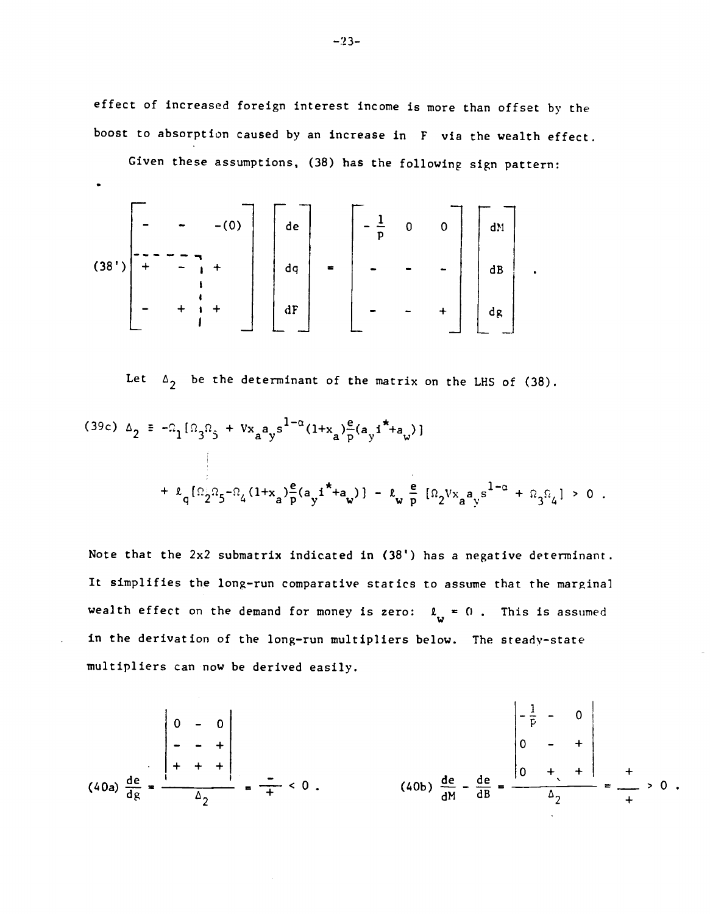effect of increased foreign interest income is more than offset by the boost to absorption caused by an increase in $F$ via the wealth effect.

Given these assumptions, (38) has the following sign pattern:

$$
(38') \quad \begin{bmatrix} - & - & -(0) \\ + & - & + \\ - & + & + \end{bmatrix} \begin{bmatrix} de \\ dq \\ dF \end{bmatrix} = \begin{bmatrix} -\frac{1}{p} & 0 & 0 \\ - & - & - \\ - & - & + \end{bmatrix} \begin{bmatrix} dM \\ dB \\ dg \end{bmatrix} .
$$

Let $\Delta_2$ be the determinant of the matrix on the LHS of (38).

$$
(39c) \quad \Delta_2 \equiv -\Omega_1 [\Omega_3 \Omega_5 + V x_a a_y s^{1-\alpha} (1+x_a) \tfrac{e}{p} (a_y i^* + a_w)]
$$

$$
+ \ell_q [\Omega_2 \Omega_5 - \Omega_4 (1+x_a) \tfrac{e}{p} (a_y i^* + a_w)] - \ell_w \tfrac{e}{p} [\Omega_2 V x_a a_y s^{1-\alpha} + \Omega_3 \Omega_4] > 0 .
$$

Note that the 2x2 submatrix indicated in (38') has a negative determinant. It simplifies the long-run comparative statics to assume that the marginal wealth effect on the demand for money is zero: $\ell_w = 0$. This is assumed in the derivation of the long-run multipliers below. The steady-state multipliers can now be derived easily.

$$
(40a) \quad \frac{de}{dg} = \frac{\begin{vmatrix} 0 & - & 0 \\ - & - & + \\ + & + & + \end{vmatrix}}{\Delta_2} = \frac{-}{+} < 0 . \qquad (40b) \quad \frac{de}{dM} - \frac{de}{dB} = \frac{\begin{vmatrix} -\frac{1}{p} & - & 0 \\ 0 & - & + \\ 0 & + & + \end{vmatrix}}{\Delta_2} = \frac{+}{+} > 0 .
$$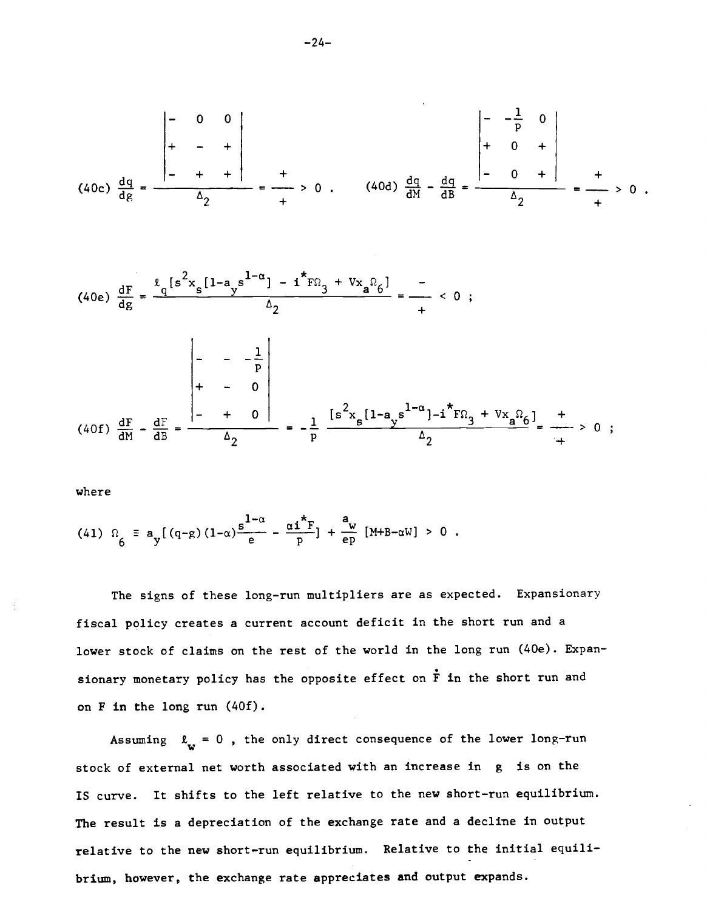$$(40c)\quad \frac{dq}{dg} = \frac{\begin{vmatrix} - & 0 & 0 \\ + & - & + \\ - & + & + \end{vmatrix}}{\Delta_2} = \frac{+}{+} > 0 . \qquad (40d)\quad \frac{dq}{dM} - \frac{dq}{dB} = \frac{\begin{vmatrix} - & -\frac{1}{p} & 0 \\ + & 0 & + \\ - & 0 & + \end{vmatrix}}{\Delta_2} = \frac{+}{+} > 0 .$$

$$(40e)\quad \frac{dF}{dg} = \frac{\ell_q [s^2 x_s [1-a_y s^{1-\alpha}] - i^* F\Omega_3 + Vx_a \Omega_6]}{\Delta_2} = \frac{-}{+} < 0 ;$$

$$(40f)\quad \frac{dF}{dM} - \frac{dF}{dB} = \frac{\begin{vmatrix} - & - & -\frac{1}{p} \\ + & - & 0 \\ - & + & 0 \end{vmatrix}}{\Delta_2} = -\frac{1}{p}\, \frac{[s^2 x_s [1-a_y s^{1-\alpha}] - i^* F\Omega_3 + Vx_a \Omega_6]}{\Delta_2} = \frac{+}{+} > 0 ;$$

where

$$(41)\quad \Omega_6 \equiv a_y[(q-g)(1-\alpha)\frac{s^{1-\alpha}}{e} - \frac{\alpha i^* F}{p}] + \frac{a_w}{ep}[M+B-\alpha W] > 0 .$$

The signs of these long-run multipliers are as expected. Expansionary fiscal policy creates a current account deficit in the short run and a lower stock of claims on the rest of the world in the long run (40e). Expansionary monetary policy has the opposite effect on $\dot{F}$ in the short run and on F in the long run (40f).

Assuming $\ell_w = 0$ , the only direct consequence of the lower long-run stock of external net worth associated with an increase in g is on the IS curve. It shifts to the left relative to the new short-run equilibrium. The result is a depreciation of the exchange rate and a decline in output relative to the new short-run equilibrium. Relative to the initial equilibrium, however, the exchange rate appreciates and output expands.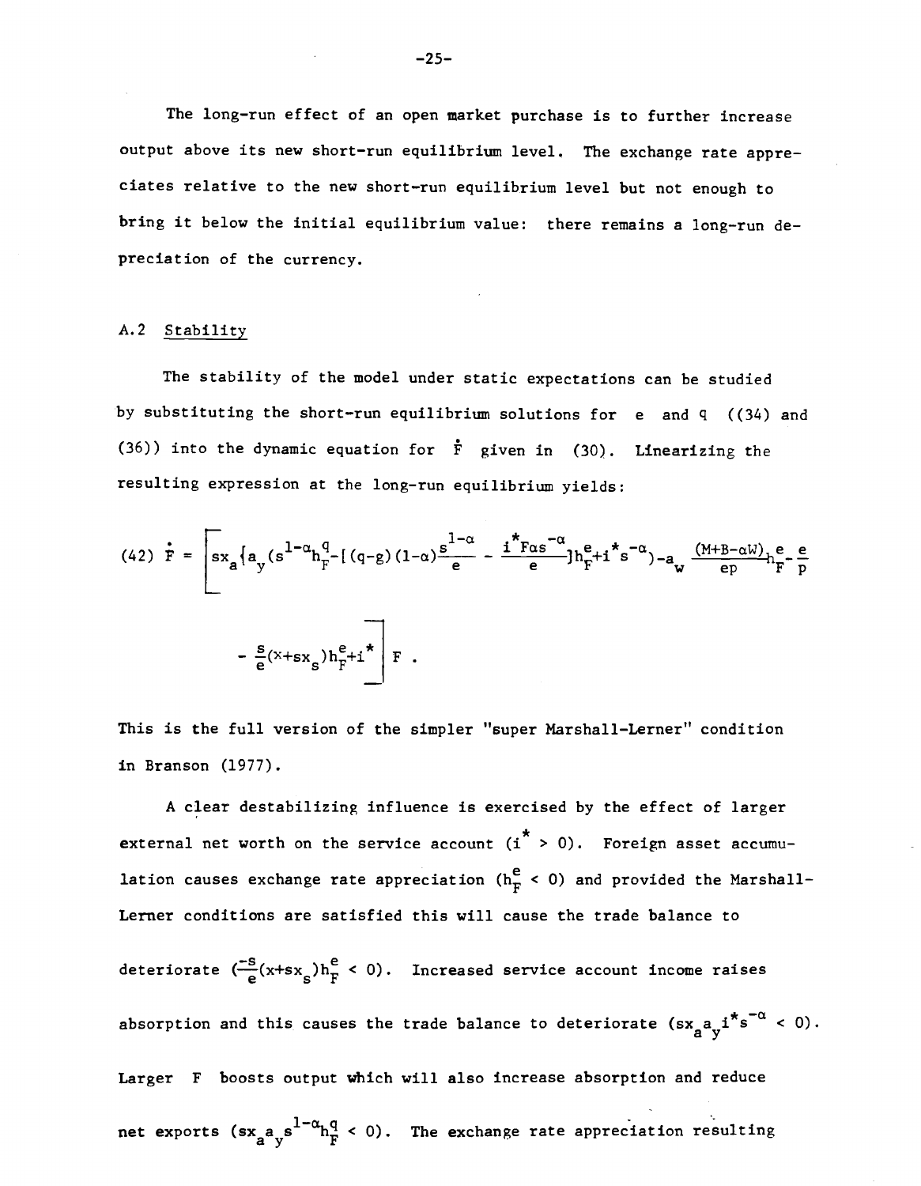The long-run effect of an open market purchase is to further increase output above its new short-run equilibrium level. The exchange rate appreciates relative to the new short-run equilibrium level but not enough to bring it below the initial equilibrium value: there remains a long-run depreciation of the currency.

## A.2 Stability

The stability of the model under static expectations can be studied by substituting the short-run equilibrium solutions for $e$ and $q$ ((34) and (36)) into the dynamic equation for $\dot{F}$ given in (30). Linearizing the resulting expression at the long-run equilibrium yields:

$$(42)\quad \dot{F} = \left[ sx_a\{a_y(s^{1-\alpha}h_F^q - [(q-g)(1-\alpha)\frac{s^{1-\alpha}}{e} - \frac{i^*F\alpha s^{-\alpha}}{e}]h_F^e + i^*s^{-\alpha}) - a_w\frac{(M+B-\alpha W)}{ep}h_F^e - \frac{e}{p}\right.$$

$$\left. - \frac{s}{e}(x+sx_s)h_F^e + i^* \right] F .$$

This is the full version of the simpler "super Marshall-Lerner" condition in Branson (1977).

A clear destabilizing influence is exercised by the effect of larger external net worth on the service account ($i^* > 0$). Foreign asset accumulation causes exchange rate appreciation ($h_F^e < 0$) and provided the Marshall-Lerner conditions are satisfied this will cause the trade balance to deteriorate ($\frac{-s}{e}(x+sx_s)h_F^e < 0$). Increased service account income raises absorption and this causes the trade balance to deteriorate ($sx_a a_y i^* s^{-\alpha} < 0$). Larger $F$ boosts output which will also increase absorption and reduce net exports ($sx_a a_y s^{1-\alpha}h_F^q < 0$). The exchange rate appreciation resulting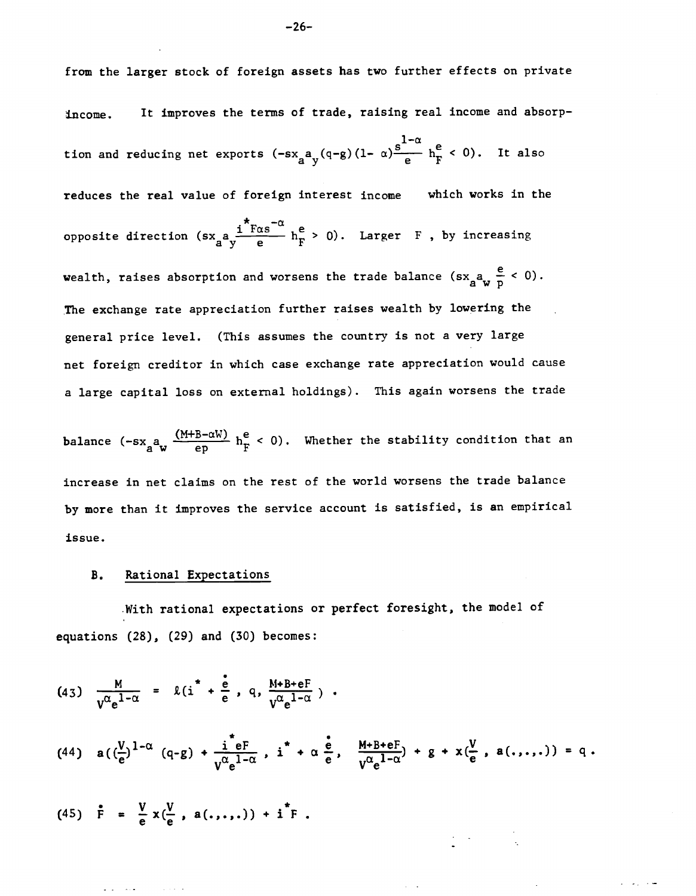from the larger stock of foreign assets has two further effects on private income. It improves the terms of trade, raising real income and absorption and reducing net exports $(-sx_a a_y (q-g)(1-\alpha)\frac{s^{1-\alpha}}{e} h_F^e < 0)$. It also reduces the real value of foreign interest income which works in the opposite direction $(sx_a a_y \frac{i^* F\alpha s^{-\alpha}}{e} h_F^e > 0)$. Larger $F$, by increasing wealth, raises absorption and worsens the trade balance $(sx_a a_w \frac{e}{p} < 0)$. The exchange rate appreciation further raises wealth by lowering the general price level. (This assumes the country is not a very large net foreign creditor in which case exchange rate appreciation would cause a large capital loss on external holdings). This again worsens the trade balance $(-sx_a a_w \frac{(M+B-\alpha W)}{ep} h_F^e < 0)$. Whether the stability condition that an increase in net claims on the rest of the world worsens the trade balance by more than it improves the service account is satisfied, is an empirical issue.

### B. Rational Expectations

With rational expectations or perfect foresight, the model of equations (28), (29) and (30) becomes:

$$(43) \quad \frac{M}{V^{\alpha} e^{1-\alpha}} = \ell(i^* + \frac{\dot{e}}{e}, q, \frac{M+B+eF}{V^{\alpha} e^{1-\alpha}}) .$$

$$(44) \quad a((\frac{V}{e})^{1-\alpha}(q-g) + \frac{i^* eF}{V^{\alpha} e^{1-\alpha}}, i^* + \alpha\frac{\dot{e}}{e}, \frac{M+B+eF}{V^{\alpha} e^{1-\alpha}}) + g + x(\frac{V}{e}, a(.,.,.)) = q .$$

$$(45) \quad \dot{F} = \frac{V}{e} x(\frac{V}{e}, a(.,.,.)) + i^* F .$$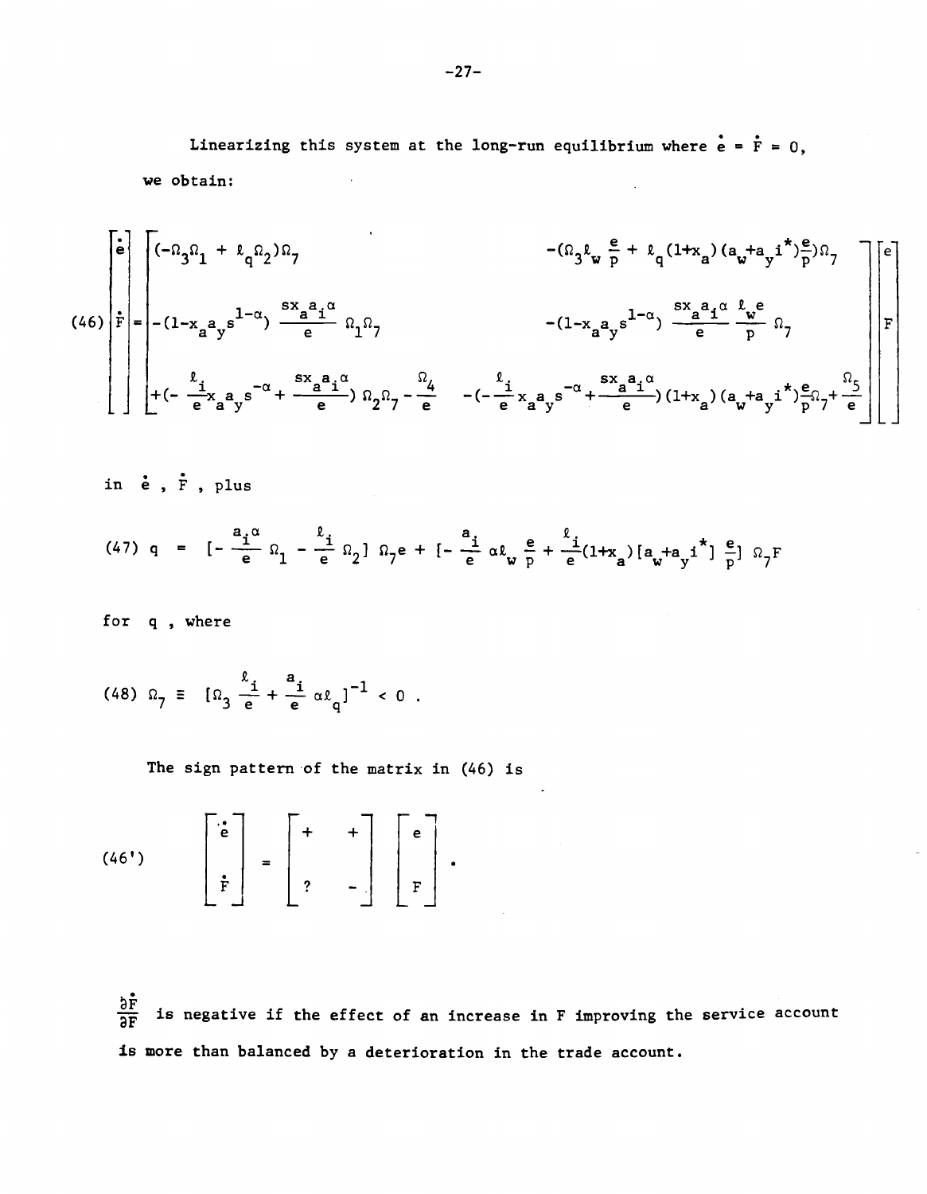Linearizing this system at the long-run equilibrium where $\dot{e} = \dot{F} = 0$, we obtain:

$$
(46) \quad \begin{bmatrix} \dot{e} \\ \\ \dot{F} \end{bmatrix} = \begin{bmatrix} (-\Omega_3\Omega_1 + \ell_q\Omega_2)\Omega_7 & -(\Omega_3\ell_w \frac{e}{p} + \ell_q(1+x_a)(a_w+a_y i^*)\frac{e}{p})\Omega_7 \\ \\ -(1-x_a a_y s^{1-\alpha}) \frac{s x_a a_i \alpha}{e} \Omega_1\Omega_7 & -(1-x_a a_y s^{1-\alpha}) \frac{s x_a a_i \alpha}{e} \frac{\ell_w e}{p} \Omega_7 \\ +(-\frac{\ell_i}{e} x_a a_y s^{-\alpha} + \frac{s x_a a_i \alpha}{e})\Omega_2\Omega_7 - \frac{\Omega_4}{e} & -(-\frac{\ell_i}{e} x_a a_y s^{-\alpha} + \frac{s x_a a_i \alpha}{e})(1+x_a)(a_w+a_y i^*)\frac{e}{p}\Omega_7 + \frac{\Omega_5}{e} \end{bmatrix} \begin{bmatrix} e \\ \\ F \end{bmatrix}
$$

in $\dot{e}$, $\dot{F}$, plus

$$
(47) \quad q = [-\frac{a_i \alpha}{e}\Omega_1 - \frac{\ell_i}{e}\Omega_2]\,\Omega_7 e + [-\frac{a_i}{e}\alpha\ell_w \frac{e}{p} + \frac{\ell_i}{e}(1+x_a)[a_w+a_y i^*]\,\frac{e}{p}]\,\Omega_7 F
$$

for $q$, where

$$
(48) \quad \Omega_7 \equiv [\Omega_3 \frac{\ell_i}{e} + \frac{a_i}{e}\alpha\ell_q]^{-1} < 0 .
$$

The sign pattern of the matrix in (46) is

$$
(46') \quad \begin{bmatrix} \dot{e} \\ \dot{F} \end{bmatrix} = \begin{bmatrix} + & + \\ ? & - \end{bmatrix} \begin{bmatrix} e \\ F \end{bmatrix} .
$$

$\frac{\partial \dot{F}}{\partial F}$ is negative if the effect of an increase in F improving the service account is more than balanced by a deterioration in the trade account.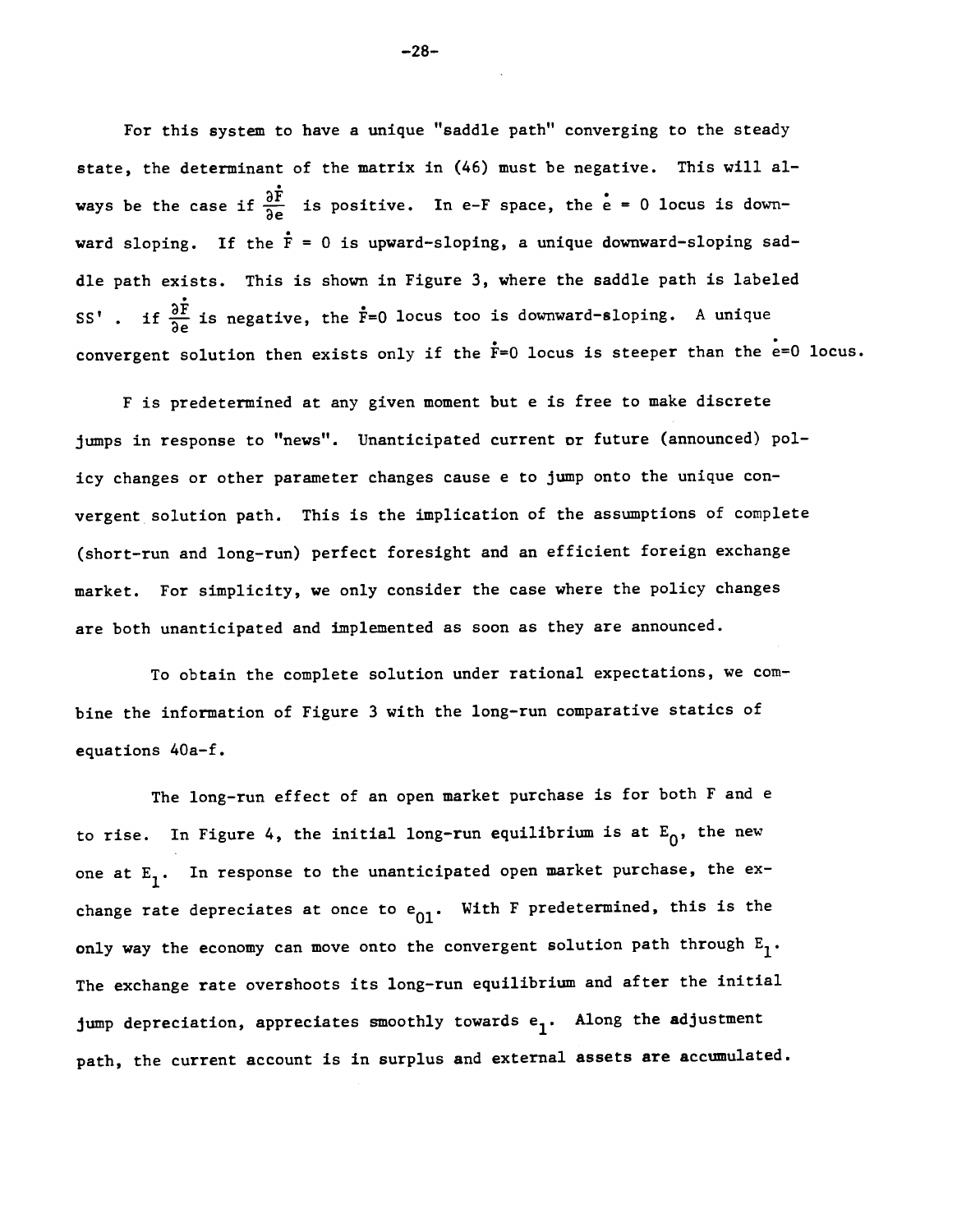For this system to have a unique "saddle path" converging to the steady state, the determinant of the matrix in (46) must be negative. This will always be the case if $\frac{\partial \dot{F}}{\partial e}$ is positive. In e-F space, the $\dot{e} = 0$ locus is downward sloping. If the $\dot{F} = 0$ is upward-sloping, a unique downward-sloping saddle path exists. This is shown in Figure 3, where the saddle path is labeled SS' . if $\frac{\partial \dot{F}}{\partial e}$ is negative, the $\dot{F}=0$ locus too is downward-sloping. A unique convergent solution then exists only if the $\dot{F}=0$ locus is steeper than the $\dot{e}=0$ locus.

F is predetermined at any given moment but e is free to make discrete jumps in response to "news". Unanticipated current or future (announced) policy changes or other parameter changes cause e to jump onto the unique convergent solution path. This is the implication of the assumptions of complete (short-run and long-run) perfect foresight and an efficient foreign exchange market. For simplicity, we only consider the case where the policy changes are both unanticipated and implemented as soon as they are announced.

To obtain the complete solution under rational expectations, we combine the information of Figure 3 with the long-run comparative statics of equations 40a-f.

The long-run effect of an open market purchase is for both F and e to rise. In Figure 4, the initial long-run equilibrium is at $E_0$, the new one at $E_1$. In response to the unanticipated open market purchase, the exchange rate depreciates at once to $e_{01}$. With F predetermined, this is the only way the economy can move onto the convergent solution path through $E_1$. The exchange rate overshoots its long-run equilibrium and after the initial jump depreciation, appreciates smoothly towards $e_1$. Along the adjustment path, the current account is in surplus and external assets are accumulated.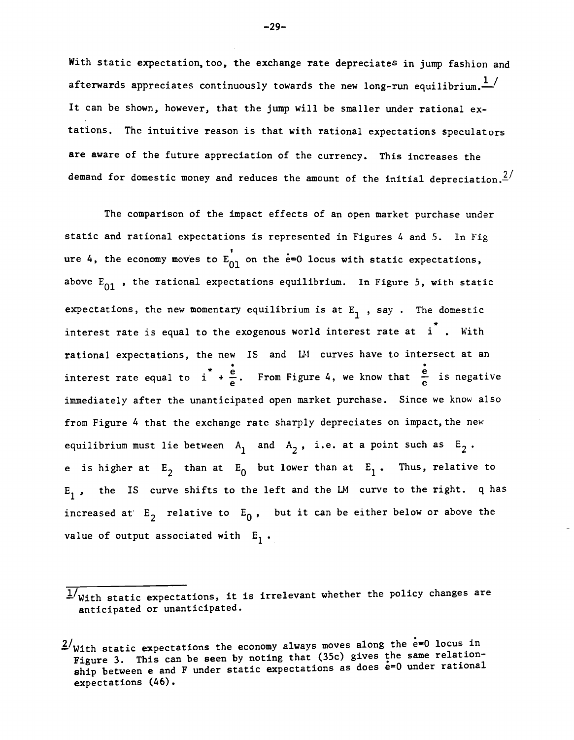With static expectation, too, the exchange rate depreciates in jump fashion and afterwards appreciates continuously towards the new long-run equilibrium.[1] It can be shown, however, that the jump will be smaller under rational expectations. The intuitive reason is that with rational expectations speculators are aware of the future appreciation of the currency. This increases the demand for domestic money and reduces the amount of the initial depreciation.[2]

The comparison of the impact effects of an open market purchase under static and rational expectations is represented in Figures 4 and 5. In Figure 4, the economy moves to $E'_{01}$ on the $\dot{e}=0$ locus with static expectations, above $E_{01}$, the rational expectations equilibrium. In Figure 5, with static expectations, the new momentary equilibrium is at $E_1$, say. The domestic interest rate is equal to the exogenous world interest rate at $i^*$. With rational expectations, the new IS and LM curves have to intersect at an interest rate equal to $i^* + \frac{\dot{e}}{e}$. From Figure 4, we know that $\frac{\dot{e}}{e}$ is negative immediately after the unanticipated open market purchase. Since we know also from Figure 4 that the exchange rate sharply depreciates on impact, the new equilibrium must lie between $A_1$ and $A_2$, i.e. at a point such as $E_2$. e is higher at $E_2$ than at $E_0$ but lower than at $E_1$. Thus, relative to $E_1$, the IS curve shifts to the left and the LM curve to the right. q has increased at $E_2$ relative to $E_0$, but it can be either below or above the value of output associated with $E_1$.

---

[1] With static expectations, it is irrelevant whether the policy changes are anticipated or unanticipated.

[2] With static expectations the economy always moves along the $\dot{e}=0$ locus in Figure 3. This can be seen by noting that (35c) gives the same relationship between e and F under static expectations as does $\dot{e}=0$ under rational expectations (46).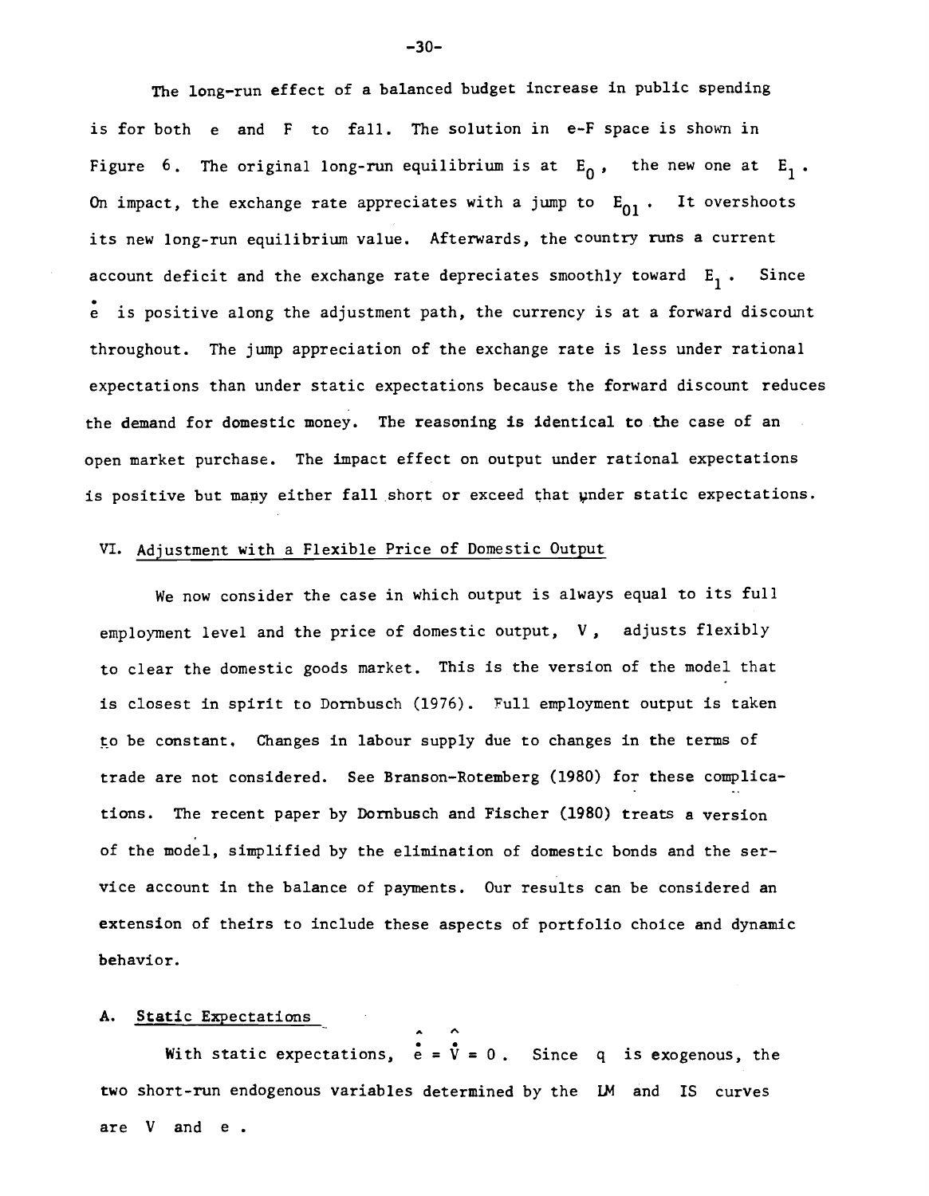The long-run effect of a balanced budget increase in public spending is for both $e$ and $F$ to fall. The solution in $e$-$F$ space is shown in Figure 6. The original long-run equilibrium is at $E_0$, the new one at $E_1$. On impact, the exchange rate appreciates with a jump to $E_{01}$. It overshoots its new long-run equilibrium value. Afterwards, the country runs a current account deficit and the exchange rate depreciates smoothly toward $E_1$. Since $\dot{e}$ is positive along the adjustment path, the currency is at a forward discount throughout. The jump appreciation of the exchange rate is less under rational expectations than under static expectations because the forward discount reduces the demand for domestic money. The reasoning is identical to the case of an open market purchase. The impact effect on output under rational expectations is positive but many either fall short or exceed that under static expectations.

## VI. Adjustment with a Flexible Price of Domestic Output

We now consider the case in which output is always equal to its full employment level and the price of domestic output, $V$, adjusts flexibly to clear the domestic goods market. This is the version of the model that is closest in spirit to Dornbusch (1976). Full employment output is taken to be constant. Changes in labour supply due to changes in the terms of trade are not considered. See Branson-Rotemberg (1980) for these complications. The recent paper by Dornbusch and Fischer (1980) treats a version of the model, simplified by the elimination of domestic bonds and the service account in the balance of payments. Our results can be considered an extension of theirs to include these aspects of portfolio choice and dynamic behavior.

### A. Static Expectations

With static expectations, $\hat{\dot{e}} = \hat{\dot{V}} = 0$. Since $q$ is exogenous, the two short-run endogenous variables determined by the LM and IS curves are $V$ and $e$.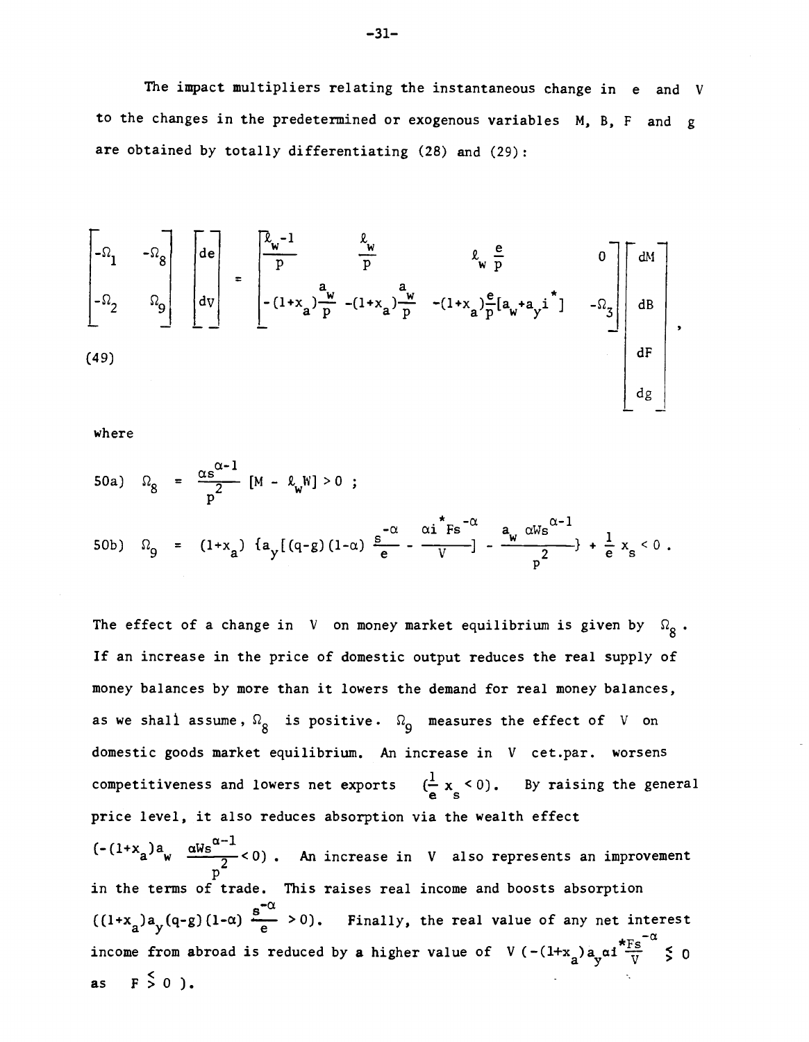The impact multipliers relating the instantaneous change in $e$ and $V$ to the changes in the predetermined or exogenous variables $M$, $B$, $F$ and $g$ are obtained by totally differentiating (28) and (29):

$$\begin{bmatrix} -\Omega_1 & -\Omega_8 \\ -\Omega_2 & \Omega_9 \end{bmatrix} \begin{bmatrix} de \\ dV \end{bmatrix} = \begin{bmatrix} \frac{\ell_w - 1}{p} & \frac{\ell_w}{p} & \ell_w \frac{e}{p} & 0 \\ -(1+x_a)\frac{a_w}{p} & -(1+x_a)\frac{a_w}{p} & -(1+x_a)\frac{e}{p}[a_w + a_y i^*] & -\Omega_3 \end{bmatrix} \begin{bmatrix} dM \\ dB \\ dF \\ dg \end{bmatrix}, \tag{49}$$

where

$$\text{50a)} \quad \Omega_8 = \frac{\alpha s^{\alpha-1}}{p^2}[M - \ell_w W] > 0 \; ;$$

$$\text{50b)} \quad \Omega_9 = (1+x_a)\{a_y[(q-g)(1-\alpha)\frac{s^{-\alpha}}{e} - \frac{\alpha i^* F s^{-\alpha}}{V}] - \frac{a_w \alpha W s^{\alpha-1}}{p^2}\} + \frac{1}{e}x_s < 0 \; .$$

The effect of a change in $V$ on money market equilibrium is given by $\Omega_8$. If an increase in the price of domestic output reduces the real supply of money balances by more than it lowers the demand for real money balances, as we shall assume, $\Omega_8$ is positive. $\Omega_9$ measures the effect of $V$ on domestic goods market equilibrium. An increase in $V$ cet.par. worsens competitiveness and lowers net exports $(\frac{1}{e}x_s < 0)$. By raising the general price level, it also reduces absorption via the wealth effect $(-(1+x_a)a_w \frac{\alpha W s^{\alpha-1}}{p^2} < 0)$. An increase in $V$ also represents an improvement in the terms of trade. This raises real income and boosts absorption $((1+x_a)a_y(q-g)(1-\alpha)\frac{s^{-\alpha}}{e} > 0)$. Finally, the real value of any net interest income from abroad is reduced by a higher value of $V$ $(-(1+x_a)a_y \alpha i^* \frac{F s^{-\alpha}}{V} \lesseqgtr 0$ as $F \gtreqless 0$ ).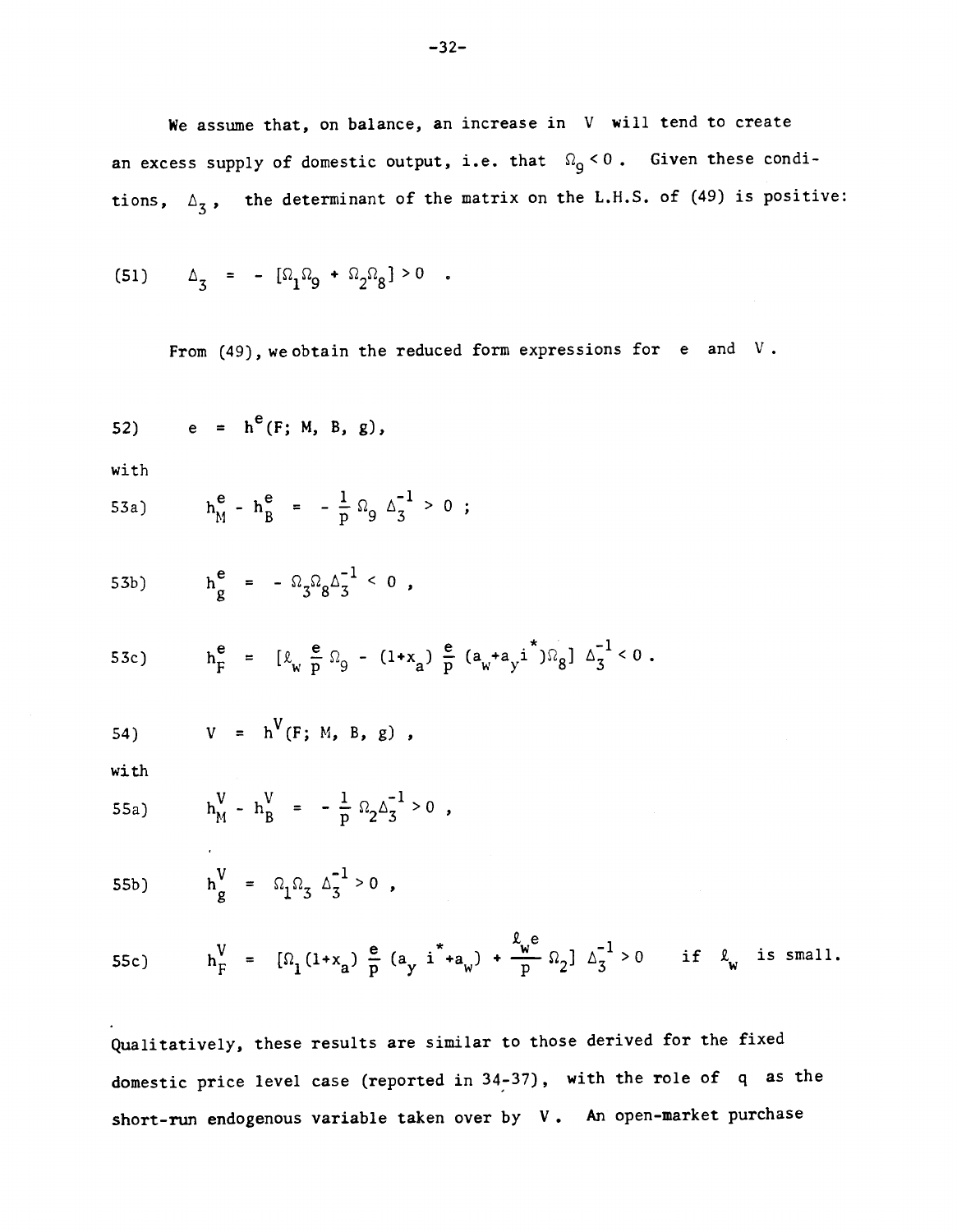We assume that, on balance, an increase in $V$ will tend to create an excess supply of domestic output, i.e. that $\Omega_9 < 0$. Given these conditions, $\Delta_3$, the determinant of the matrix on the L.H.S. of (49) is positive:

$$(51) \qquad \Delta_3 = -[\Omega_1\Omega_9 + \Omega_2\Omega_8] > 0 \quad .$$

From (49), we obtain the reduced form expressions for $e$ and $V$.

$$52) \qquad e = h^e(F;\ M,\ B,\ g),$$

with

$$53a) \qquad h^e_M - h^e_B = -\frac{1}{p}\Omega_9\,\Delta_3^{-1} > 0\ ;$$

$$53b) \qquad h^e_g = -\Omega_3\Omega_8\Delta_3^{-1} < 0\ ,$$

$$53c) \qquad h^e_F = [\ell_w \frac{e}{p}\Omega_9 - (1+x_a)\frac{e}{p}(a_w + a_y i^*)\Omega_8]\ \Delta_3^{-1} < 0\ .$$

$$54) \qquad V = h^V(F;\ M,\ B,\ g)\ ,$$

with

$$55a) \qquad h^V_M - h^V_B = -\frac{1}{p}\Omega_2\Delta_3^{-1} > 0\ ,$$

$$55b) \qquad h^V_g = \Omega_1\Omega_3\ \Delta_3^{-1} > 0\ ,$$

$$55c) \qquad h^V_F = [\Omega_1(1+x_a)\frac{e}{p}(a_y\ i^* + a_w) + \frac{\ell_w e}{p}\Omega_2]\ \Delta_3^{-1} > 0 \qquad \text{if } \ell_w \text{ is small.}$$

Qualitatively, these results are similar to those derived for the fixed domestic price level case (reported in 34-37), with the role of $q$ as the short-run endogenous variable taken over by $V$. An open-market purchase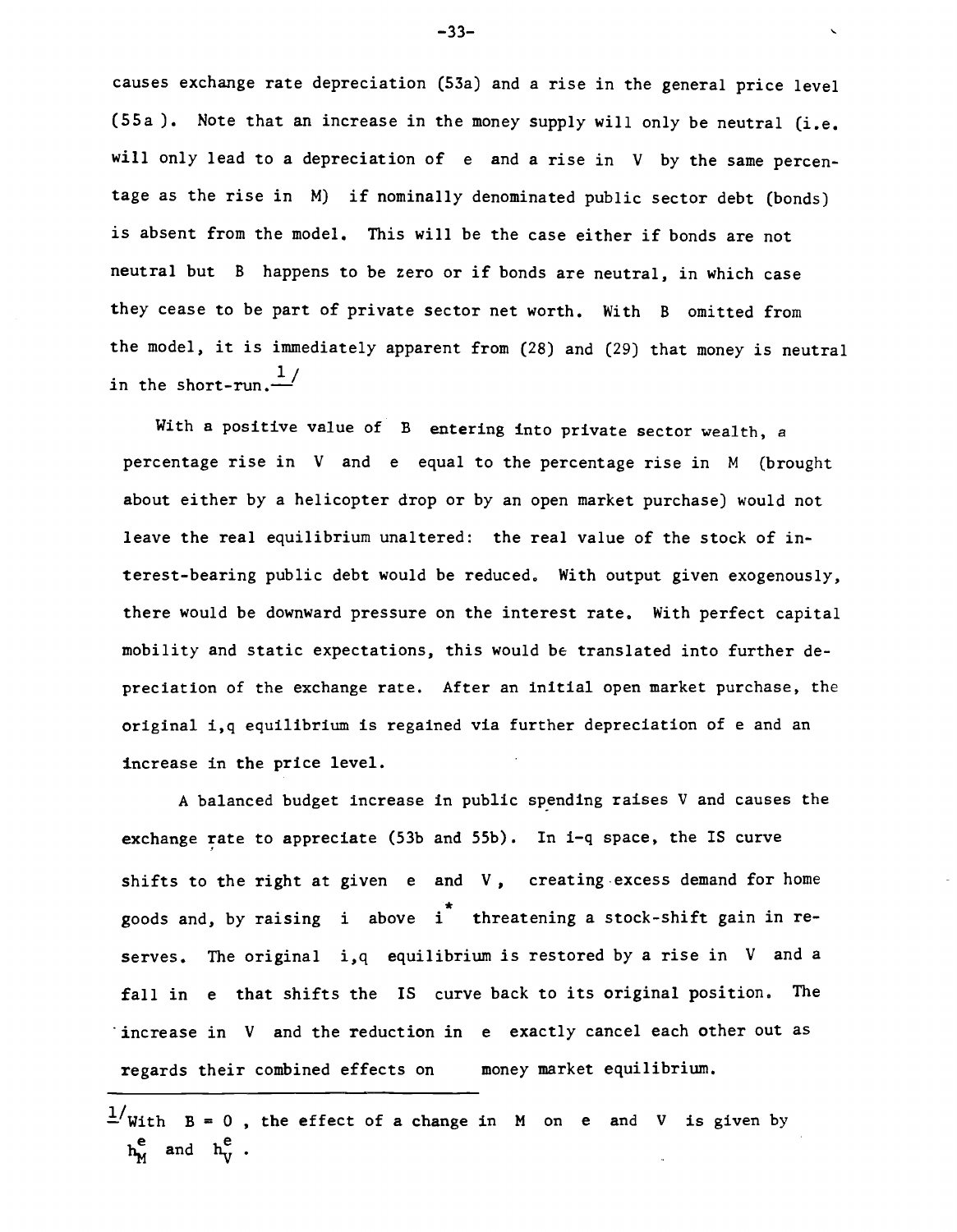causes exchange rate depreciation (53a) and a rise in the general price level (55a ). Note that an increase in the money supply will only be neutral (i.e. will only lead to a depreciation of $e$ and a rise in $V$ by the same percentage as the rise in $M$) if nominally denominated public sector debt (bonds) is absent from the model. This will be the case either if bonds are not neutral but $B$ happens to be zero or if bonds are neutral, in which case they cease to be part of private sector net worth. With $B$ omitted from the model, it is immediately apparent from (28) and (29) that money is neutral in the short-run.[1]

With a positive value of $B$ entering into private sector wealth, a percentage rise in $V$ and $e$ equal to the percentage rise in $M$ (brought about either by a helicopter drop or by an open market purchase) would not leave the real equilibrium unaltered: the real value of the stock of interest-bearing public debt would be reduced. With output given exogenously, there would be downward pressure on the interest rate. With perfect capital mobility and static expectations, this would be translated into further depreciation of the exchange rate. After an initial open market purchase, the original $i,q$ equilibrium is regained via further depreciation of $e$ and an increase in the price level.

A balanced budget increase in public spending raises $V$ and causes the exchange rate to appreciate (53b and 55b). In $i$-$q$ space, the IS curve shifts to the right at given $e$ and $V$, creating excess demand for home goods and, by raising $i$ above $i^*$ threatening a stock-shift gain in reserves. The original $i,q$ equilibrium is restored by a rise in $V$ and a fall in $e$ that shifts the IS curve back to its original position. The increase in $V$ and the reduction in $e$ exactly cancel each other out as regards their combined effects on money market equilibrium.

---

[1] With $B = 0$, the effect of a change in $M$ on $e$ and $V$ is given by $h^e_M$ and $h^e_V$.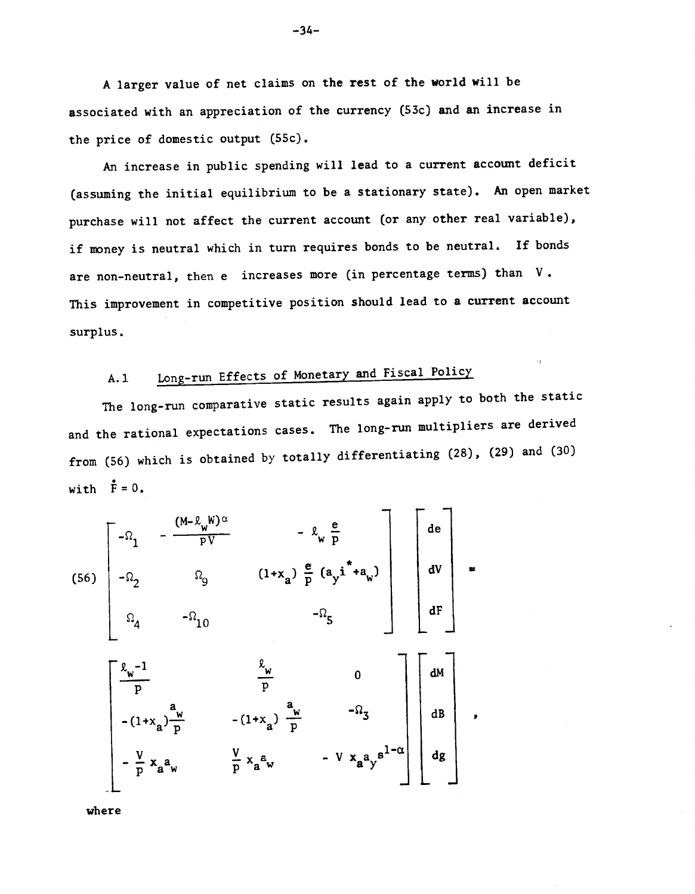A larger value of net claims on the rest of the world will be associated with an appreciation of the currency (53c) and an increase in the price of domestic output (55c).

An increase in public spending will lead to a current account deficit (assuming the initial equilibrium to be a stationary state). An open market purchase will not affect the current account (or any other real variable), if money is neutral which in turn requires bonds to be neutral. If bonds are non-neutral, then e increases more (in percentage terms) than V. This improvement in competitive position should lead to a current account surplus.

## A.1 Long-run Effects of Monetary and Fiscal Policy

The long-run comparative static results again apply to both the static and the rational expectations cases. The long-run multipliers are derived from (56) which is obtained by totally differentiating (28), (29) and (30) with $\dot{F} = 0$.

$$
(56)\quad \begin{bmatrix} -\Omega_1 & -\dfrac{(M-\ell_w W)\alpha}{pV} & -\ell_w \dfrac{e}{p} \\ -\Omega_2 & \Omega_9 & (1+x_a)\dfrac{e}{p}(a_y i^* + a_w) \\ \Omega_4 & -\Omega_{10} & -\Omega_5 \end{bmatrix} \begin{bmatrix} de \\ dV \\ dF \end{bmatrix} =
$$

$$
\begin{bmatrix} \dfrac{\ell_w - 1}{p} & \dfrac{\ell_w}{p} & 0 \\ -(1+x_a)\dfrac{a_w}{p} & -(1+x_a)\dfrac{a_w}{p} & -\Omega_3 \\ -\dfrac{V}{p} x_a a_w & \dfrac{V}{p} x_a a_w & -V x_a a_y s^{1-\alpha} \end{bmatrix} \begin{bmatrix} dM \\ dB \\ dg \end{bmatrix},
$$

where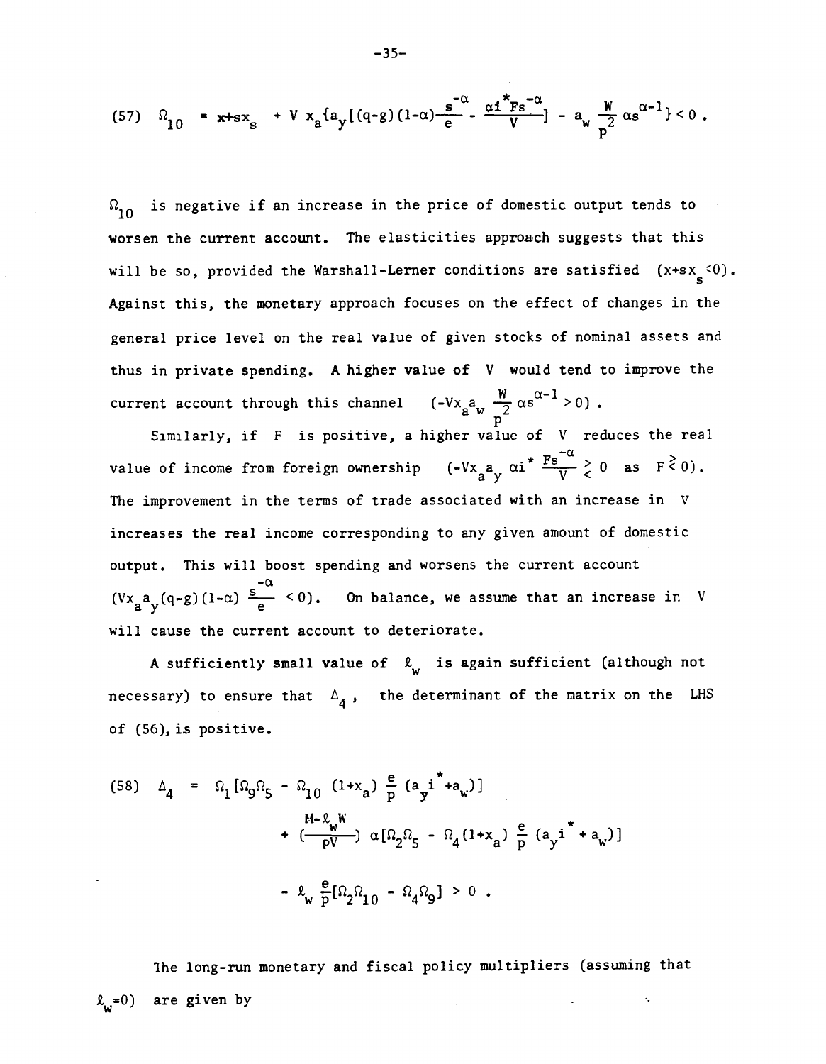$$(57)\quad \Omega_{10} = x+sx_s + V\, x_a\{a_y[(q-g)(1-\alpha)\frac{s^{-\alpha}}{e} - \frac{\alpha i^* F s^{-\alpha}}{V}] - a_w \frac{W}{p^2}\alpha s^{\alpha-1}\} < 0 .$$

$\Omega_{10}$ is negative if an increase in the price of domestic output tends to worsen the current account. The elasticities approach suggests that this will be so, provided the Warshall-Lerner conditions are satisfied $(x+sx_s<0)$. Against this, the monetary approach focuses on the effect of changes in the general price level on the real value of given stocks of nominal assets and thus in private spending. A higher value of $V$ would tend to improve the current account through this channel $(-Vx_a a_w \frac{W}{p^2}\alpha s^{\alpha-1} > 0)$.

Similarly, if $F$ is positive, a higher value of $V$ reduces the real value of income from foreign ownership $(-Vx_a a_y \alpha i^* \frac{Fs^{-\alpha}}{V} \gtrless 0$ as $F \lessgtr 0)$. The improvement in the terms of trade associated with an increase in $V$ increases the real income corresponding to any given amount of domestic output. This will boost spending and worsens the current account $(Vx_a a_y (q-g)(1-\alpha)\frac{s^{-\alpha}}{e} < 0)$. On balance, we assume that an increase in $V$ will cause the current account to deteriorate.

A sufficiently small value of $\ell_w$ is again sufficient (although not necessary) to ensure that $\Delta_4$, the determinant of the matrix on the LHS of (56), is positive.

$$(58)\quad \Delta_4 = \Omega_1[\Omega_9\Omega_5 - \Omega_{10}(1+x_a)\frac{e}{p}(a_y i^* + a_w)] + (\frac{M-\ell_w W}{pV})\,\alpha[\Omega_2\Omega_5 - \Omega_4(1+x_a)\frac{e}{p}(a_y i^* + a_w)] - \ell_w \frac{e}{p}[\Omega_2\Omega_{10} - \Omega_4\Omega_9] > 0 .$$

The long-run monetary and fiscal policy multipliers (assuming that $\ell_w=0$) are given by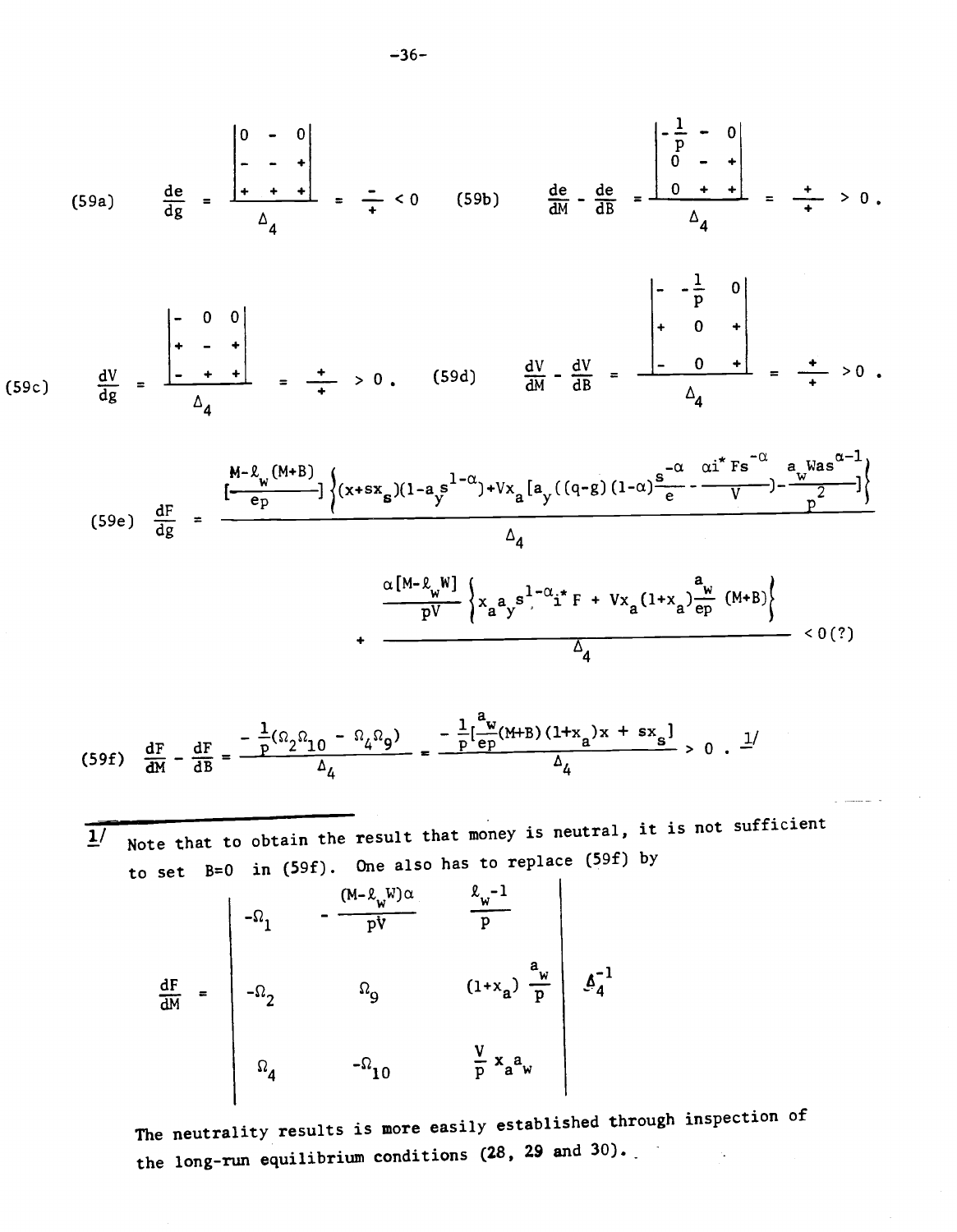(59a) $$\frac{de}{dg} = \frac{\begin{vmatrix} 0 & - & 0 \\ - & - & + \\ + & + & + \end{vmatrix}}{\Delta_4} = \frac{-}{+} < 0$$

(59b) $$\frac{de}{dM} - \frac{de}{dB} = \frac{\begin{vmatrix} -\frac{1}{p} & - & 0 \\ 0 & - & + \\ 0 & + & + \end{vmatrix}}{\Delta_4} = \frac{+}{+} > 0 .$$

(59c) $$\frac{dV}{dg} = \frac{\begin{vmatrix} - & 0 & 0 \\ + & - & + \\ - & + & + \end{vmatrix}}{\Delta_4} = \frac{+}{+} > 0 .$$

(59d) $$\frac{dV}{dM} - \frac{dV}{dB} = \frac{\begin{vmatrix} - & -\frac{1}{p} & 0 \\ + & 0 & + \\ - & 0 & + \end{vmatrix}}{\Delta_4} = \frac{+}{+} > 0 .$$

(59e) $$\frac{dF}{dg} = \frac{\left[\frac{M-\ell_w(M+B)}{ep}\right]\left\{(x+sx_s)(1-a_y s^{1-\alpha})+Vx_a\left[a_y\left((q-g)(1-\alpha)\frac{s^{-\alpha}}{e} - \frac{\alpha i^* F s^{-\alpha}}{V}\right) - \frac{a_w W a s^{\alpha-1}}{p^2}\right]\right\}}{\Delta_4}$$

$$+ \frac{\frac{\alpha[M-\ell_w W]}{pV}\left\{x_a a_y s^{1-\alpha} i^* F + Vx_a(1+x_a)\frac{a_w}{ep}(M+B)\right\}}{\Delta_4} < 0(?)$$

(59f) $$\frac{dF}{dM} - \frac{dF}{dB} = \frac{-\frac{1}{p}(\Omega_2\Omega_{10} - \Omega_4\Omega_9)}{\Delta_4} = \frac{-\frac{1}{p}\left[\frac{a_w}{ep}(M+B)(1+x_a)x + sx_s\right]}{\Delta_4} > 0 . \text{ [1]}$$

---

[1] Note that to obtain the result that money is neutral, it is not sufficient to set $B=0$ in (59f). One also has to replace (59f) by

$$\frac{dF}{dM} = \begin{vmatrix} -\Omega_1 & -\frac{(M-\ell_w W)\alpha}{pV} & \frac{\ell_w - 1}{p} \\ -\Omega_2 & \Omega_9 & (1+x_a)\frac{a_w}{p} \\ \Omega_4 & -\Omega_{10} & \frac{V}{p}x_a a_w \end{vmatrix} \Delta_4^{-1}$$

The neutrality results is more easily established through inspection of the long-run equilibrium conditions (28, 29 and 30).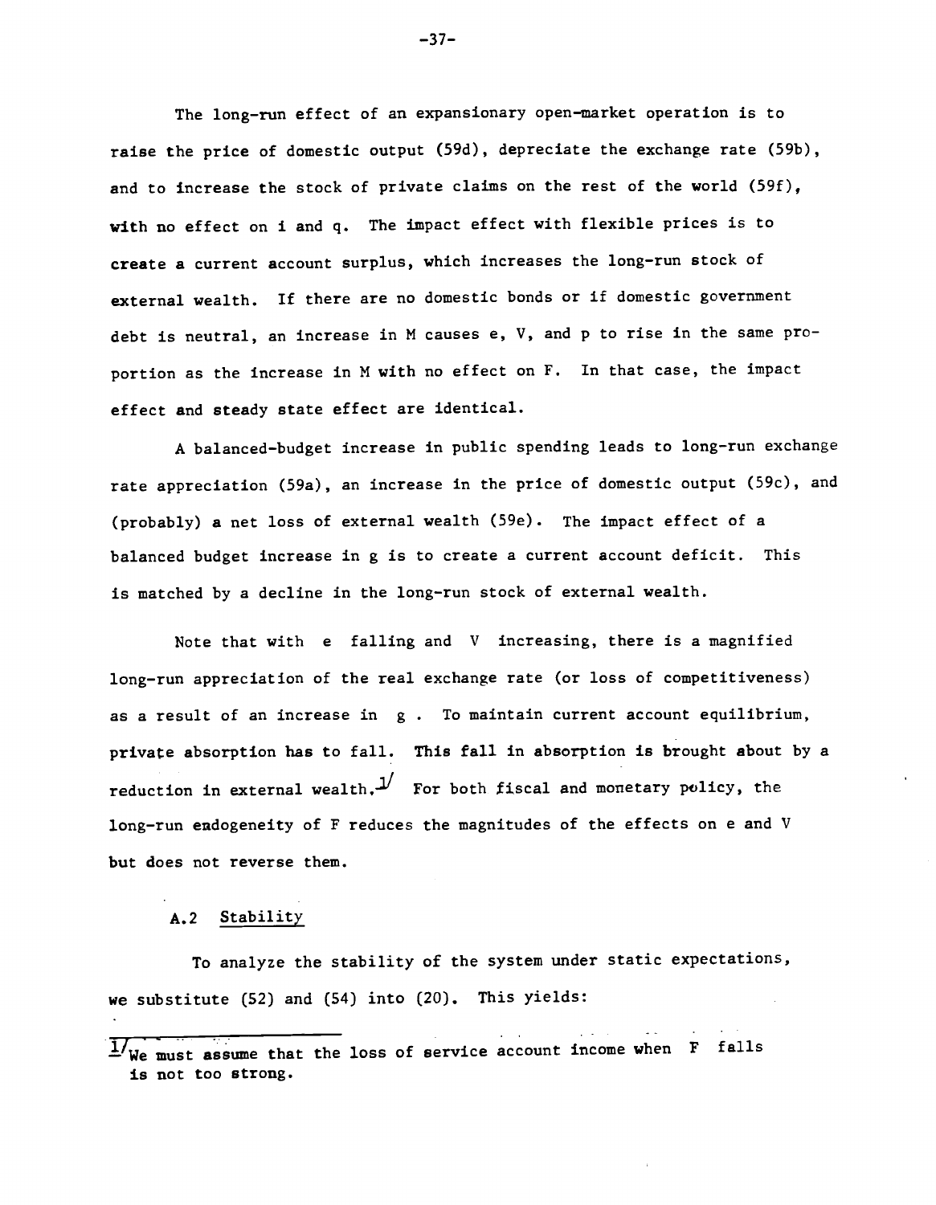The long-run effect of an expansionary open-market operation is to raise the price of domestic output (59d), depreciate the exchange rate (59b), and to increase the stock of private claims on the rest of the world (59f), with no effect on $i$ and $q$. The impact effect with flexible prices is to create a current account surplus, which increases the long-run stock of external wealth. If there are no domestic bonds or if domestic government debt is neutral, an increase in $M$ causes $e$, $V$, and $p$ to rise in the same proportion as the increase in $M$ with no effect on $F$. In that case, the impact effect and steady state effect are identical.

A balanced-budget increase in public spending leads to long-run exchange rate appreciation (59a), an increase in the price of domestic output (59c), and (probably) a net loss of external wealth (59e). The impact effect of a balanced budget increase in $g$ is to create a current account deficit. This is matched by a decline in the long-run stock of external wealth.

Note that with $e$ falling and $V$ increasing, there is a magnified long-run appreciation of the real exchange rate (or loss of competitiveness) as a result of an increase in $g$. To maintain current account equilibrium, private absorption has to fall. This fall in absorption is brought about by a reduction in external wealth.[1] For both fiscal and monetary policy, the long-run endogeneity of $F$ reduces the magnitudes of the effects on $e$ and $V$ but does not reverse them.

### A.2 Stability

To analyze the stability of the system under static expectations, we substitute (52) and (54) into (20). This yields:

---

[1] We must assume that the loss of service account income when $F$ falls is not too strong.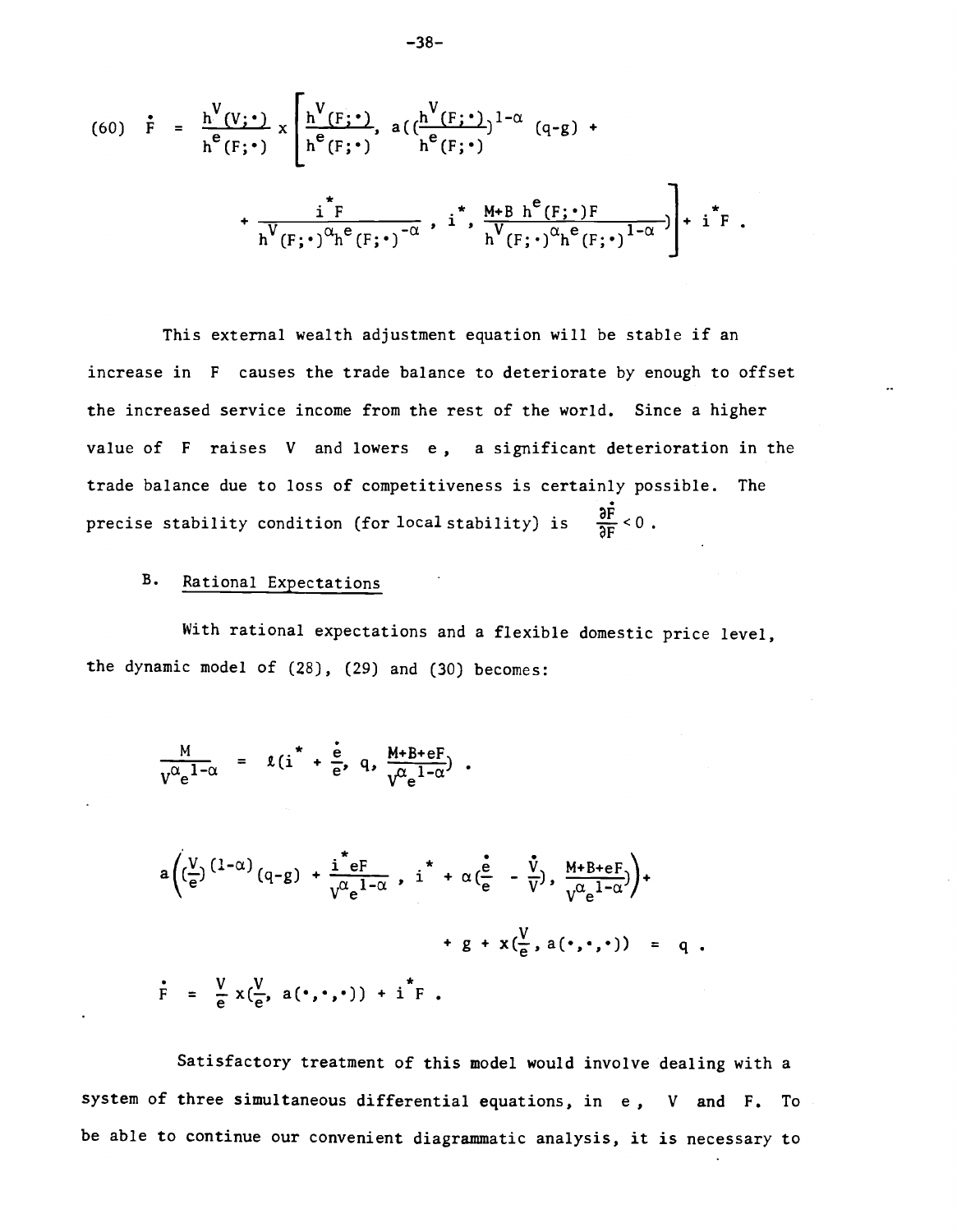$$(60)\quad \dot{F} = \frac{h^V(V;\cdot)}{h^e(F;\cdot)} \times \left[ \frac{h^V(F;\cdot)}{h^e(F;\cdot)},\ a\Big(\big(\frac{h^V(F;\cdot)}{h^e(F;\cdot)}\big)^{1-\alpha}(q-g) + \right.$$

$$\left. + \frac{i^* F}{h^V(F;\cdot)^{\alpha} h^e(F;\cdot)^{-\alpha}},\ i^*,\ \frac{M+B\ h^e(F;\cdot)F}{h^V(F;\cdot)^{\alpha} h^e(F;\cdot)^{1-\alpha}}\Big) \right] + i^* F\ .$$

This external wealth adjustment equation will be stable if an increase in $F$ causes the trade balance to deteriorate by enough to offset the increased service income from the rest of the world. Since a higher value of $F$ raises $V$ and lowers $e$, a significant deterioration in the trade balance due to loss of competitiveness is certainly possible. The precise stability condition (for local stability) is $\frac{\partial \dot{F}}{\partial F} < 0$ .

## B. Rational Expectations

With rational expectations and a flexible domestic price level, the dynamic model of (28), (29) and (30) becomes:

$$\frac{M}{V^{\alpha} e^{1-\alpha}} = \ell\left(i^* + \frac{\dot{e}}{e},\ q,\ \frac{M+B+eF}{V^{\alpha} e^{1-\alpha}}\right) .$$

$$a\left(\left(\frac{V}{e}\right)^{(1-\alpha)}(q-g) + \frac{i^* eF}{V^{\alpha} e^{1-\alpha}},\ i^* + \alpha\left(\frac{\dot{e}}{e} - \frac{\dot{V}}{V}\right),\ \frac{M+B+eF}{V^{\alpha} e^{1-\alpha}}\right) +$$

$$+ g + x\left(\frac{V}{e},\ a(\cdot,\cdot,\cdot)\right) = q\ .$$

$$\dot{F} = \frac{V}{e}\, x\left(\frac{V}{e},\ a(\cdot,\cdot,\cdot)\right) + i^* F\ .$$

Satisfactory treatment of this model would involve dealing with a system of three simultaneous differential equations, in $e$, $V$ and $F$. To be able to continue our convenient diagrammatic analysis, it is necessary to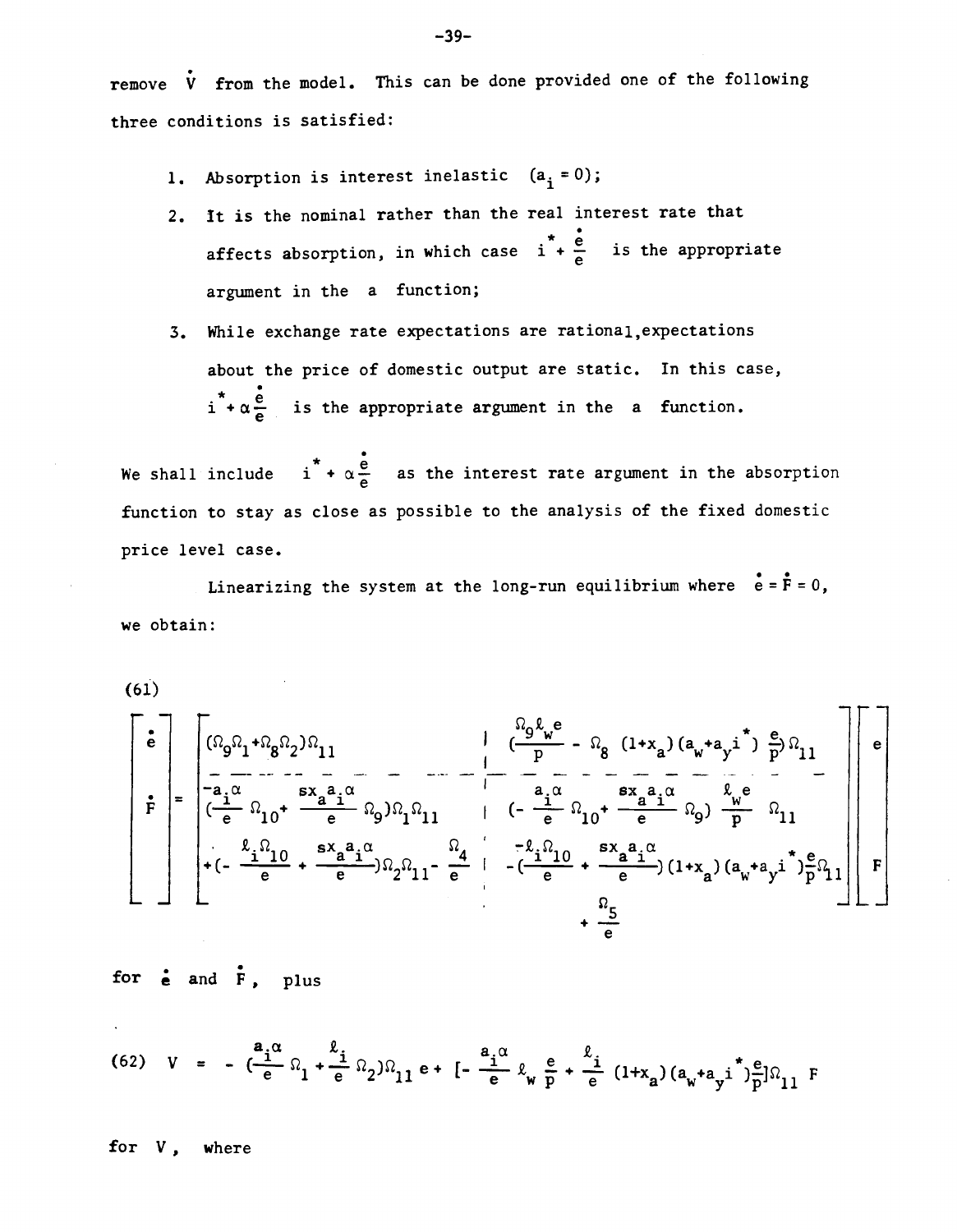remove $\dot{V}$ from the model. This can be done provided one of the following three conditions is satisfied:

1. Absorption is interest inelastic $(a_i = 0)$;
2. It is the nominal rather than the real interest rate that affects absorption, in which case $i^* + \frac{\dot{e}}{e}$ is the appropriate argument in the $a$ function;
3. While exchange rate expectations are rational, expectations about the price of domestic output are static. In this case, $i^* + \alpha\frac{\dot{e}}{e}$ is the appropriate argument in the $a$ function.

We shall include $i^* + \alpha\frac{\dot{e}}{e}$ as the interest rate argument in the absorption function to stay as close as possible to the analysis of the fixed domestic price level case.

Linearizing the system at the long-run equilibrium where $\dot{e} = \dot{F} = 0$, we obtain:

(61)

$$\begin{bmatrix} \dot{e} \\ \dot{F} \end{bmatrix} = \begin{bmatrix} (\Omega_9\Omega_1 + \Omega_8\Omega_2)\Omega_{11} & \left(\frac{\Omega_9 \ell_w e}{p} - \Omega_8\,(1+x_a)(a_w + a_y i^*)\frac{e}{p}\right)\Omega_{11} \\ \left(\frac{-a_i\alpha}{e}\Omega_{10} + \frac{sx_a a_i \alpha}{e}\Omega_9\right)\Omega_1\Omega_{11} & \left(-\frac{a_i\alpha}{e}\Omega_{10} + \frac{sx_a a_i \alpha}{e}\Omega_9\right)\frac{\ell_w e}{p}\Omega_{11} \\ +\left(-\frac{\ell_i\Omega_{10}}{e} + \frac{sx_a a_i \alpha}{e}\right)\Omega_2\Omega_{11} - \frac{\Omega_4}{e} & -\left(\frac{-\ell_i\Omega_{10}}{e} + \frac{sx_a a_i \alpha}{e}\right)(1+x_a)(a_w + a_y i^*)\frac{e}{p}\Omega_{11} \\ & + \frac{\Omega_5}{e} \end{bmatrix} \begin{bmatrix} e \\ F \end{bmatrix}$$

for $\dot{e}$ and $\dot{F}$, plus

$$(62)\quad V = -\left(\frac{a_i\alpha}{e}\Omega_1 + \frac{\ell_i}{e}\Omega_2\right)\Omega_{11}\, e + \left[-\frac{a_i\alpha}{e}\ell_w\frac{e}{p} + \frac{\ell_i}{e}(1+x_a)(a_w + a_y i^*)\frac{e}{p}\right]\Omega_{11}\, F$$

for $V$, where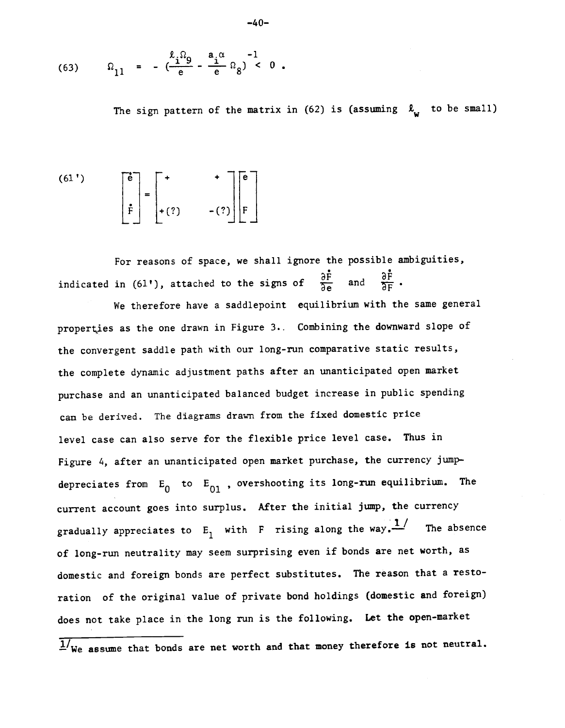$$(63) \qquad \Omega_{11} = -\left(\frac{\ell_i \Omega_9}{e} - \frac{a_i \alpha}{e} \Omega_8\right)^{-1} < 0 .$$

The sign pattern of the matrix in (62) is (assuming $\ell_w$ to be small)

$$(61') \qquad \begin{bmatrix} \dot{e} \\ \\ \dot{F} \end{bmatrix} = \begin{bmatrix} + & + \\ \\ +(?) & -(?) \end{bmatrix} \begin{bmatrix} e \\ \\ F \end{bmatrix}$$

For reasons of space, we shall ignore the possible ambiguities, indicated in (61'), attached to the signs of $\frac{\partial \dot{F}}{\partial e}$ and $\frac{\partial \dot{F}}{\partial F}$.

We therefore have a saddlepoint equilibrium with the same general properties as the one drawn in Figure 3. Combining the downward slope of the convergent saddle path with our long-run comparative static results, the complete dynamic adjustment paths after an unanticipated open market purchase and an unanticipated balanced budget increase in public spending can be derived. The diagrams drawn from the fixed domestic price level case can also serve for the flexible price level case. Thus in Figure 4, after an unanticipated open market purchase, the currency jump-depreciates from $E_0$ to $E_{01}$, overshooting its long-run equilibrium. The current account goes into surplus. After the initial jump, the currency gradually appreciates to $E_1$ with $F$ rising along the way.[1] The absence of long-run neutrality may seem surprising even if bonds are net worth, as domestic and foreign bonds are perfect substitutes. The reason that a restoration of the original value of private bond holdings (domestic and foreign) does not take place in the long run is the following. Let the open-market

---

[1] We assume that bonds are net worth and that money therefore is not neutral.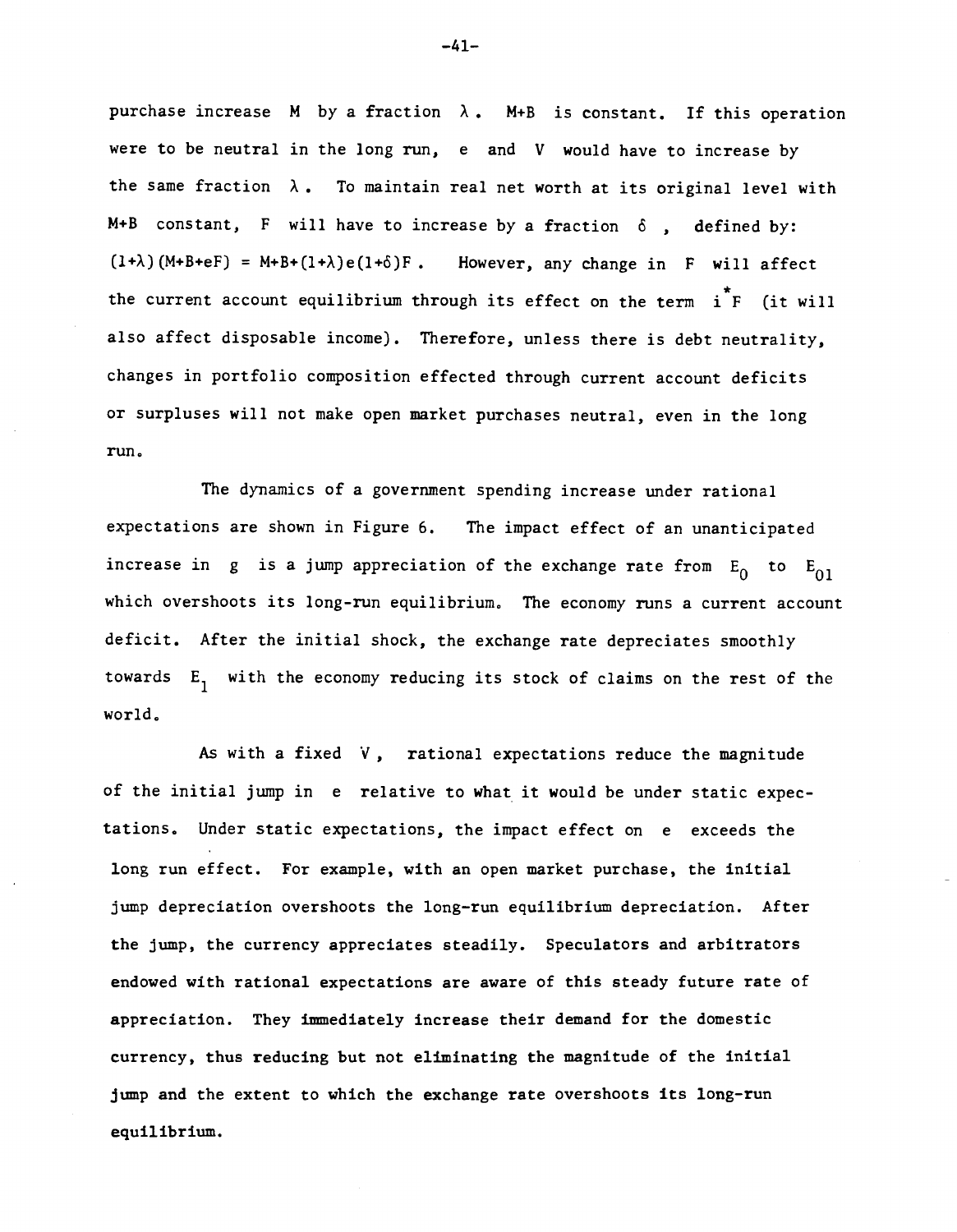purchase increase $M$ by a fraction $\lambda$. $M+B$ is constant. If this operation were to be neutral in the long run, $e$ and $V$ would have to increase by the same fraction $\lambda$. To maintain real net worth at its original level with $M+B$ constant, $F$ will have to increase by a fraction $\delta$, defined by: $(1+\lambda)(M+B+eF) = M+B+(1+\lambda)e(1+\delta)F$. However, any change in $F$ will affect the current account equilibrium through its effect on the term $i^*F$ (it will also affect disposable income). Therefore, unless there is debt neutrality, changes in portfolio composition effected through current account deficits or surpluses will not make open market purchases neutral, even in the long run.

The dynamics of a government spending increase under rational expectations are shown in Figure 6. The impact effect of an unanticipated increase in $g$ is a jump appreciation of the exchange rate from $E_0$ to $E_{01}$ which overshoots its long-run equilibrium. The economy runs a current account deficit. After the initial shock, the exchange rate depreciates smoothly towards $E_1$ with the economy reducing its stock of claims on the rest of the world.

As with a fixed $V$, rational expectations reduce the magnitude of the initial jump in $e$ relative to what it would be under static expectations. Under static expectations, the impact effect on $e$ exceeds the long run effect. For example, with an open market purchase, the initial jump depreciation overshoots the long-run equilibrium depreciation. After the jump, the currency appreciates steadily. Speculators and arbitrators endowed with rational expectations are aware of this steady future rate of appreciation. They immediately increase their demand for the domestic currency, thus reducing but not eliminating the magnitude of the initial jump and the extent to which the exchange rate overshoots its long-run equilibrium.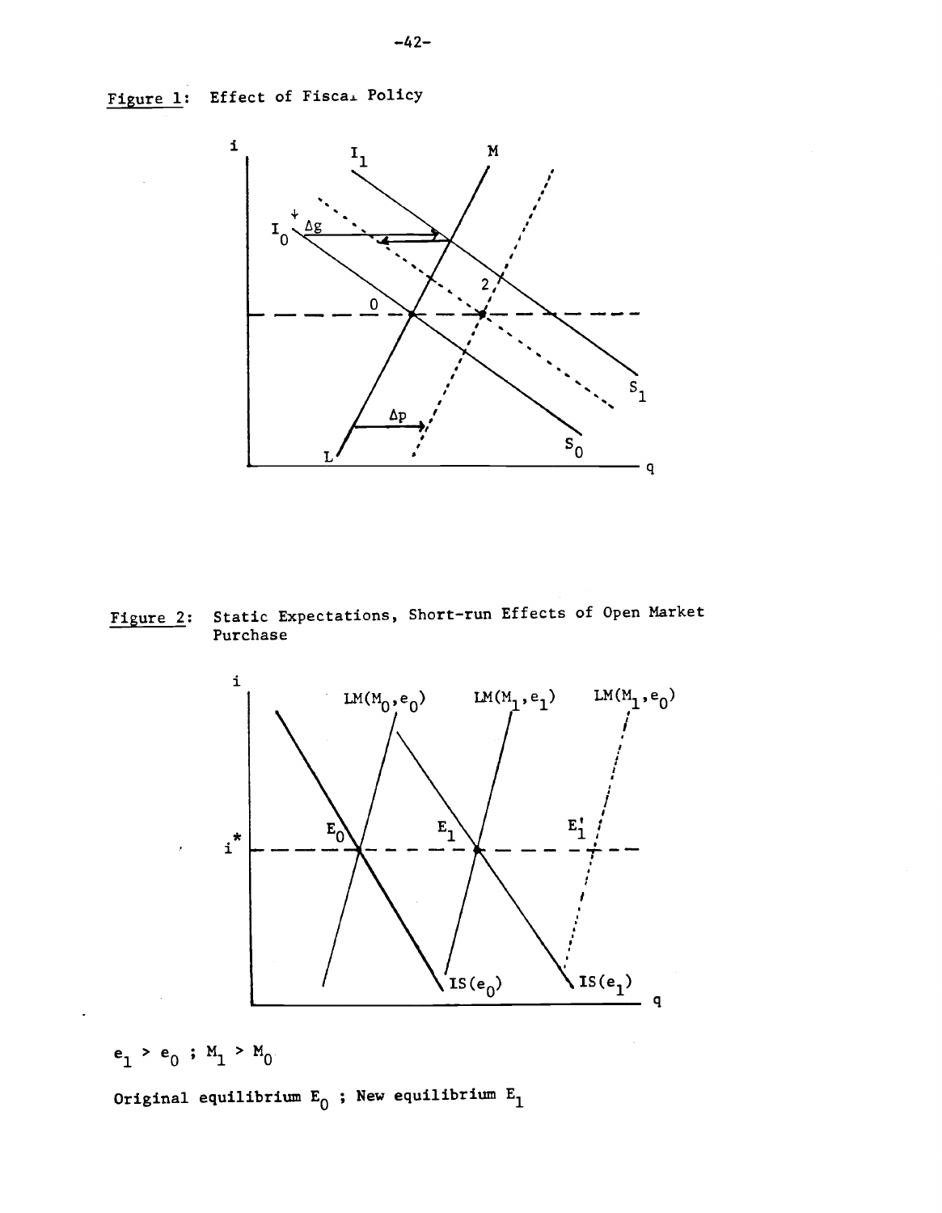Figure 1: Effect of Fiscal Policy

Figure 2: Static Expectations, Short-run Effects of Open Market Purchase

$e_1 > e_0$ ; $M_1 > M_0$

Original equilibrium $E_0$ ; New equilibrium $E_1$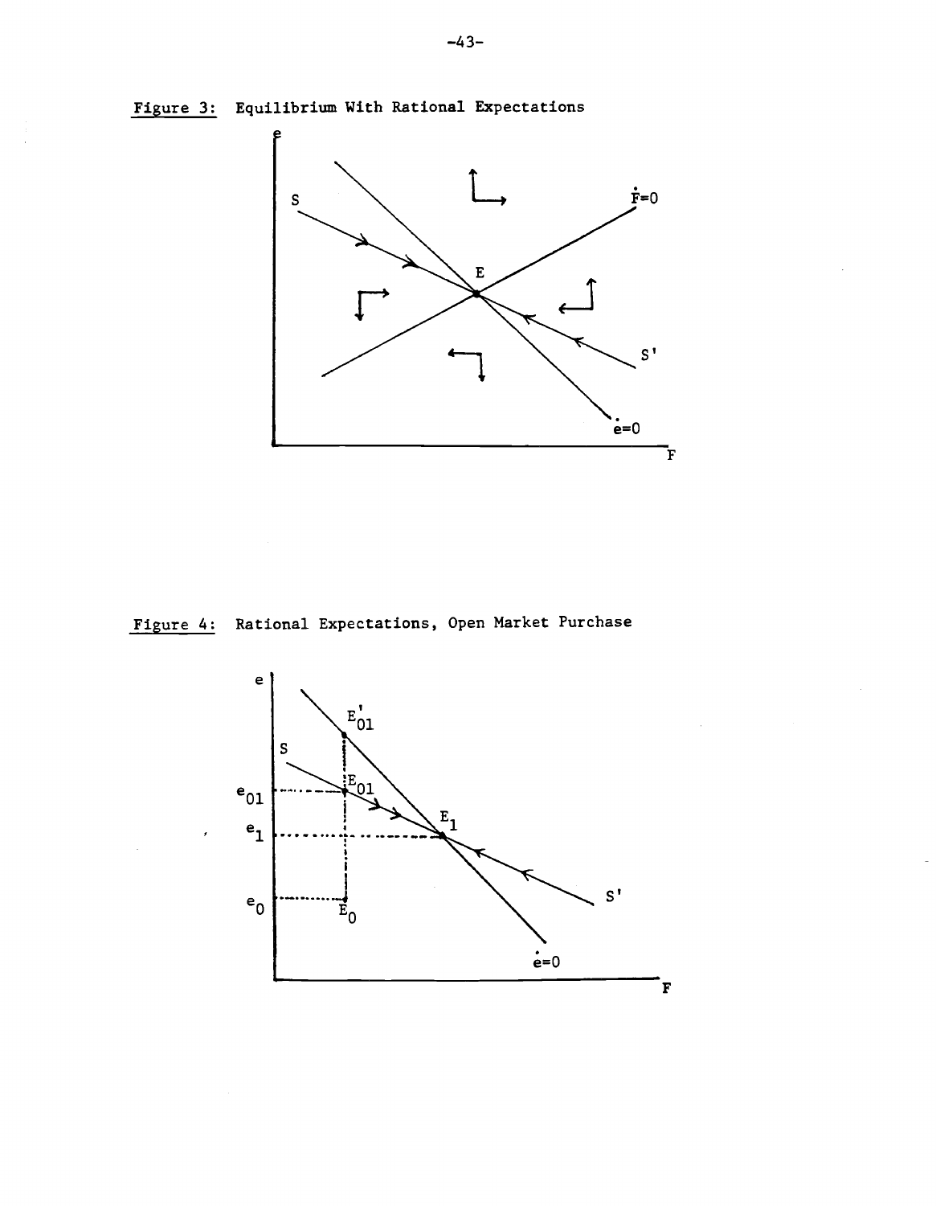Figure 3: Equilibrium With Rational Expectations

Figure 4: Rational Expectations, Open Market Purchase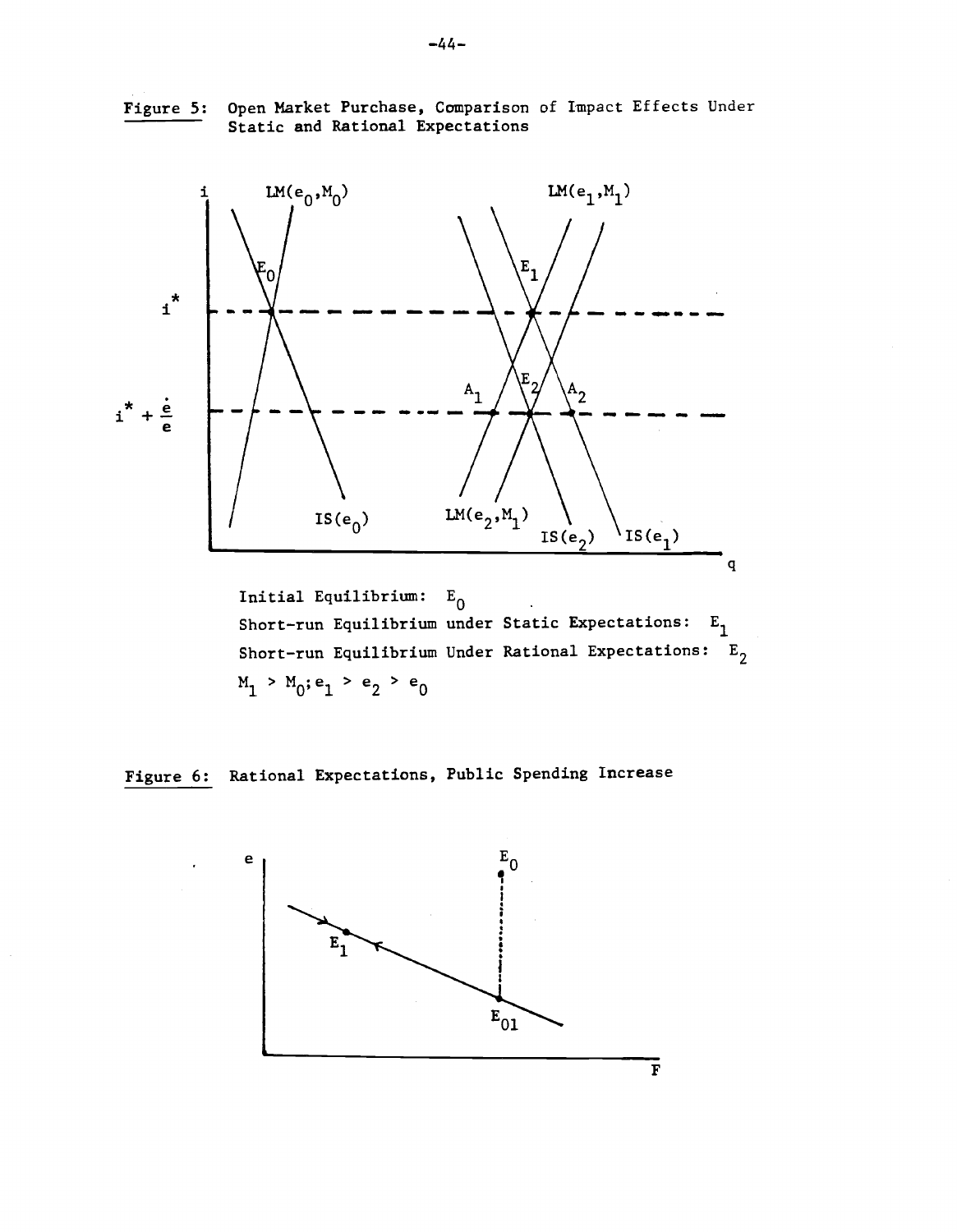Figure 5: Open Market Purchase, Comparison of Impact Effects Under Static and Rational Expectations

Initial Equilibrium: $E_0$

Short-run Equilibrium under Static Expectations: $E_1$

Short-run Equilibrium Under Rational Expectations: $E_2$

$M_1 > M_0; e_1 > e_2 > e_0$

Figure 6: Rational Expectations, Public Spending Increase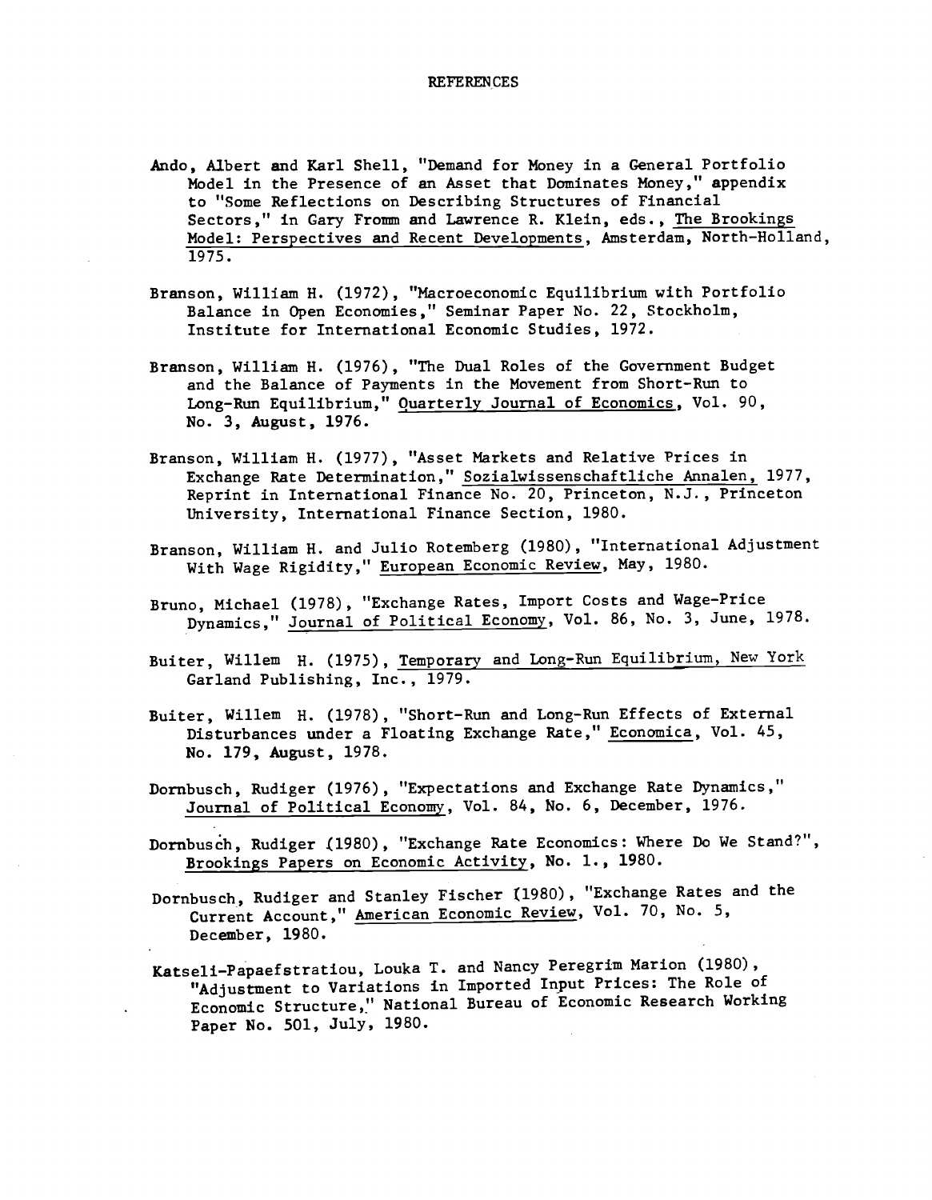# REFERENCES

Ando, Albert and Karl Shell, "Demand for Money in a General Portfolio Model in the Presence of an Asset that Dominates Money," appendix to "Some Reflections on Describing Structures of Financial Sectors," in Gary Fromm and Lawrence R. Klein, eds., The Brookings Model: Perspectives and Recent Developments, Amsterdam, North-Holland, 1975.

Branson, William H. (1972), "Macroeconomic Equilibrium with Portfolio Balance in Open Economies," Seminar Paper No. 22, Stockholm, Institute for International Economic Studies, 1972.

Branson, William H. (1976), "The Dual Roles of the Government Budget and the Balance of Payments in the Movement from Short-Run to Long-Run Equilibrium," Quarterly Journal of Economics, Vol. 90, No. 3, August, 1976.

Branson, William H. (1977), "Asset Markets and Relative Prices in Exchange Rate Determination," Sozialwissenschaftliche Annalen, 1977, Reprint in International Finance No. 20, Princeton, N.J., Princeton University, International Finance Section, 1980.

Branson, William H. and Julio Rotemberg (1980), "International Adjustment With Wage Rigidity," European Economic Review, May, 1980.

Bruno, Michael (1978), "Exchange Rates, Import Costs and Wage-Price Dynamics," Journal of Political Economy, Vol. 86, No. 3, June, 1978.

Buiter, Willem H. (1975), Temporary and Long-Run Equilibrium, New York Garland Publishing, Inc., 1979.

Buiter, Willem H. (1978), "Short-Run and Long-Run Effects of External Disturbances under a Floating Exchange Rate," Economica, Vol. 45, No. 179, August, 1978.

Dornbusch, Rudiger (1976), "Expectations and Exchange Rate Dynamics," Journal of Political Economy, Vol. 84, No. 6, December, 1976.

Dornbusch, Rudiger (1980), "Exchange Rate Economics: Where Do We Stand?", Brookings Papers on Economic Activity, No. 1., 1980.

Dornbusch, Rudiger and Stanley Fischer (1980), "Exchange Rates and the Current Account," American Economic Review, Vol. 70, No. 5, December, 1980.

Katseli-Papaefstratiou, Louka T. and Nancy Peregrim Marion (1980), "Adjustment to Variations in Imported Input Prices: The Role of Economic Structure," National Bureau of Economic Research Working Paper No. 501, July, 1980.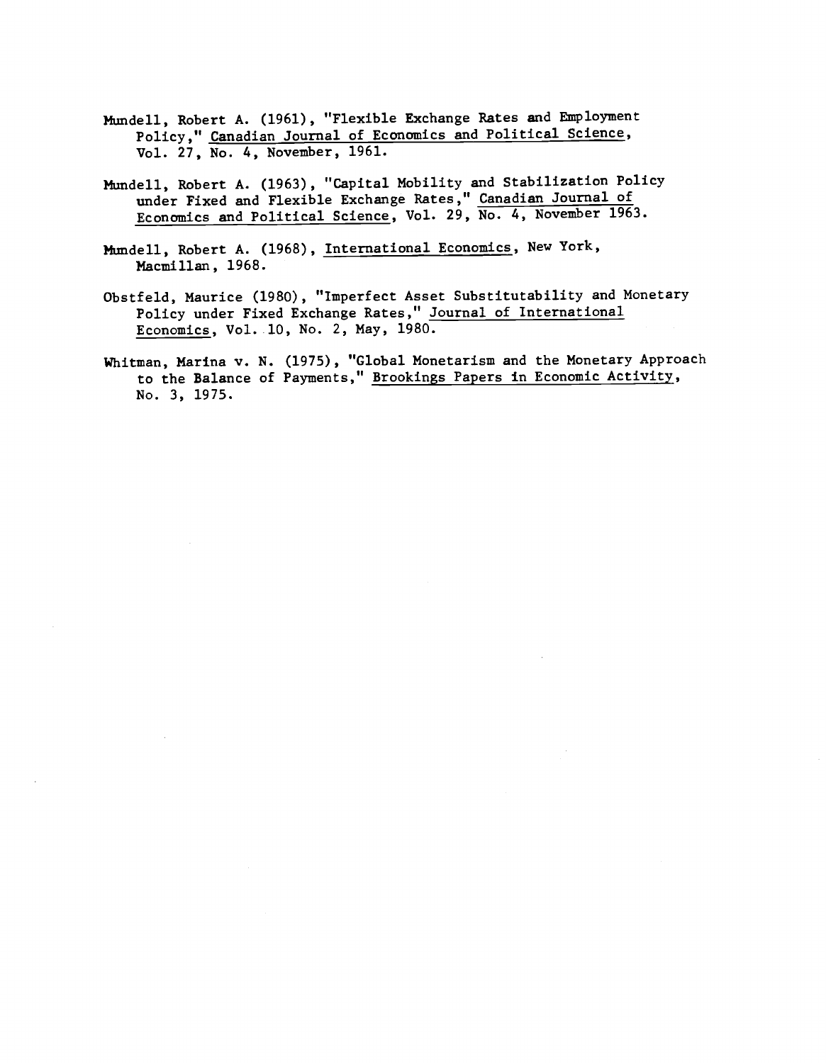Mundell, Robert A. (1961), "Flexible Exchange Rates and Employment Policy," Canadian Journal of Economics and Political Science, Vol. 27, No. 4, November, 1961.

Mundell, Robert A. (1963), "Capital Mobility and Stabilization Policy under Fixed and Flexible Exchange Rates," Canadian Journal of Economics and Political Science, Vol. 29, No. 4, November 1963.

Mundell, Robert A. (1968), International Economics, New York, Macmillan, 1968.

Obstfeld, Maurice (1980), "Imperfect Asset Substitutability and Monetary Policy under Fixed Exchange Rates," Journal of International Economics, Vol. 10, No. 2, May, 1980.

Whitman, Marina v. N. (1975), "Global Monetarism and the Monetary Approach to the Balance of Payments," Brookings Papers in Economic Activity, No. 3, 1975.